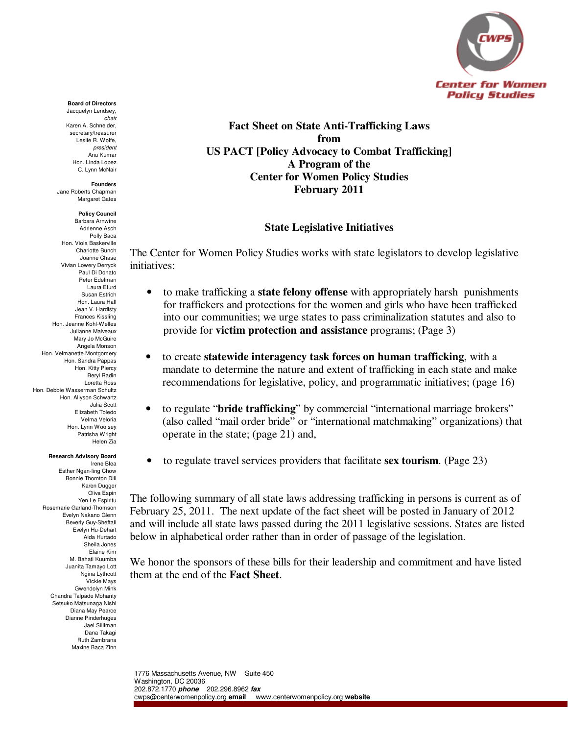Center for Women Policy Studies

**Board of Directors**
Jacquelyn Lendsey, *chair*
Karen A. Schneider, secretary/treasurer
Leslie R. Wolfe, *president*
Anu Kumar
Hon. Linda Lopez
C. Lynn McNair

**Founders**
Jane Roberts Chapman
Margaret Gates

**Policy Council**
Barbara Arnwine
Adrienne Asch
Polly Baca
Hon. Viola Baskerville
Charlotte Bunch
Joanne Chase
Vivian Lowery Derryck
Paul Di Donato
Peter Edelman
Laura Efurd
Susan Estrich
Hon. Laura Hall
Jean V. Hardisty
Frances Kissling
Hon. Jeanne Kohl-Welles
Julianne Malveaux
Mary Jo McGuire
Angela Monson
Hon. Velmanette Montgomery
Hon. Sandra Pappas
Hon. Kitty Piercy
Beryl Radin
Loretta Ross
Hon. Debbie Wasserman Schultz
Hon. Allyson Schwartz
Julia Scott
Elizabeth Toledo
Velma Veloria
Hon. Lynn Woolsey
Patrisha Wright
Helen Zia

**Research Advisory Board**
Irene Blea
Esther Ngan-ling Chow
Bonnie Thornton Dill
Karen Dugger
Oliva Espin
Yen Le Espiritu
Rosemarie Garland-Thomson
Evelyn Nakano Glenn
Beverly Guy-Sheftall
Evelyn Hu-Dehart
Aida Hurtado
Sheila Jones
Elaine Kim
M. Bahati Kuumba
Juanita Tamayo Lott
Ngina Lythcott
Vickie Mays
Gwendolyn Mink
Chandra Talpade Mohanty
Setsuko Matsunaga Nishi
Diana May Pearce
Dianne Pinderhuges
Jael Silliman
Dana Takagi
Ruth Zambrana
Maxine Baca Zinn

# Fact Sheet on State Anti-Trafficking Laws from US PACT [Policy Advocacy to Combat Trafficking] A Program of the Center for Women Policy Studies February 2011

## State Legislative Initiatives

The Center for Women Policy Studies works with state legislators to develop legislative initiatives:

- to make trafficking a **state felony offense** with appropriately harsh punishments for traffickers and protections for the women and girls who have been trafficked into our communities; we urge states to pass criminalization statutes and also to provide for **victim protection and assistance** programs; (Page 3)
- to create **statewide interagency task forces on human trafficking**, with a mandate to determine the nature and extent of trafficking in each state and make recommendations for legislative, policy, and programmatic initiatives; (page 16)
- to regulate "**bride trafficking**" by commercial "international marriage brokers" (also called "mail order bride" or "international matchmaking" organizations) that operate in the state; (page 21) and,
- to regulate travel services providers that facilitate **sex tourism**. (Page 23)

The following summary of all state laws addressing trafficking in persons is current as of February 25, 2011. The next update of the fact sheet will be posted in January of 2012 and will include all state laws passed during the 2011 legislative sessions. States are listed below in alphabetical order rather than in order of passage of the legislation.

We honor the sponsors of these bills for their leadership and commitment and have listed them at the end of the **Fact Sheet**.

1776 Massachusetts Avenue, NW Suite 450
Washington, DC 20036
202.872.1770 ***phone*** 202.296.8962 ***fax***
cwps@centerwomenpolicy.org **email** www.centerwomenpolicy.org **website**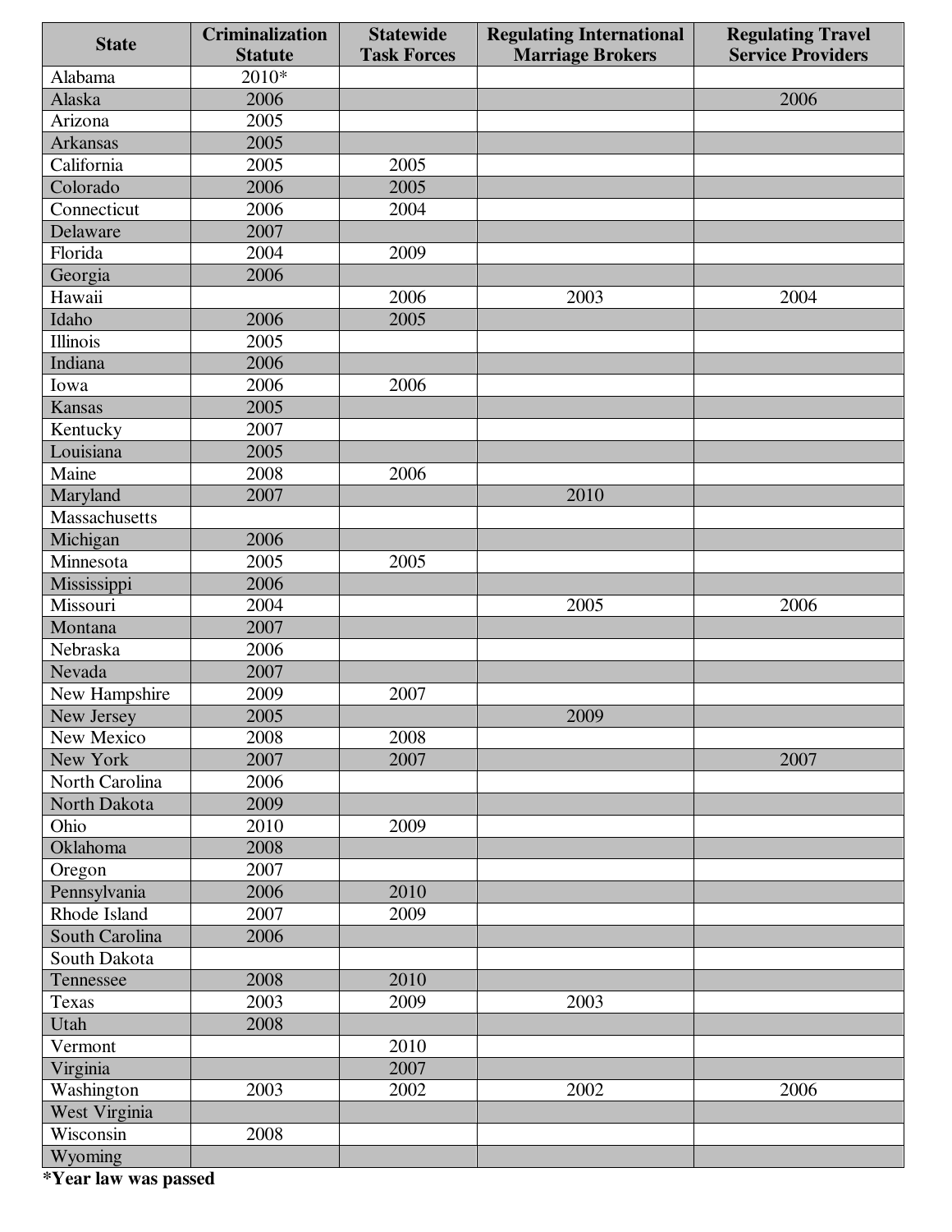| State | Criminalization Statute | Statewide Task Forces | Regulating International Marriage Brokers | Regulating Travel Service Providers |
|---|---|---|---|---|
| Alabama | 2010* | | | |
| Alaska | 2006 | | | 2006 |
| Arizona | 2005 | | | |
| Arkansas | 2005 | | | |
| California | 2005 | 2005 | | |
| Colorado | 2006 | 2005 | | |
| Connecticut | 2006 | 2004 | | |
| Delaware | 2007 | | | |
| Florida | 2004 | 2009 | | |
| Georgia | 2006 | | | |
| Hawaii | | 2006 | 2003 | 2004 |
| Idaho | 2006 | 2005 | | |
| Illinois | 2005 | | | |
| Indiana | 2006 | | | |
| Iowa | 2006 | 2006 | | |
| Kansas | 2005 | | | |
| Kentucky | 2007 | | | |
| Louisiana | 2005 | | | |
| Maine | 2008 | 2006 | | |
| Maryland | 2007 | | 2010 | |
| Massachusetts | | | | |
| Michigan | 2006 | | | |
| Minnesota | 2005 | 2005 | | |
| Mississippi | 2006 | | | |
| Missouri | 2004 | | 2005 | 2006 |
| Montana | 2007 | | | |
| Nebraska | 2006 | | | |
| Nevada | 2007 | | | |
| New Hampshire | 2009 | 2007 | | |
| New Jersey | 2005 | | 2009 | |
| New Mexico | 2008 | 2008 | | |
| New York | 2007 | 2007 | | 2007 |
| North Carolina | 2006 | | | |
| North Dakota | 2009 | | | |
| Ohio | 2010 | 2009 | | |
| Oklahoma | 2008 | | | |
| Oregon | 2007 | | | |
| Pennsylvania | 2006 | 2010 | | |
| Rhode Island | 2007 | 2009 | | |
| South Carolina | 2006 | | | |
| South Dakota | | | | |
| Tennessee | 2008 | 2010 | | |
| Texas | 2003 | 2009 | 2003 | |
| Utah | 2008 | | | |
| Vermont | | 2010 | | |
| Virginia | | 2007 | | |
| Washington | 2003 | 2002 | 2002 | 2006 |
| West Virginia | | | | |
| Wisconsin | 2008 | | | |
| Wyoming | | | | |

**\*Year law was passed**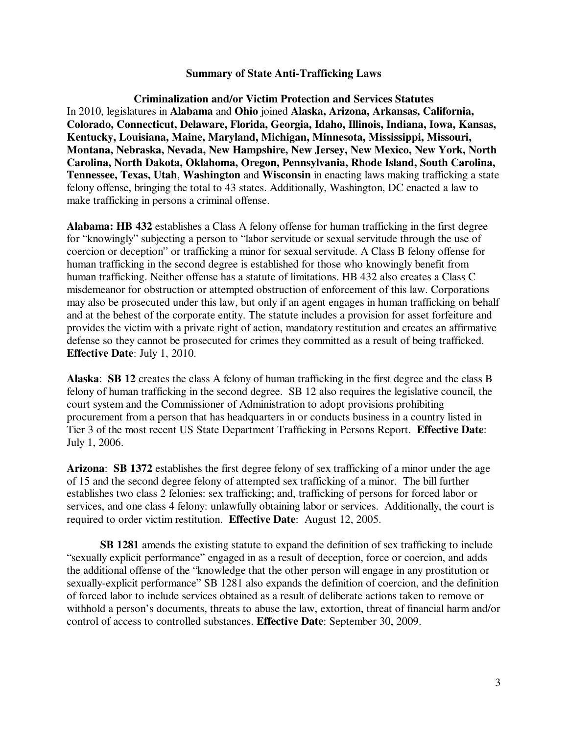## Summary of State Anti-Trafficking Laws

### Criminalization and/or Victim Protection and Services Statutes

In 2010, legislatures in **Alabama** and **Ohio** joined **Alaska, Arizona, Arkansas, California, Colorado, Connecticut, Delaware, Florida, Georgia, Idaho, Illinois, Indiana, Iowa, Kansas, Kentucky, Louisiana, Maine, Maryland, Michigan, Minnesota, Mississippi, Missouri, Montana, Nebraska, Nevada, New Hampshire, New Jersey, New Mexico, New York, North Carolina, North Dakota, Oklahoma, Oregon, Pennsylvania, Rhode Island, South Carolina, Tennessee, Texas, Utah**, **Washington** and **Wisconsin** in enacting laws making trafficking a state felony offense, bringing the total to 43 states. Additionally, Washington, DC enacted a law to make trafficking in persons a criminal offense.

**Alabama: HB 432** establishes a Class A felony offense for human trafficking in the first degree for "knowingly" subjecting a person to "labor servitude or sexual servitude through the use of coercion or deception" or trafficking a minor for sexual servitude. A Class B felony offense for human trafficking in the second degree is established for those who knowingly benefit from human trafficking. Neither offense has a statute of limitations. HB 432 also creates a Class C misdemeanor for obstruction or attempted obstruction of enforcement of this law. Corporations may also be prosecuted under this law, but only if an agent engages in human trafficking on behalf and at the behest of the corporate entity. The statute includes a provision for asset forfeiture and provides the victim with a private right of action, mandatory restitution and creates an affirmative defense so they cannot be prosecuted for crimes they committed as a result of being trafficked. **Effective Date**: July 1, 2010.

**Alaska**: **SB 12** creates the class A felony of human trafficking in the first degree and the class B felony of human trafficking in the second degree. SB 12 also requires the legislative council, the court system and the Commissioner of Administration to adopt provisions prohibiting procurement from a person that has headquarters in or conducts business in a country listed in Tier 3 of the most recent US State Department Trafficking in Persons Report. **Effective Date**: July 1, 2006.

**Arizona**: **SB 1372** establishes the first degree felony of sex trafficking of a minor under the age of 15 and the second degree felony of attempted sex trafficking of a minor. The bill further establishes two class 2 felonies: sex trafficking; and, trafficking of persons for forced labor or services, and one class 4 felony: unlawfully obtaining labor or services. Additionally, the court is required to order victim restitution. **Effective Date**: August 12, 2005.

**SB 1281** amends the existing statute to expand the definition of sex trafficking to include "sexually explicit performance" engaged in as a result of deception, force or coercion, and adds the additional offense of the "knowledge that the other person will engage in any prostitution or sexually-explicit performance" SB 1281 also expands the definition of coercion, and the definition of forced labor to include services obtained as a result of deliberate actions taken to remove or withhold a person's documents, threats to abuse the law, extortion, threat of financial harm and/or control of access to controlled substances. **Effective Date**: September 30, 2009.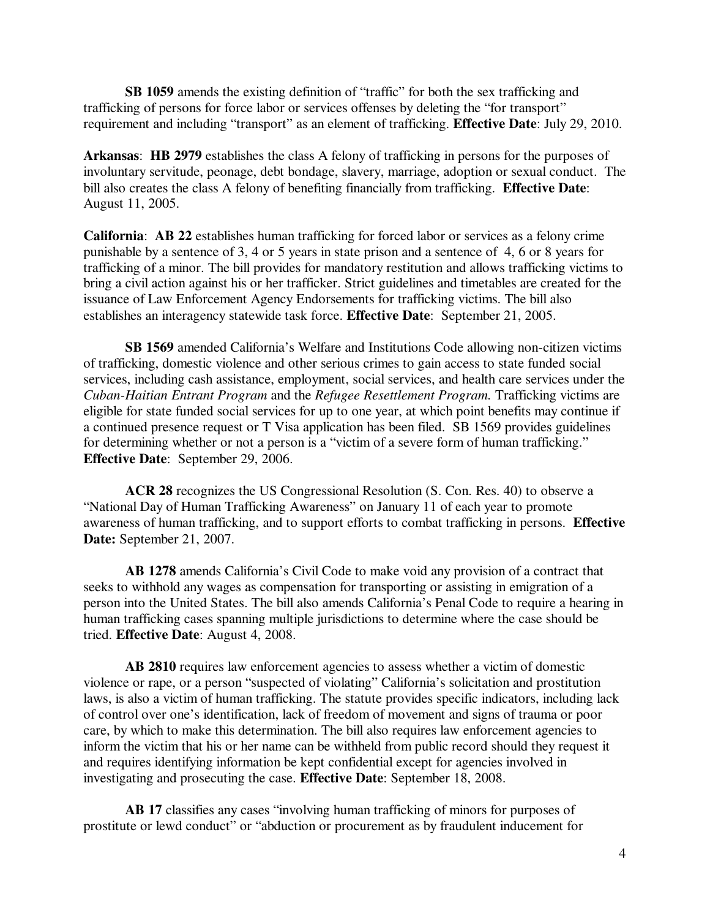**SB 1059** amends the existing definition of "traffic" for both the sex trafficking and trafficking of persons for force labor or services offenses by deleting the "for transport" requirement and including "transport" as an element of trafficking. **Effective Date**: July 29, 2010.

**Arkansas**: **HB 2979** establishes the class A felony of trafficking in persons for the purposes of involuntary servitude, peonage, debt bondage, slavery, marriage, adoption or sexual conduct. The bill also creates the class A felony of benefiting financially from trafficking. **Effective Date**: August 11, 2005.

**California**: **AB 22** establishes human trafficking for forced labor or services as a felony crime punishable by a sentence of 3, 4 or 5 years in state prison and a sentence of 4, 6 or 8 years for trafficking of a minor. The bill provides for mandatory restitution and allows trafficking victims to bring a civil action against his or her trafficker. Strict guidelines and timetables are created for the issuance of Law Enforcement Agency Endorsements for trafficking victims. The bill also establishes an interagency statewide task force. **Effective Date**: September 21, 2005.

**SB 1569** amended California's Welfare and Institutions Code allowing non-citizen victims of trafficking, domestic violence and other serious crimes to gain access to state funded social services, including cash assistance, employment, social services, and health care services under the *Cuban-Haitian Entrant Program* and the *Refugee Resettlement Program.* Trafficking victims are eligible for state funded social services for up to one year, at which point benefits may continue if a continued presence request or T Visa application has been filed. SB 1569 provides guidelines for determining whether or not a person is a "victim of a severe form of human trafficking." **Effective Date**: September 29, 2006.

**ACR 28** recognizes the US Congressional Resolution (S. Con. Res. 40) to observe a "National Day of Human Trafficking Awareness" on January 11 of each year to promote awareness of human trafficking, and to support efforts to combat trafficking in persons. **Effective Date:** September 21, 2007.

**AB 1278** amends California's Civil Code to make void any provision of a contract that seeks to withhold any wages as compensation for transporting or assisting in emigration of a person into the United States. The bill also amends California's Penal Code to require a hearing in human trafficking cases spanning multiple jurisdictions to determine where the case should be tried. **Effective Date**: August 4, 2008.

**AB 2810** requires law enforcement agencies to assess whether a victim of domestic violence or rape, or a person "suspected of violating" California's solicitation and prostitution laws, is also a victim of human trafficking. The statute provides specific indicators, including lack of control over one's identification, lack of freedom of movement and signs of trauma or poor care, by which to make this determination. The bill also requires law enforcement agencies to inform the victim that his or her name can be withheld from public record should they request it and requires identifying information be kept confidential except for agencies involved in investigating and prosecuting the case. **Effective Date**: September 18, 2008.

**AB 17** classifies any cases "involving human trafficking of minors for purposes of prostitute or lewd conduct" or "abduction or procurement as by fraudulent inducement for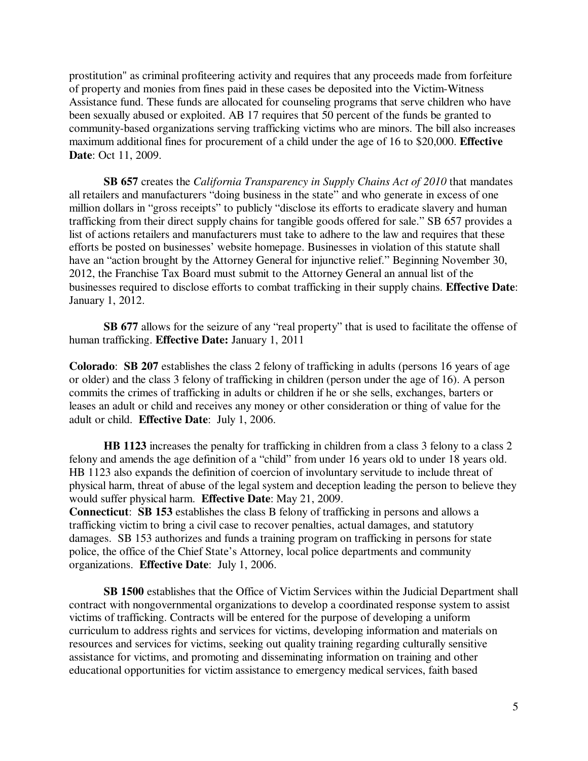prostitution" as criminal profiteering activity and requires that any proceeds made from forfeiture of property and monies from fines paid in these cases be deposited into the Victim-Witness Assistance fund. These funds are allocated for counseling programs that serve children who have been sexually abused or exploited. AB 17 requires that 50 percent of the funds be granted to community-based organizations serving trafficking victims who are minors. The bill also increases maximum additional fines for procurement of a child under the age of 16 to $20,000. **Effective Date**: Oct 11, 2009.

**SB 657** creates the *California Transparency in Supply Chains Act of 2010* that mandates all retailers and manufacturers "doing business in the state" and who generate in excess of one million dollars in "gross receipts" to publicly "disclose its efforts to eradicate slavery and human trafficking from their direct supply chains for tangible goods offered for sale." SB 657 provides a list of actions retailers and manufacturers must take to adhere to the law and requires that these efforts be posted on businesses' website homepage. Businesses in violation of this statute shall have an "action brought by the Attorney General for injunctive relief." Beginning November 30, 2012, the Franchise Tax Board must submit to the Attorney General an annual list of the businesses required to disclose efforts to combat trafficking in their supply chains. **Effective Date**: January 1, 2012.

**SB 677** allows for the seizure of any "real property" that is used to facilitate the offense of human trafficking. **Effective Date:** January 1, 2011

**Colorado**: **SB 207** establishes the class 2 felony of trafficking in adults (persons 16 years of age or older) and the class 3 felony of trafficking in children (person under the age of 16). A person commits the crimes of trafficking in adults or children if he or she sells, exchanges, barters or leases an adult or child and receives any money or other consideration or thing of value for the adult or child. **Effective Date**: July 1, 2006.

**HB 1123** increases the penalty for trafficking in children from a class 3 felony to a class 2 felony and amends the age definition of a "child" from under 16 years old to under 18 years old. HB 1123 also expands the definition of coercion of involuntary servitude to include threat of physical harm, threat of abuse of the legal system and deception leading the person to believe they would suffer physical harm. **Effective Date**: May 21, 2009.

**Connecticut**: **SB 153** establishes the class B felony of trafficking in persons and allows a trafficking victim to bring a civil case to recover penalties, actual damages, and statutory damages. SB 153 authorizes and funds a training program on trafficking in persons for state police, the office of the Chief State's Attorney, local police departments and community organizations. **Effective Date**: July 1, 2006.

**SB 1500** establishes that the Office of Victim Services within the Judicial Department shall contract with nongovernmental organizations to develop a coordinated response system to assist victims of trafficking. Contracts will be entered for the purpose of developing a uniform curriculum to address rights and services for victims, developing information and materials on resources and services for victims, seeking out quality training regarding culturally sensitive assistance for victims, and promoting and disseminating information on training and other educational opportunities for victim assistance to emergency medical services, faith based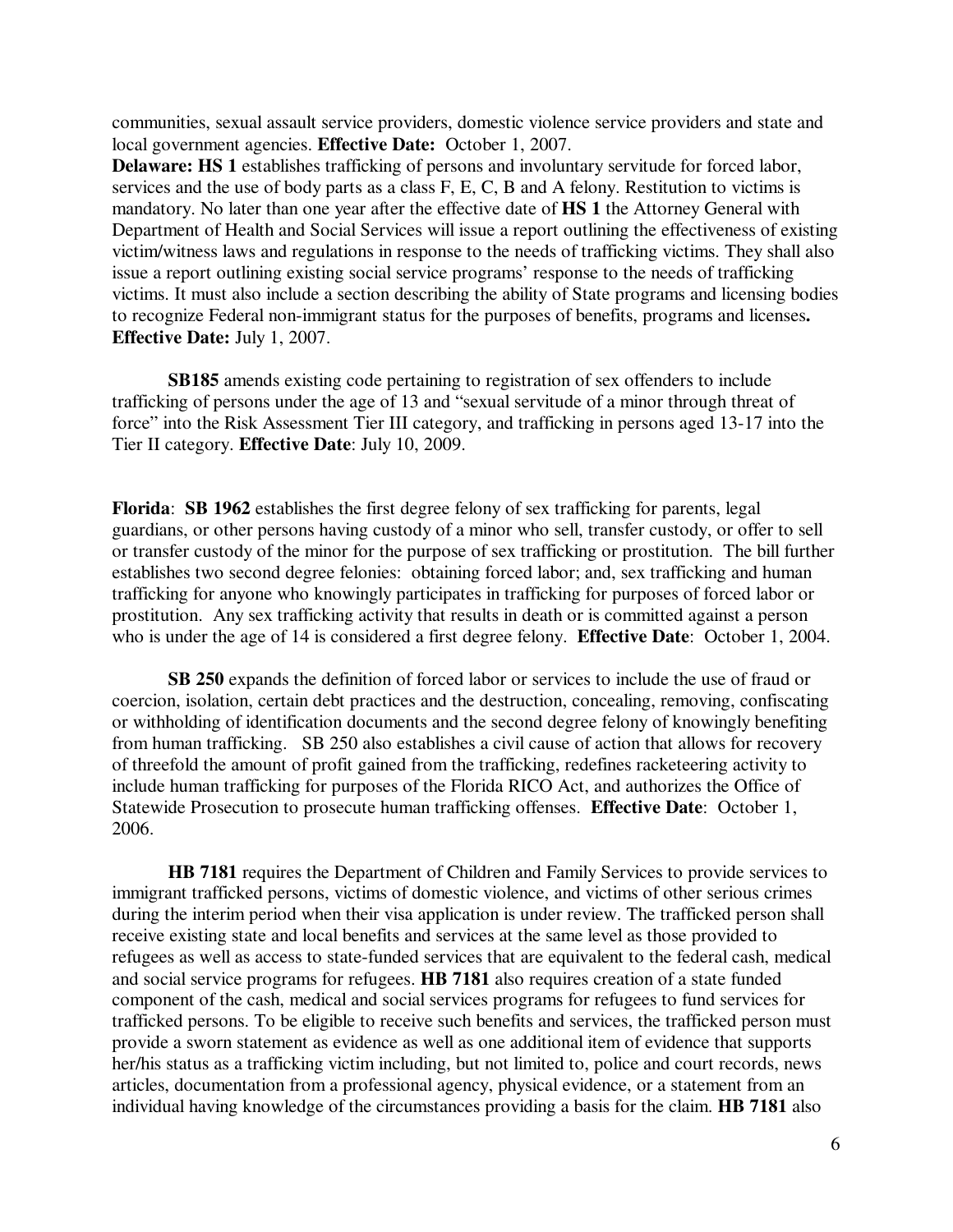communities, sexual assault service providers, domestic violence service providers and state and local government agencies. **Effective Date:** October 1, 2007.

**Delaware: HS 1** establishes trafficking of persons and involuntary servitude for forced labor, services and the use of body parts as a class F, E, C, B and A felony. Restitution to victims is mandatory. No later than one year after the effective date of **HS 1** the Attorney General with Department of Health and Social Services will issue a report outlining the effectiveness of existing victim/witness laws and regulations in response to the needs of trafficking victims. They shall also issue a report outlining existing social service programs' response to the needs of trafficking victims. It must also include a section describing the ability of State programs and licensing bodies to recognize Federal non-immigrant status for the purposes of benefits, programs and licenses**.** **Effective Date:** July 1, 2007.

**SB185** amends existing code pertaining to registration of sex offenders to include trafficking of persons under the age of 13 and "sexual servitude of a minor through threat of force" into the Risk Assessment Tier III category, and trafficking in persons aged 13-17 into the Tier II category. **Effective Date**: July 10, 2009.

**Florida**: **SB 1962** establishes the first degree felony of sex trafficking for parents, legal guardians, or other persons having custody of a minor who sell, transfer custody, or offer to sell or transfer custody of the minor for the purpose of sex trafficking or prostitution. The bill further establishes two second degree felonies: obtaining forced labor; and, sex trafficking and human trafficking for anyone who knowingly participates in trafficking for purposes of forced labor or prostitution. Any sex trafficking activity that results in death or is committed against a person who is under the age of 14 is considered a first degree felony. **Effective Date**: October 1, 2004.

**SB 250** expands the definition of forced labor or services to include the use of fraud or coercion, isolation, certain debt practices and the destruction, concealing, removing, confiscating or withholding of identification documents and the second degree felony of knowingly benefiting from human trafficking. SB 250 also establishes a civil cause of action that allows for recovery of threefold the amount of profit gained from the trafficking, redefines racketeering activity to include human trafficking for purposes of the Florida RICO Act, and authorizes the Office of Statewide Prosecution to prosecute human trafficking offenses. **Effective Date**: October 1, 2006.

**HB 7181** requires the Department of Children and Family Services to provide services to immigrant trafficked persons, victims of domestic violence, and victims of other serious crimes during the interim period when their visa application is under review. The trafficked person shall receive existing state and local benefits and services at the same level as those provided to refugees as well as access to state-funded services that are equivalent to the federal cash, medical and social service programs for refugees. **HB 7181** also requires creation of a state funded component of the cash, medical and social services programs for refugees to fund services for trafficked persons. To be eligible to receive such benefits and services, the trafficked person must provide a sworn statement as evidence as well as one additional item of evidence that supports her/his status as a trafficking victim including, but not limited to, police and court records, news articles, documentation from a professional agency, physical evidence, or a statement from an individual having knowledge of the circumstances providing a basis for the claim. **HB 7181** also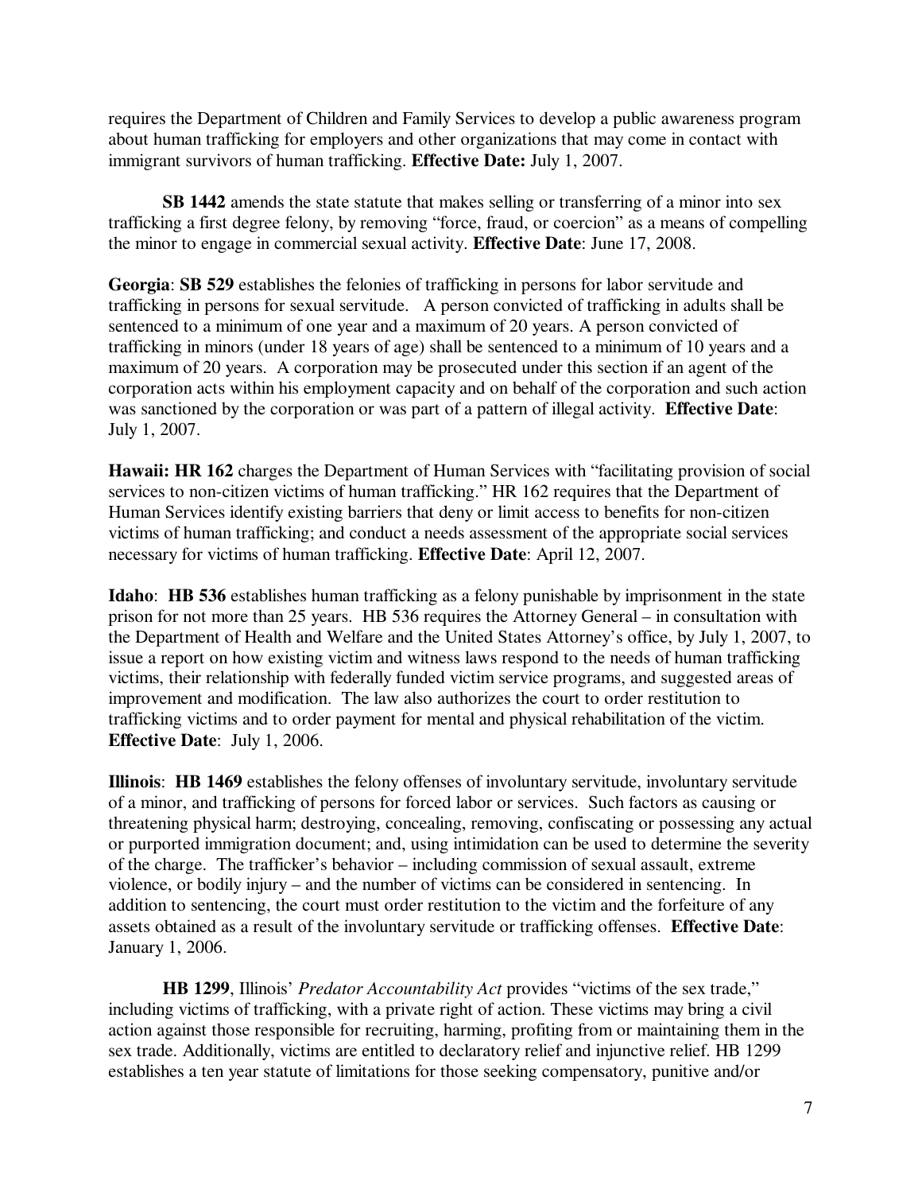requires the Department of Children and Family Services to develop a public awareness program about human trafficking for employers and other organizations that may come in contact with immigrant survivors of human trafficking. **Effective Date:** July 1, 2007.

**SB 1442** amends the state statute that makes selling or transferring of a minor into sex trafficking a first degree felony, by removing "force, fraud, or coercion" as a means of compelling the minor to engage in commercial sexual activity. **Effective Date**: June 17, 2008.

**Georgia**: **SB 529** establishes the felonies of trafficking in persons for labor servitude and trafficking in persons for sexual servitude. A person convicted of trafficking in adults shall be sentenced to a minimum of one year and a maximum of 20 years. A person convicted of trafficking in minors (under 18 years of age) shall be sentenced to a minimum of 10 years and a maximum of 20 years. A corporation may be prosecuted under this section if an agent of the corporation acts within his employment capacity and on behalf of the corporation and such action was sanctioned by the corporation or was part of a pattern of illegal activity. **Effective Date**: July 1, 2007.

**Hawaii: HR 162** charges the Department of Human Services with "facilitating provision of social services to non-citizen victims of human trafficking." HR 162 requires that the Department of Human Services identify existing barriers that deny or limit access to benefits for non-citizen victims of human trafficking; and conduct a needs assessment of the appropriate social services necessary for victims of human trafficking. **Effective Date**: April 12, 2007.

**Idaho**: **HB 536** establishes human trafficking as a felony punishable by imprisonment in the state prison for not more than 25 years. HB 536 requires the Attorney General – in consultation with the Department of Health and Welfare and the United States Attorney's office, by July 1, 2007, to issue a report on how existing victim and witness laws respond to the needs of human trafficking victims, their relationship with federally funded victim service programs, and suggested areas of improvement and modification. The law also authorizes the court to order restitution to trafficking victims and to order payment for mental and physical rehabilitation of the victim. **Effective Date**: July 1, 2006.

**Illinois**: **HB 1469** establishes the felony offenses of involuntary servitude, involuntary servitude of a minor, and trafficking of persons for forced labor or services. Such factors as causing or threatening physical harm; destroying, concealing, removing, confiscating or possessing any actual or purported immigration document; and, using intimidation can be used to determine the severity of the charge. The trafficker's behavior – including commission of sexual assault, extreme violence, or bodily injury – and the number of victims can be considered in sentencing. In addition to sentencing, the court must order restitution to the victim and the forfeiture of any assets obtained as a result of the involuntary servitude or trafficking offenses. **Effective Date**: January 1, 2006.

**HB 1299**, Illinois' *Predator Accountability Act* provides "victims of the sex trade," including victims of trafficking, with a private right of action. These victims may bring a civil action against those responsible for recruiting, harming, profiting from or maintaining them in the sex trade. Additionally, victims are entitled to declaratory relief and injunctive relief. HB 1299 establishes a ten year statute of limitations for those seeking compensatory, punitive and/or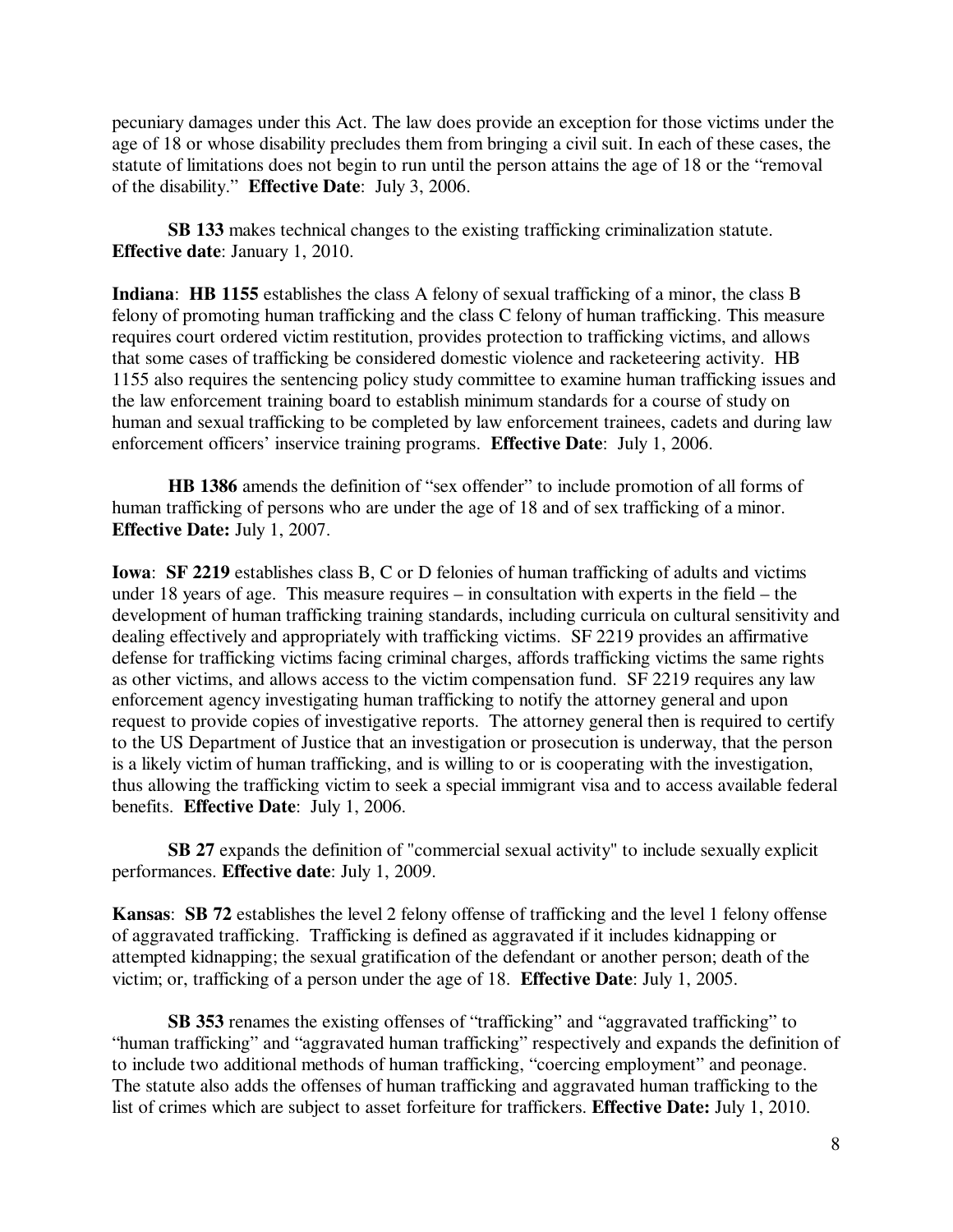pecuniary damages under this Act. The law does provide an exception for those victims under the age of 18 or whose disability precludes them from bringing a civil suit. In each of these cases, the statute of limitations does not begin to run until the person attains the age of 18 or the "removal of the disability." **Effective Date**: July 3, 2006.

**SB 133** makes technical changes to the existing trafficking criminalization statute. **Effective date**: January 1, 2010.

**Indiana**: **HB 1155** establishes the class A felony of sexual trafficking of a minor, the class B felony of promoting human trafficking and the class C felony of human trafficking. This measure requires court ordered victim restitution, provides protection to trafficking victims, and allows that some cases of trafficking be considered domestic violence and racketeering activity. HB 1155 also requires the sentencing policy study committee to examine human trafficking issues and the law enforcement training board to establish minimum standards for a course of study on human and sexual trafficking to be completed by law enforcement trainees, cadets and during law enforcement officers' inservice training programs. **Effective Date**: July 1, 2006.

**HB 1386** amends the definition of "sex offender" to include promotion of all forms of human trafficking of persons who are under the age of 18 and of sex trafficking of a minor. **Effective Date:** July 1, 2007.

**Iowa**: **SF 2219** establishes class B, C or D felonies of human trafficking of adults and victims under 18 years of age. This measure requires – in consultation with experts in the field – the development of human trafficking training standards, including curricula on cultural sensitivity and dealing effectively and appropriately with trafficking victims. SF 2219 provides an affirmative defense for trafficking victims facing criminal charges, affords trafficking victims the same rights as other victims, and allows access to the victim compensation fund. SF 2219 requires any law enforcement agency investigating human trafficking to notify the attorney general and upon request to provide copies of investigative reports. The attorney general then is required to certify to the US Department of Justice that an investigation or prosecution is underway, that the person is a likely victim of human trafficking, and is willing to or is cooperating with the investigation, thus allowing the trafficking victim to seek a special immigrant visa and to access available federal benefits. **Effective Date**: July 1, 2006.

**SB 27** expands the definition of "commercial sexual activity" to include sexually explicit performances. **Effective date**: July 1, 2009.

**Kansas**: **SB 72** establishes the level 2 felony offense of trafficking and the level 1 felony offense of aggravated trafficking. Trafficking is defined as aggravated if it includes kidnapping or attempted kidnapping; the sexual gratification of the defendant or another person; death of the victim; or, trafficking of a person under the age of 18. **Effective Date**: July 1, 2005.

**SB 353** renames the existing offenses of "trafficking" and "aggravated trafficking" to "human trafficking" and "aggravated human trafficking" respectively and expands the definition of to include two additional methods of human trafficking, "coercing employment" and peonage. The statute also adds the offenses of human trafficking and aggravated human trafficking to the list of crimes which are subject to asset forfeiture for traffickers. **Effective Date:** July 1, 2010.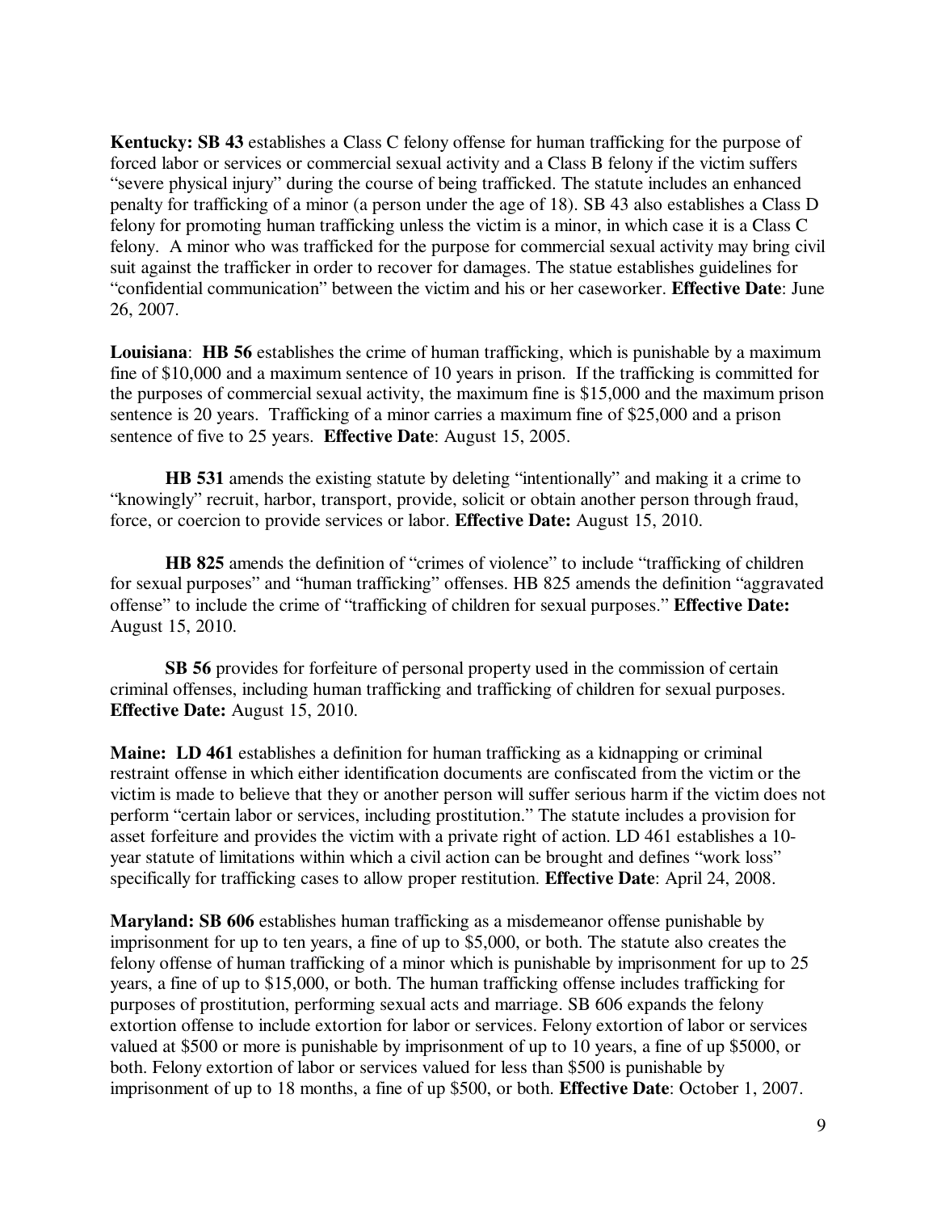**Kentucky: SB 43** establishes a Class C felony offense for human trafficking for the purpose of forced labor or services or commercial sexual activity and a Class B felony if the victim suffers "severe physical injury" during the course of being trafficked. The statute includes an enhanced penalty for trafficking of a minor (a person under the age of 18). SB 43 also establishes a Class D felony for promoting human trafficking unless the victim is a minor, in which case it is a Class C felony. A minor who was trafficked for the purpose for commercial sexual activity may bring civil suit against the trafficker in order to recover for damages. The statue establishes guidelines for "confidential communication" between the victim and his or her caseworker. **Effective Date**: June 26, 2007.

**Louisiana**: **HB 56** establishes the crime of human trafficking, which is punishable by a maximum fine of $10,000 and a maximum sentence of 10 years in prison. If the trafficking is committed for the purposes of commercial sexual activity, the maximum fine is $15,000 and the maximum prison sentence is 20 years. Trafficking of a minor carries a maximum fine of $25,000 and a prison sentence of five to 25 years. **Effective Date**: August 15, 2005.

**HB 531** amends the existing statute by deleting "intentionally" and making it a crime to "knowingly" recruit, harbor, transport, provide, solicit or obtain another person through fraud, force, or coercion to provide services or labor. **Effective Date:** August 15, 2010.

**HB 825** amends the definition of "crimes of violence" to include "trafficking of children for sexual purposes" and "human trafficking" offenses. HB 825 amends the definition "aggravated offense" to include the crime of "trafficking of children for sexual purposes." **Effective Date:** August 15, 2010.

**SB 56** provides for forfeiture of personal property used in the commission of certain criminal offenses, including human trafficking and trafficking of children for sexual purposes. **Effective Date:** August 15, 2010.

**Maine: LD 461** establishes a definition for human trafficking as a kidnapping or criminal restraint offense in which either identification documents are confiscated from the victim or the victim is made to believe that they or another person will suffer serious harm if the victim does not perform "certain labor or services, including prostitution." The statute includes a provision for asset forfeiture and provides the victim with a private right of action. LD 461 establishes a 10-year statute of limitations within which a civil action can be brought and defines "work loss" specifically for trafficking cases to allow proper restitution. **Effective Date**: April 24, 2008.

**Maryland: SB 606** establishes human trafficking as a misdemeanor offense punishable by imprisonment for up to ten years, a fine of up to $5,000, or both. The statute also creates the felony offense of human trafficking of a minor which is punishable by imprisonment for up to 25 years, a fine of up to $15,000, or both. The human trafficking offense includes trafficking for purposes of prostitution, performing sexual acts and marriage. SB 606 expands the felony extortion offense to include extortion for labor or services. Felony extortion of labor or services valued at $500 or more is punishable by imprisonment of up to 10 years, a fine of up $5000, or both. Felony extortion of labor or services valued for less than $500 is punishable by imprisonment of up to 18 months, a fine of up $500, or both. **Effective Date**: October 1, 2007.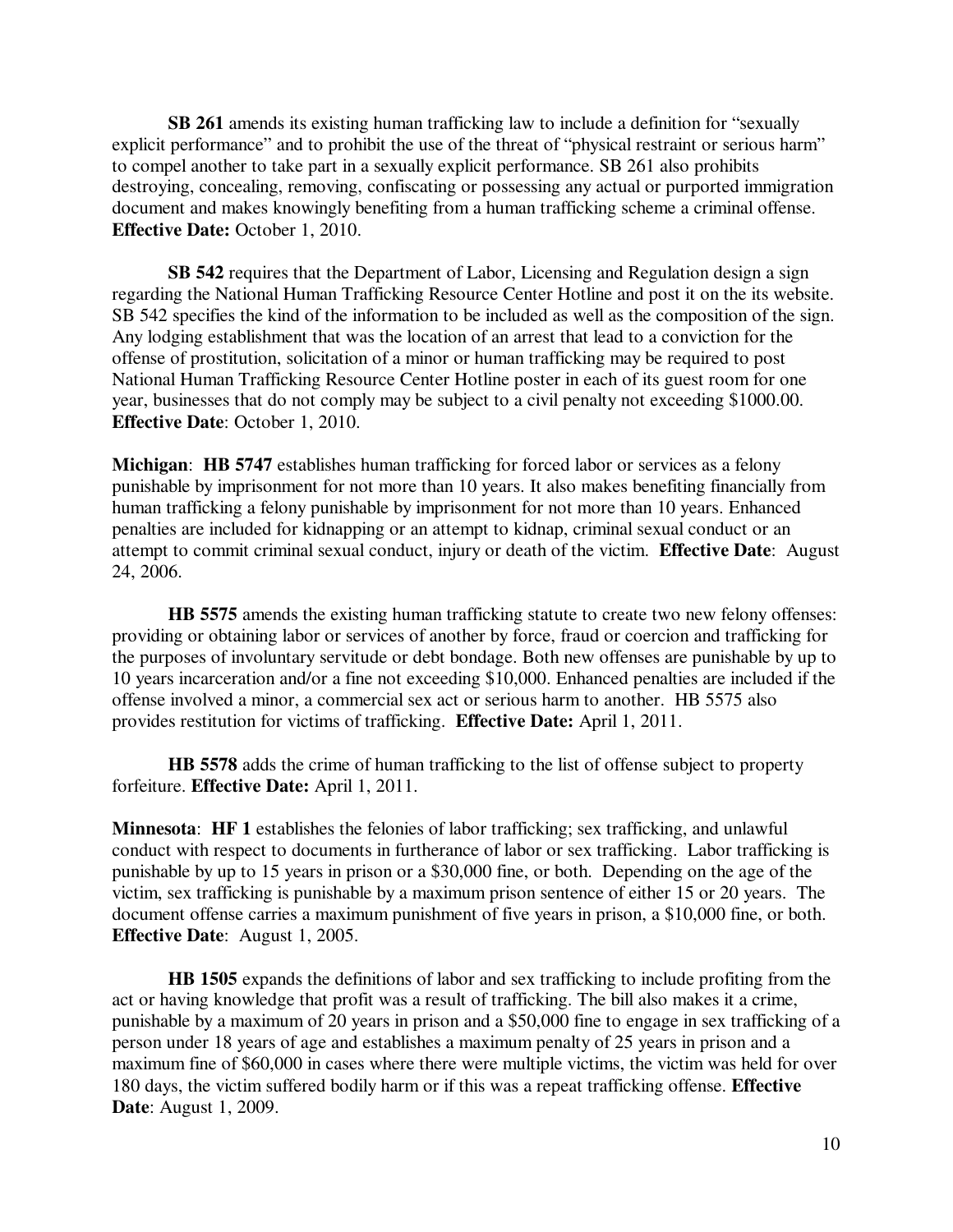**SB 261** amends its existing human trafficking law to include a definition for "sexually explicit performance" and to prohibit the use of the threat of "physical restraint or serious harm" to compel another to take part in a sexually explicit performance. SB 261 also prohibits destroying, concealing, removing, confiscating or possessing any actual or purported immigration document and makes knowingly benefiting from a human trafficking scheme a criminal offense. **Effective Date:** October 1, 2010.

**SB 542** requires that the Department of Labor, Licensing and Regulation design a sign regarding the National Human Trafficking Resource Center Hotline and post it on the its website. SB 542 specifies the kind of the information to be included as well as the composition of the sign. Any lodging establishment that was the location of an arrest that lead to a conviction for the offense of prostitution, solicitation of a minor or human trafficking may be required to post National Human Trafficking Resource Center Hotline poster in each of its guest room for one year, businesses that do not comply may be subject to a civil penalty not exceeding $1000.00. **Effective Date**: October 1, 2010.

**Michigan**: **HB 5747** establishes human trafficking for forced labor or services as a felony punishable by imprisonment for not more than 10 years. It also makes benefiting financially from human trafficking a felony punishable by imprisonment for not more than 10 years. Enhanced penalties are included for kidnapping or an attempt to kidnap, criminal sexual conduct or an attempt to commit criminal sexual conduct, injury or death of the victim. **Effective Date**: August 24, 2006.

**HB 5575** amends the existing human trafficking statute to create two new felony offenses: providing or obtaining labor or services of another by force, fraud or coercion and trafficking for the purposes of involuntary servitude or debt bondage. Both new offenses are punishable by up to 10 years incarceration and/or a fine not exceeding $10,000. Enhanced penalties are included if the offense involved a minor, a commercial sex act or serious harm to another. HB 5575 also provides restitution for victims of trafficking. **Effective Date:** April 1, 2011.

**HB 5578** adds the crime of human trafficking to the list of offense subject to property forfeiture. **Effective Date:** April 1, 2011.

**Minnesota**: **HF 1** establishes the felonies of labor trafficking; sex trafficking, and unlawful conduct with respect to documents in furtherance of labor or sex trafficking. Labor trafficking is punishable by up to 15 years in prison or a $30,000 fine, or both. Depending on the age of the victim, sex trafficking is punishable by a maximum prison sentence of either 15 or 20 years. The document offense carries a maximum punishment of five years in prison, a $10,000 fine, or both. **Effective Date**: August 1, 2005.

**HB 1505** expands the definitions of labor and sex trafficking to include profiting from the act or having knowledge that profit was a result of trafficking. The bill also makes it a crime, punishable by a maximum of 20 years in prison and a $50,000 fine to engage in sex trafficking of a person under 18 years of age and establishes a maximum penalty of 25 years in prison and a maximum fine of $60,000 in cases where there were multiple victims, the victim was held for over 180 days, the victim suffered bodily harm or if this was a repeat trafficking offense. **Effective Date**: August 1, 2009.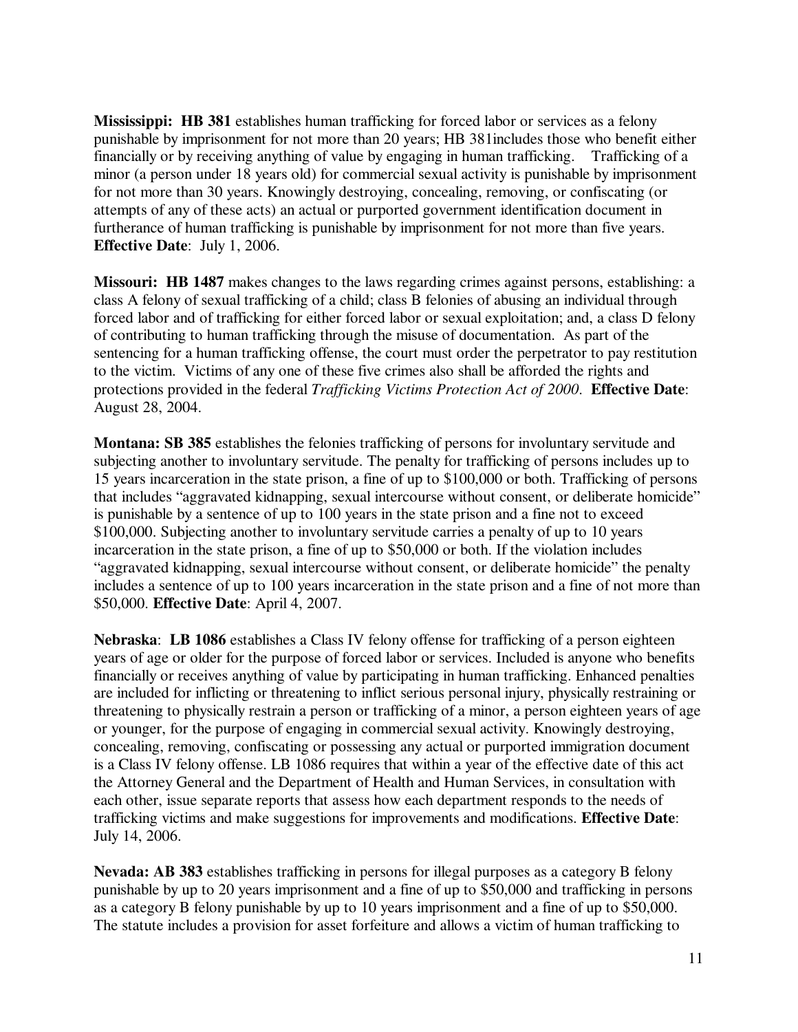**Mississippi: HB 381** establishes human trafficking for forced labor or services as a felony punishable by imprisonment for not more than 20 years; HB 381includes those who benefit either financially or by receiving anything of value by engaging in human trafficking. Trafficking of a minor (a person under 18 years old) for commercial sexual activity is punishable by imprisonment for not more than 30 years. Knowingly destroying, concealing, removing, or confiscating (or attempts of any of these acts) an actual or purported government identification document in furtherance of human trafficking is punishable by imprisonment for not more than five years. **Effective Date**: July 1, 2006.

**Missouri: HB 1487** makes changes to the laws regarding crimes against persons, establishing: a class A felony of sexual trafficking of a child; class B felonies of abusing an individual through forced labor and of trafficking for either forced labor or sexual exploitation; and, a class D felony of contributing to human trafficking through the misuse of documentation. As part of the sentencing for a human trafficking offense, the court must order the perpetrator to pay restitution to the victim. Victims of any one of these five crimes also shall be afforded the rights and protections provided in the federal *Trafficking Victims Protection Act of 2000*. **Effective Date**: August 28, 2004.

**Montana: SB 385** establishes the felonies trafficking of persons for involuntary servitude and subjecting another to involuntary servitude. The penalty for trafficking of persons includes up to 15 years incarceration in the state prison, a fine of up to $100,000 or both. Trafficking of persons that includes "aggravated kidnapping, sexual intercourse without consent, or deliberate homicide" is punishable by a sentence of up to 100 years in the state prison and a fine not to exceed $100,000. Subjecting another to involuntary servitude carries a penalty of up to 10 years incarceration in the state prison, a fine of up to $50,000 or both. If the violation includes "aggravated kidnapping, sexual intercourse without consent, or deliberate homicide" the penalty includes a sentence of up to 100 years incarceration in the state prison and a fine of not more than $50,000. **Effective Date**: April 4, 2007.

**Nebraska**: **LB 1086** establishes a Class IV felony offense for trafficking of a person eighteen years of age or older for the purpose of forced labor or services. Included is anyone who benefits financially or receives anything of value by participating in human trafficking. Enhanced penalties are included for inflicting or threatening to inflict serious personal injury, physically restraining or threatening to physically restrain a person or trafficking of a minor, a person eighteen years of age or younger, for the purpose of engaging in commercial sexual activity. Knowingly destroying, concealing, removing, confiscating or possessing any actual or purported immigration document is a Class IV felony offense. LB 1086 requires that within a year of the effective date of this act the Attorney General and the Department of Health and Human Services, in consultation with each other, issue separate reports that assess how each department responds to the needs of trafficking victims and make suggestions for improvements and modifications. **Effective Date**: July 14, 2006.

**Nevada: AB 383** establishes trafficking in persons for illegal purposes as a category B felony punishable by up to 20 years imprisonment and a fine of up to $50,000 and trafficking in persons as a category B felony punishable by up to 10 years imprisonment and a fine of up to $50,000. The statute includes a provision for asset forfeiture and allows a victim of human trafficking to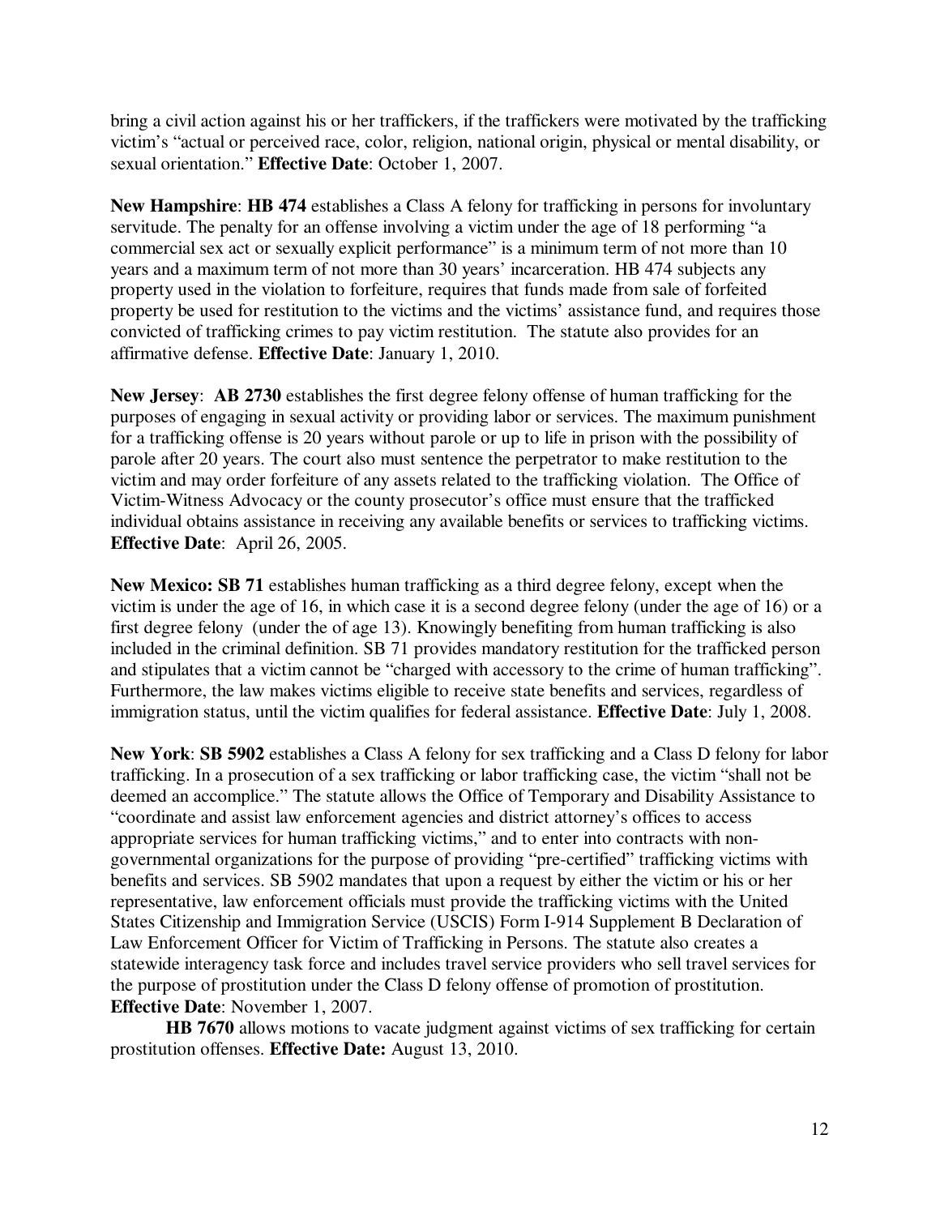bring a civil action against his or her traffickers, if the traffickers were motivated by the trafficking victim's "actual or perceived race, color, religion, national origin, physical or mental disability, or sexual orientation." **Effective Date**: October 1, 2007.

**New Hampshire**: **HB 474** establishes a Class A felony for trafficking in persons for involuntary servitude. The penalty for an offense involving a victim under the age of 18 performing "a commercial sex act or sexually explicit performance" is a minimum term of not more than 10 years and a maximum term of not more than 30 years' incarceration. HB 474 subjects any property used in the violation to forfeiture, requires that funds made from sale of forfeited property be used for restitution to the victims and the victims' assistance fund, and requires those convicted of trafficking crimes to pay victim restitution. The statute also provides for an affirmative defense. **Effective Date**: January 1, 2010.

**New Jersey**: **AB 2730** establishes the first degree felony offense of human trafficking for the purposes of engaging in sexual activity or providing labor or services. The maximum punishment for a trafficking offense is 20 years without parole or up to life in prison with the possibility of parole after 20 years. The court also must sentence the perpetrator to make restitution to the victim and may order forfeiture of any assets related to the trafficking violation. The Office of Victim-Witness Advocacy or the county prosecutor's office must ensure that the trafficked individual obtains assistance in receiving any available benefits or services to trafficking victims. **Effective Date**: April 26, 2005.

**New Mexico: SB 71** establishes human trafficking as a third degree felony, except when the victim is under the age of 16, in which case it is a second degree felony (under the age of 16) or a first degree felony (under the of age 13). Knowingly benefiting from human trafficking is also included in the criminal definition. SB 71 provides mandatory restitution for the trafficked person and stipulates that a victim cannot be "charged with accessory to the crime of human trafficking". Furthermore, the law makes victims eligible to receive state benefits and services, regardless of immigration status, until the victim qualifies for federal assistance. **Effective Date**: July 1, 2008.

**New York**: **SB 5902** establishes a Class A felony for sex trafficking and a Class D felony for labor trafficking. In a prosecution of a sex trafficking or labor trafficking case, the victim "shall not be deemed an accomplice." The statute allows the Office of Temporary and Disability Assistance to "coordinate and assist law enforcement agencies and district attorney's offices to access appropriate services for human trafficking victims," and to enter into contracts with non-governmental organizations for the purpose of providing "pre-certified" trafficking victims with benefits and services. SB 5902 mandates that upon a request by either the victim or his or her representative, law enforcement officials must provide the trafficking victims with the United States Citizenship and Immigration Service (USCIS) Form I-914 Supplement B Declaration of Law Enforcement Officer for Victim of Trafficking in Persons. The statute also creates a statewide interagency task force and includes travel service providers who sell travel services for the purpose of prostitution under the Class D felony offense of promotion of prostitution. **Effective Date**: November 1, 2007.

**HB 7670** allows motions to vacate judgment against victims of sex trafficking for certain prostitution offenses. **Effective Date:** August 13, 2010.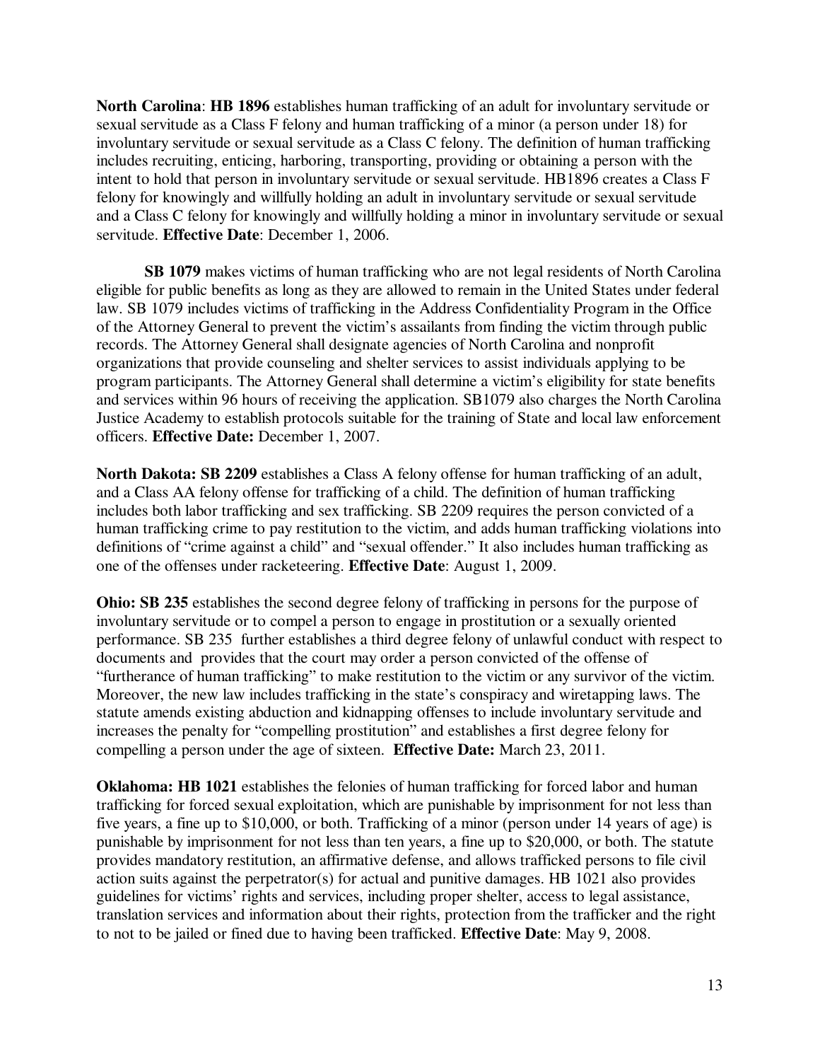**North Carolina**: **HB 1896** establishes human trafficking of an adult for involuntary servitude or sexual servitude as a Class F felony and human trafficking of a minor (a person under 18) for involuntary servitude or sexual servitude as a Class C felony. The definition of human trafficking includes recruiting, enticing, harboring, transporting, providing or obtaining a person with the intent to hold that person in involuntary servitude or sexual servitude. HB1896 creates a Class F felony for knowingly and willfully holding an adult in involuntary servitude or sexual servitude and a Class C felony for knowingly and willfully holding a minor in involuntary servitude or sexual servitude. **Effective Date**: December 1, 2006.

**SB 1079** makes victims of human trafficking who are not legal residents of North Carolina eligible for public benefits as long as they are allowed to remain in the United States under federal law. SB 1079 includes victims of trafficking in the Address Confidentiality Program in the Office of the Attorney General to prevent the victim's assailants from finding the victim through public records. The Attorney General shall designate agencies of North Carolina and nonprofit organizations that provide counseling and shelter services to assist individuals applying to be program participants. The Attorney General shall determine a victim's eligibility for state benefits and services within 96 hours of receiving the application. SB1079 also charges the North Carolina Justice Academy to establish protocols suitable for the training of State and local law enforcement officers. **Effective Date:** December 1, 2007.

**North Dakota: SB 2209** establishes a Class A felony offense for human trafficking of an adult, and a Class AA felony offense for trafficking of a child. The definition of human trafficking includes both labor trafficking and sex trafficking. SB 2209 requires the person convicted of a human trafficking crime to pay restitution to the victim, and adds human trafficking violations into definitions of "crime against a child" and "sexual offender." It also includes human trafficking as one of the offenses under racketeering. **Effective Date**: August 1, 2009.

**Ohio: SB 235** establishes the second degree felony of trafficking in persons for the purpose of involuntary servitude or to compel a person to engage in prostitution or a sexually oriented performance. SB 235 further establishes a third degree felony of unlawful conduct with respect to documents and provides that the court may order a person convicted of the offense of "furtherance of human trafficking" to make restitution to the victim or any survivor of the victim. Moreover, the new law includes trafficking in the state's conspiracy and wiretapping laws. The statute amends existing abduction and kidnapping offenses to include involuntary servitude and increases the penalty for "compelling prostitution" and establishes a first degree felony for compelling a person under the age of sixteen. **Effective Date:** March 23, 2011.

**Oklahoma: HB 1021** establishes the felonies of human trafficking for forced labor and human trafficking for forced sexual exploitation, which are punishable by imprisonment for not less than five years, a fine up to $10,000, or both. Trafficking of a minor (person under 14 years of age) is punishable by imprisonment for not less than ten years, a fine up to $20,000, or both. The statute provides mandatory restitution, an affirmative defense, and allows trafficked persons to file civil action suits against the perpetrator(s) for actual and punitive damages. HB 1021 also provides guidelines for victims' rights and services, including proper shelter, access to legal assistance, translation services and information about their rights, protection from the trafficker and the right to not to be jailed or fined due to having been trafficked. **Effective Date**: May 9, 2008.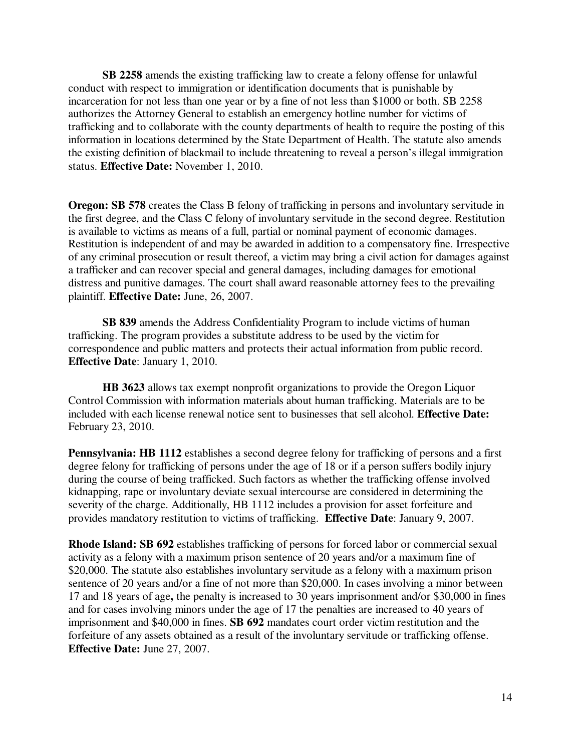**SB 2258** amends the existing trafficking law to create a felony offense for unlawful conduct with respect to immigration or identification documents that is punishable by incarceration for not less than one year or by a fine of not less than $1000 or both. SB 2258 authorizes the Attorney General to establish an emergency hotline number for victims of trafficking and to collaborate with the county departments of health to require the posting of this information in locations determined by the State Department of Health. The statute also amends the existing definition of blackmail to include threatening to reveal a person's illegal immigration status. **Effective Date:** November 1, 2010.

**Oregon: SB 578** creates the Class B felony of trafficking in persons and involuntary servitude in the first degree, and the Class C felony of involuntary servitude in the second degree. Restitution is available to victims as means of a full, partial or nominal payment of economic damages. Restitution is independent of and may be awarded in addition to a compensatory fine. Irrespective of any criminal prosecution or result thereof, a victim may bring a civil action for damages against a trafficker and can recover special and general damages, including damages for emotional distress and punitive damages. The court shall award reasonable attorney fees to the prevailing plaintiff. **Effective Date:** June, 26, 2007.

**SB 839** amends the Address Confidentiality Program to include victims of human trafficking. The program provides a substitute address to be used by the victim for correspondence and public matters and protects their actual information from public record. **Effective Date**: January 1, 2010.

**HB 3623** allows tax exempt nonprofit organizations to provide the Oregon Liquor Control Commission with information materials about human trafficking. Materials are to be included with each license renewal notice sent to businesses that sell alcohol. **Effective Date:** February 23, 2010.

**Pennsylvania: HB 1112** establishes a second degree felony for trafficking of persons and a first degree felony for trafficking of persons under the age of 18 or if a person suffers bodily injury during the course of being trafficked. Such factors as whether the trafficking offense involved kidnapping, rape or involuntary deviate sexual intercourse are considered in determining the severity of the charge. Additionally, HB 1112 includes a provision for asset forfeiture and provides mandatory restitution to victims of trafficking. **Effective Date**: January 9, 2007.

**Rhode Island: SB 692** establishes trafficking of persons for forced labor or commercial sexual activity as a felony with a maximum prison sentence of 20 years and/or a maximum fine of $20,000. The statute also establishes involuntary servitude as a felony with a maximum prison sentence of 20 years and/or a fine of not more than $20,000. In cases involving a minor between 17 and 18 years of age**,** the penalty is increased to 30 years imprisonment and/or $30,000 in fines and for cases involving minors under the age of 17 the penalties are increased to 40 years of imprisonment and $40,000 in fines. **SB 692** mandates court order victim restitution and the forfeiture of any assets obtained as a result of the involuntary servitude or trafficking offense. **Effective Date:** June 27, 2007.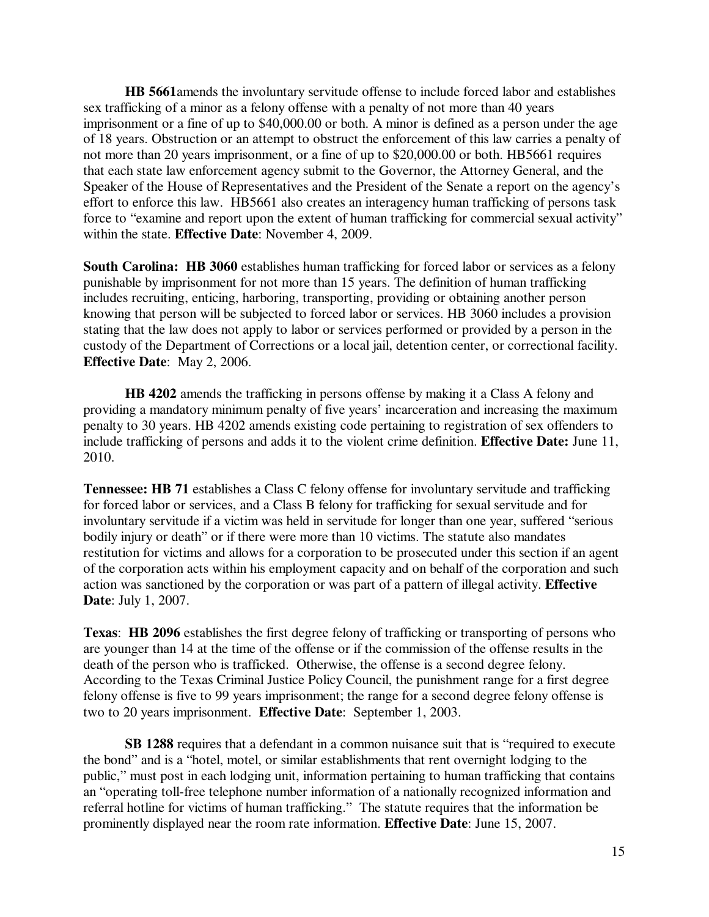**HB 5661**amends the involuntary servitude offense to include forced labor and establishes sex trafficking of a minor as a felony offense with a penalty of not more than 40 years imprisonment or a fine of up to $40,000.00 or both. A minor is defined as a person under the age of 18 years. Obstruction or an attempt to obstruct the enforcement of this law carries a penalty of not more than 20 years imprisonment, or a fine of up to $20,000.00 or both. HB5661 requires that each state law enforcement agency submit to the Governor, the Attorney General, and the Speaker of the House of Representatives and the President of the Senate a report on the agency's effort to enforce this law. HB5661 also creates an interagency human trafficking of persons task force to "examine and report upon the extent of human trafficking for commercial sexual activity" within the state. **Effective Date**: November 4, 2009.

**South Carolina: HB 3060** establishes human trafficking for forced labor or services as a felony punishable by imprisonment for not more than 15 years. The definition of human trafficking includes recruiting, enticing, harboring, transporting, providing or obtaining another person knowing that person will be subjected to forced labor or services. HB 3060 includes a provision stating that the law does not apply to labor or services performed or provided by a person in the custody of the Department of Corrections or a local jail, detention center, or correctional facility. **Effective Date**: May 2, 2006.

**HB 4202** amends the trafficking in persons offense by making it a Class A felony and providing a mandatory minimum penalty of five years' incarceration and increasing the maximum penalty to 30 years. HB 4202 amends existing code pertaining to registration of sex offenders to include trafficking of persons and adds it to the violent crime definition. **Effective Date:** June 11, 2010.

**Tennessee: HB 71** establishes a Class C felony offense for involuntary servitude and trafficking for forced labor or services, and a Class B felony for trafficking for sexual servitude and for involuntary servitude if a victim was held in servitude for longer than one year, suffered "serious bodily injury or death" or if there were more than 10 victims. The statute also mandates restitution for victims and allows for a corporation to be prosecuted under this section if an agent of the corporation acts within his employment capacity and on behalf of the corporation and such action was sanctioned by the corporation or was part of a pattern of illegal activity. **Effective Date**: July 1, 2007.

**Texas**: **HB 2096** establishes the first degree felony of trafficking or transporting of persons who are younger than 14 at the time of the offense or if the commission of the offense results in the death of the person who is trafficked. Otherwise, the offense is a second degree felony. According to the Texas Criminal Justice Policy Council, the punishment range for a first degree felony offense is five to 99 years imprisonment; the range for a second degree felony offense is two to 20 years imprisonment. **Effective Date**: September 1, 2003.

**SB 1288** requires that a defendant in a common nuisance suit that is "required to execute the bond" and is a "hotel, motel, or similar establishments that rent overnight lodging to the public," must post in each lodging unit, information pertaining to human trafficking that contains an "operating toll-free telephone number information of a nationally recognized information and referral hotline for victims of human trafficking." The statute requires that the information be prominently displayed near the room rate information. **Effective Date**: June 15, 2007.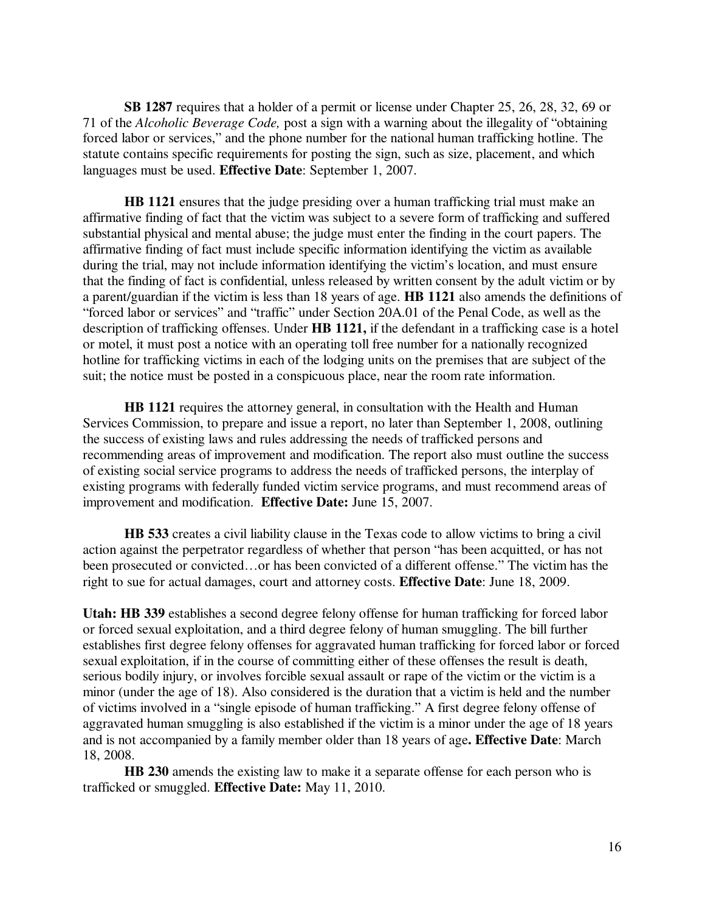**SB 1287** requires that a holder of a permit or license under Chapter 25, 26, 28, 32, 69 or 71 of the *Alcoholic Beverage Code,* post a sign with a warning about the illegality of "obtaining forced labor or services," and the phone number for the national human trafficking hotline. The statute contains specific requirements for posting the sign, such as size, placement, and which languages must be used. **Effective Date**: September 1, 2007.

**HB 1121** ensures that the judge presiding over a human trafficking trial must make an affirmative finding of fact that the victim was subject to a severe form of trafficking and suffered substantial physical and mental abuse; the judge must enter the finding in the court papers. The affirmative finding of fact must include specific information identifying the victim as available during the trial, may not include information identifying the victim's location, and must ensure that the finding of fact is confidential, unless released by written consent by the adult victim or by a parent/guardian if the victim is less than 18 years of age. **HB 1121** also amends the definitions of "forced labor or services" and "traffic" under Section 20A.01 of the Penal Code, as well as the description of trafficking offenses. Under **HB 1121,** if the defendant in a trafficking case is a hotel or motel, it must post a notice with an operating toll free number for a nationally recognized hotline for trafficking victims in each of the lodging units on the premises that are subject of the suit; the notice must be posted in a conspicuous place, near the room rate information.

**HB 1121** requires the attorney general, in consultation with the Health and Human Services Commission, to prepare and issue a report, no later than September 1, 2008, outlining the success of existing laws and rules addressing the needs of trafficked persons and recommending areas of improvement and modification. The report also must outline the success of existing social service programs to address the needs of trafficked persons, the interplay of existing programs with federally funded victim service programs, and must recommend areas of improvement and modification. **Effective Date:** June 15, 2007.

**HB 533** creates a civil liability clause in the Texas code to allow victims to bring a civil action against the perpetrator regardless of whether that person "has been acquitted, or has not been prosecuted or convicted…or has been convicted of a different offense." The victim has the right to sue for actual damages, court and attorney costs. **Effective Date**: June 18, 2009.

**Utah: HB 339** establishes a second degree felony offense for human trafficking for forced labor or forced sexual exploitation, and a third degree felony of human smuggling. The bill further establishes first degree felony offenses for aggravated human trafficking for forced labor or forced sexual exploitation, if in the course of committing either of these offenses the result is death, serious bodily injury, or involves forcible sexual assault or rape of the victim or the victim is a minor (under the age of 18). Also considered is the duration that a victim is held and the number of victims involved in a "single episode of human trafficking." A first degree felony offense of aggravated human smuggling is also established if the victim is a minor under the age of 18 years and is not accompanied by a family member older than 18 years of age**. Effective Date**: March 18, 2008.

**HB 230** amends the existing law to make it a separate offense for each person who is trafficked or smuggled. **Effective Date:** May 11, 2010.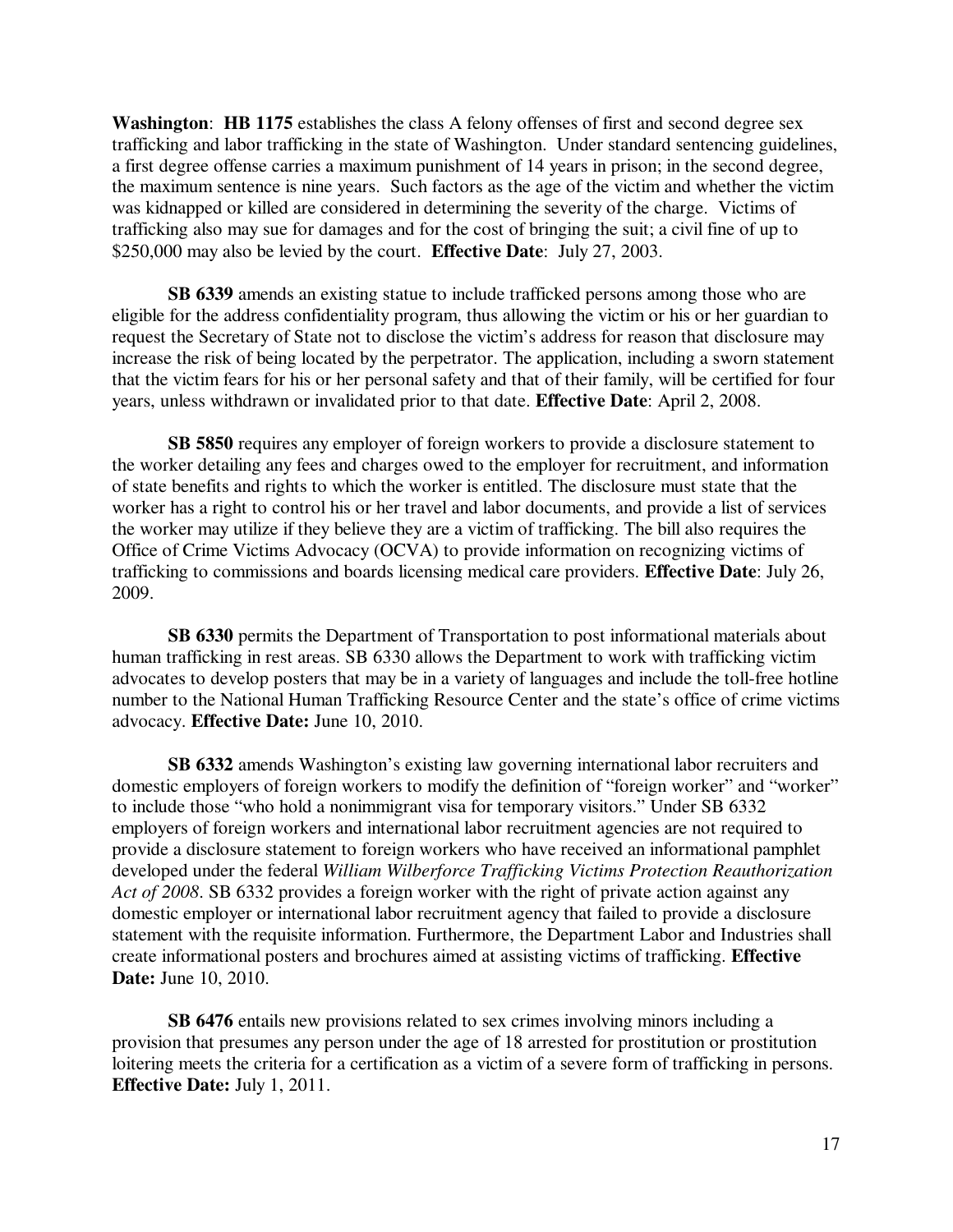**Washington**: **HB 1175** establishes the class A felony offenses of first and second degree sex trafficking and labor trafficking in the state of Washington. Under standard sentencing guidelines, a first degree offense carries a maximum punishment of 14 years in prison; in the second degree, the maximum sentence is nine years. Such factors as the age of the victim and whether the victim was kidnapped or killed are considered in determining the severity of the charge. Victims of trafficking also may sue for damages and for the cost of bringing the suit; a civil fine of up to $250,000 may also be levied by the court. **Effective Date**: July 27, 2003.

**SB 6339** amends an existing statue to include trafficked persons among those who are eligible for the address confidentiality program, thus allowing the victim or his or her guardian to request the Secretary of State not to disclose the victim's address for reason that disclosure may increase the risk of being located by the perpetrator. The application, including a sworn statement that the victim fears for his or her personal safety and that of their family, will be certified for four years, unless withdrawn or invalidated prior to that date. **Effective Date**: April 2, 2008.

**SB 5850** requires any employer of foreign workers to provide a disclosure statement to the worker detailing any fees and charges owed to the employer for recruitment, and information of state benefits and rights to which the worker is entitled. The disclosure must state that the worker has a right to control his or her travel and labor documents, and provide a list of services the worker may utilize if they believe they are a victim of trafficking. The bill also requires the Office of Crime Victims Advocacy (OCVA) to provide information on recognizing victims of trafficking to commissions and boards licensing medical care providers. **Effective Date**: July 26, 2009.

**SB 6330** permits the Department of Transportation to post informational materials about human trafficking in rest areas. SB 6330 allows the Department to work with trafficking victim advocates to develop posters that may be in a variety of languages and include the toll-free hotline number to the National Human Trafficking Resource Center and the state's office of crime victims advocacy. **Effective Date:** June 10, 2010.

**SB 6332** amends Washington's existing law governing international labor recruiters and domestic employers of foreign workers to modify the definition of "foreign worker" and "worker" to include those "who hold a nonimmigrant visa for temporary visitors." Under SB 6332 employers of foreign workers and international labor recruitment agencies are not required to provide a disclosure statement to foreign workers who have received an informational pamphlet developed under the federal *William Wilberforce Trafficking Victims Protection Reauthorization Act of 2008*. SB 6332 provides a foreign worker with the right of private action against any domestic employer or international labor recruitment agency that failed to provide a disclosure statement with the requisite information. Furthermore, the Department Labor and Industries shall create informational posters and brochures aimed at assisting victims of trafficking. **Effective Date:** June 10, 2010.

**SB 6476** entails new provisions related to sex crimes involving minors including a provision that presumes any person under the age of 18 arrested for prostitution or prostitution loitering meets the criteria for a certification as a victim of a severe form of trafficking in persons. **Effective Date:** July 1, 2011.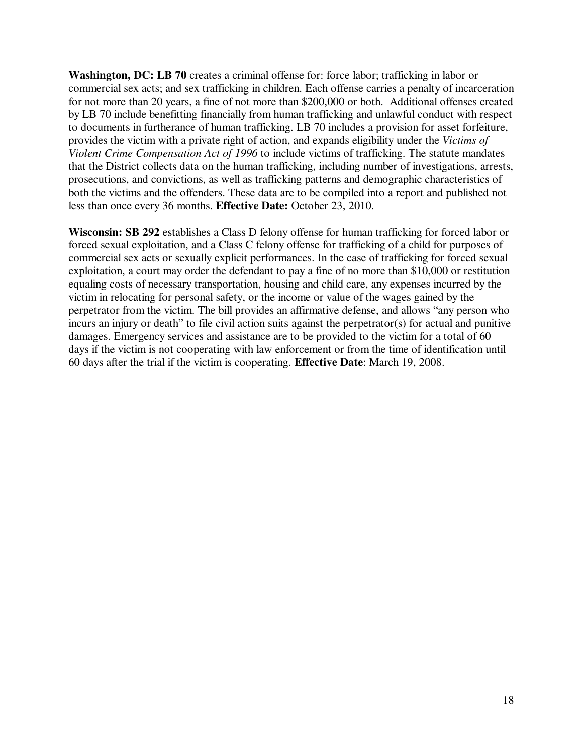**Washington, DC: LB 70** creates a criminal offense for: force labor; trafficking in labor or commercial sex acts; and sex trafficking in children. Each offense carries a penalty of incarceration for not more than 20 years, a fine of not more than $200,000 or both. Additional offenses created by LB 70 include benefitting financially from human trafficking and unlawful conduct with respect to documents in furtherance of human trafficking. LB 70 includes a provision for asset forfeiture, provides the victim with a private right of action, and expands eligibility under the *Victims of Violent Crime Compensation Act of 1996* to include victims of trafficking. The statute mandates that the District collects data on the human trafficking, including number of investigations, arrests, prosecutions, and convictions, as well as trafficking patterns and demographic characteristics of both the victims and the offenders. These data are to be compiled into a report and published not less than once every 36 months. **Effective Date:** October 23, 2010.

**Wisconsin: SB 292** establishes a Class D felony offense for human trafficking for forced labor or forced sexual exploitation, and a Class C felony offense for trafficking of a child for purposes of commercial sex acts or sexually explicit performances. In the case of trafficking for forced sexual exploitation, a court may order the defendant to pay a fine of no more than $10,000 or restitution equaling costs of necessary transportation, housing and child care, any expenses incurred by the victim in relocating for personal safety, or the income or value of the wages gained by the perpetrator from the victim. The bill provides an affirmative defense, and allows "any person who incurs an injury or death" to file civil action suits against the perpetrator(s) for actual and punitive damages. Emergency services and assistance are to be provided to the victim for a total of 60 days if the victim is not cooperating with law enforcement or from the time of identification until 60 days after the trial if the victim is cooperating. **Effective Date**: March 19, 2008.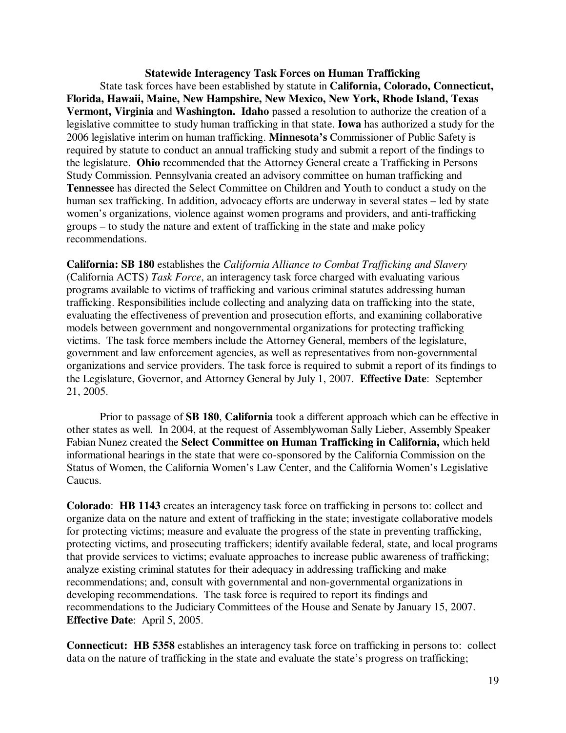### Statewide Interagency Task Forces on Human Trafficking

State task forces have been established by statute in **California, Colorado, Connecticut, Florida, Hawaii, Maine, New Hampshire, New Mexico, New York, Rhode Island, Texas Vermont, Virginia** and **Washington.** **Idaho** passed a resolution to authorize the creation of a legislative committee to study human trafficking in that state. **Iowa** has authorized a study for the 2006 legislative interim on human trafficking. **Minnesota's** Commissioner of Public Safety is required by statute to conduct an annual trafficking study and submit a report of the findings to the legislature. **Ohio** recommended that the Attorney General create a Trafficking in Persons Study Commission. Pennsylvania created an advisory committee on human trafficking and **Tennessee** has directed the Select Committee on Children and Youth to conduct a study on the human sex trafficking. In addition, advocacy efforts are underway in several states – led by state women's organizations, violence against women programs and providers, and anti-trafficking groups – to study the nature and extent of trafficking in the state and make policy recommendations.

**California: SB 180** establishes the *California Alliance to Combat Trafficking and Slavery* (California ACTS) *Task Force*, an interagency task force charged with evaluating various programs available to victims of trafficking and various criminal statutes addressing human trafficking. Responsibilities include collecting and analyzing data on trafficking into the state, evaluating the effectiveness of prevention and prosecution efforts, and examining collaborative models between government and nongovernmental organizations for protecting trafficking victims. The task force members include the Attorney General, members of the legislature, government and law enforcement agencies, as well as representatives from non-governmental organizations and service providers. The task force is required to submit a report of its findings to the Legislature, Governor, and Attorney General by July 1, 2007. **Effective Date**: September 21, 2005.

Prior to passage of **SB 180**, **California** took a different approach which can be effective in other states as well. In 2004, at the request of Assemblywoman Sally Lieber, Assembly Speaker Fabian Nunez created the **Select Committee on Human Trafficking in California,** which held informational hearings in the state that were co-sponsored by the California Commission on the Status of Women, the California Women's Law Center, and the California Women's Legislative Caucus.

**Colorado**: **HB 1143** creates an interagency task force on trafficking in persons to: collect and organize data on the nature and extent of trafficking in the state; investigate collaborative models for protecting victims; measure and evaluate the progress of the state in preventing trafficking, protecting victims, and prosecuting traffickers; identify available federal, state, and local programs that provide services to victims; evaluate approaches to increase public awareness of trafficking; analyze existing criminal statutes for their adequacy in addressing trafficking and make recommendations; and, consult with governmental and non-governmental organizations in developing recommendations. The task force is required to report its findings and recommendations to the Judiciary Committees of the House and Senate by January 15, 2007. **Effective Date**: April 5, 2005.

**Connecticut: HB 5358** establishes an interagency task force on trafficking in persons to: collect data on the nature of trafficking in the state and evaluate the state's progress on trafficking;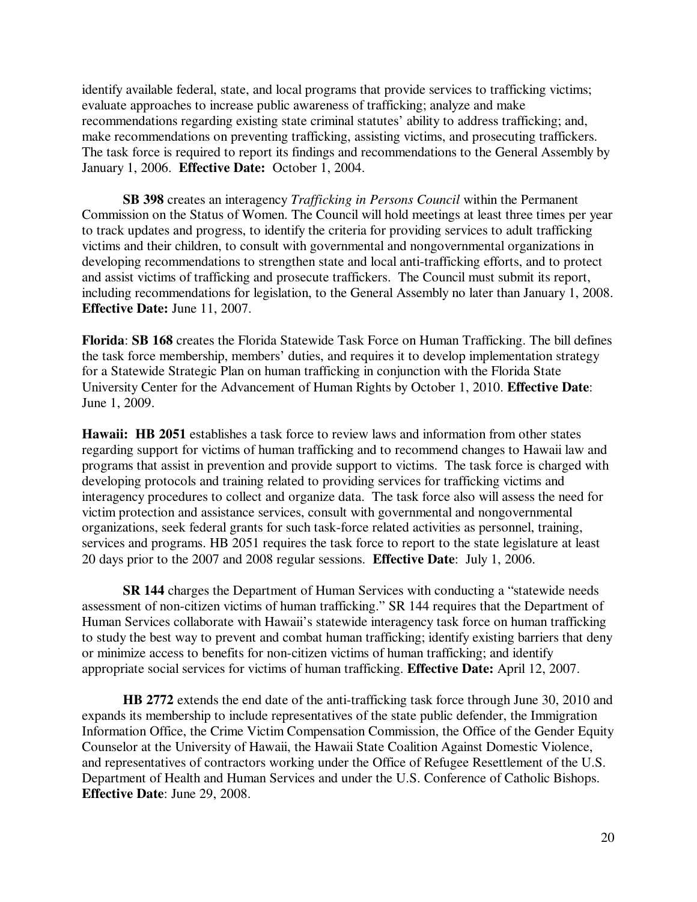identify available federal, state, and local programs that provide services to trafficking victims; evaluate approaches to increase public awareness of trafficking; analyze and make recommendations regarding existing state criminal statutes' ability to address trafficking; and, make recommendations on preventing trafficking, assisting victims, and prosecuting traffickers. The task force is required to report its findings and recommendations to the General Assembly by January 1, 2006. **Effective Date:** October 1, 2004.

**SB 398** creates an interagency *Trafficking in Persons Council* within the Permanent Commission on the Status of Women. The Council will hold meetings at least three times per year to track updates and progress, to identify the criteria for providing services to adult trafficking victims and their children, to consult with governmental and nongovernmental organizations in developing recommendations to strengthen state and local anti-trafficking efforts, and to protect and assist victims of trafficking and prosecute traffickers. The Council must submit its report, including recommendations for legislation, to the General Assembly no later than January 1, 2008. **Effective Date:** June 11, 2007.

**Florida**: **SB 168** creates the Florida Statewide Task Force on Human Trafficking. The bill defines the task force membership, members' duties, and requires it to develop implementation strategy for a Statewide Strategic Plan on human trafficking in conjunction with the Florida State University Center for the Advancement of Human Rights by October 1, 2010. **Effective Date**: June 1, 2009.

**Hawaii: HB 2051** establishes a task force to review laws and information from other states regarding support for victims of human trafficking and to recommend changes to Hawaii law and programs that assist in prevention and provide support to victims. The task force is charged with developing protocols and training related to providing services for trafficking victims and interagency procedures to collect and organize data. The task force also will assess the need for victim protection and assistance services, consult with governmental and nongovernmental organizations, seek federal grants for such task-force related activities as personnel, training, services and programs. HB 2051 requires the task force to report to the state legislature at least 20 days prior to the 2007 and 2008 regular sessions. **Effective Date**: July 1, 2006.

**SR 144** charges the Department of Human Services with conducting a "statewide needs assessment of non-citizen victims of human trafficking." SR 144 requires that the Department of Human Services collaborate with Hawaii's statewide interagency task force on human trafficking to study the best way to prevent and combat human trafficking; identify existing barriers that deny or minimize access to benefits for non-citizen victims of human trafficking; and identify appropriate social services for victims of human trafficking. **Effective Date:** April 12, 2007.

**HB 2772** extends the end date of the anti-trafficking task force through June 30, 2010 and expands its membership to include representatives of the state public defender, the Immigration Information Office, the Crime Victim Compensation Commission, the Office of the Gender Equity Counselor at the University of Hawaii, the Hawaii State Coalition Against Domestic Violence, and representatives of contractors working under the Office of Refugee Resettlement of the U.S. Department of Health and Human Services and under the U.S. Conference of Catholic Bishops. **Effective Date**: June 29, 2008.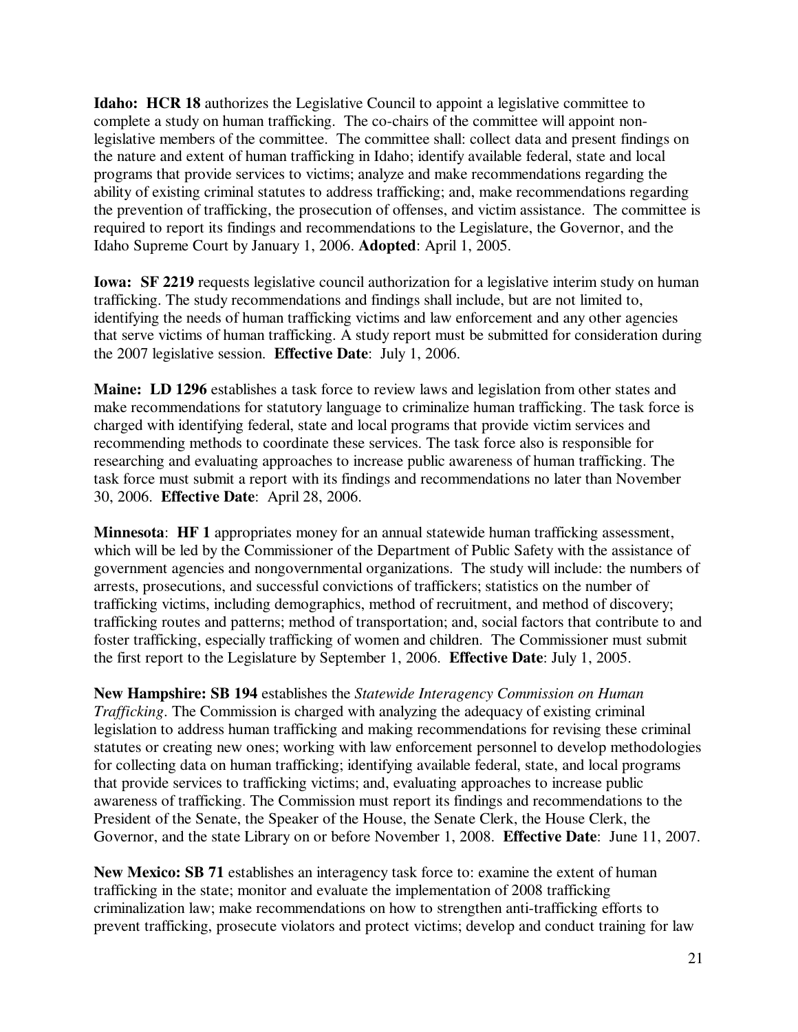**Idaho: HCR 18** authorizes the Legislative Council to appoint a legislative committee to complete a study on human trafficking. The co-chairs of the committee will appoint non-legislative members of the committee. The committee shall: collect data and present findings on the nature and extent of human trafficking in Idaho; identify available federal, state and local programs that provide services to victims; analyze and make recommendations regarding the ability of existing criminal statutes to address trafficking; and, make recommendations regarding the prevention of trafficking, the prosecution of offenses, and victim assistance. The committee is required to report its findings and recommendations to the Legislature, the Governor, and the Idaho Supreme Court by January 1, 2006. **Adopted**: April 1, 2005.

**Iowa: SF 2219** requests legislative council authorization for a legislative interim study on human trafficking. The study recommendations and findings shall include, but are not limited to, identifying the needs of human trafficking victims and law enforcement and any other agencies that serve victims of human trafficking. A study report must be submitted for consideration during the 2007 legislative session. **Effective Date**: July 1, 2006.

**Maine: LD 1296** establishes a task force to review laws and legislation from other states and make recommendations for statutory language to criminalize human trafficking. The task force is charged with identifying federal, state and local programs that provide victim services and recommending methods to coordinate these services. The task force also is responsible for researching and evaluating approaches to increase public awareness of human trafficking. The task force must submit a report with its findings and recommendations no later than November 30, 2006. **Effective Date**: April 28, 2006.

**Minnesota**: **HF 1** appropriates money for an annual statewide human trafficking assessment, which will be led by the Commissioner of the Department of Public Safety with the assistance of government agencies and nongovernmental organizations. The study will include: the numbers of arrests, prosecutions, and successful convictions of traffickers; statistics on the number of trafficking victims, including demographics, method of recruitment, and method of discovery; trafficking routes and patterns; method of transportation; and, social factors that contribute to and foster trafficking, especially trafficking of women and children. The Commissioner must submit the first report to the Legislature by September 1, 2006. **Effective Date**: July 1, 2005.

**New Hampshire: SB 194** establishes the *Statewide Interagency Commission on Human Trafficking*. The Commission is charged with analyzing the adequacy of existing criminal legislation to address human trafficking and making recommendations for revising these criminal statutes or creating new ones; working with law enforcement personnel to develop methodologies for collecting data on human trafficking; identifying available federal, state, and local programs that provide services to trafficking victims; and, evaluating approaches to increase public awareness of trafficking. The Commission must report its findings and recommendations to the President of the Senate, the Speaker of the House, the Senate Clerk, the House Clerk, the Governor, and the state Library on or before November 1, 2008. **Effective Date**: June 11, 2007.

**New Mexico: SB 71** establishes an interagency task force to: examine the extent of human trafficking in the state; monitor and evaluate the implementation of 2008 trafficking criminalization law; make recommendations on how to strengthen anti-trafficking efforts to prevent trafficking, prosecute violators and protect victims; develop and conduct training for law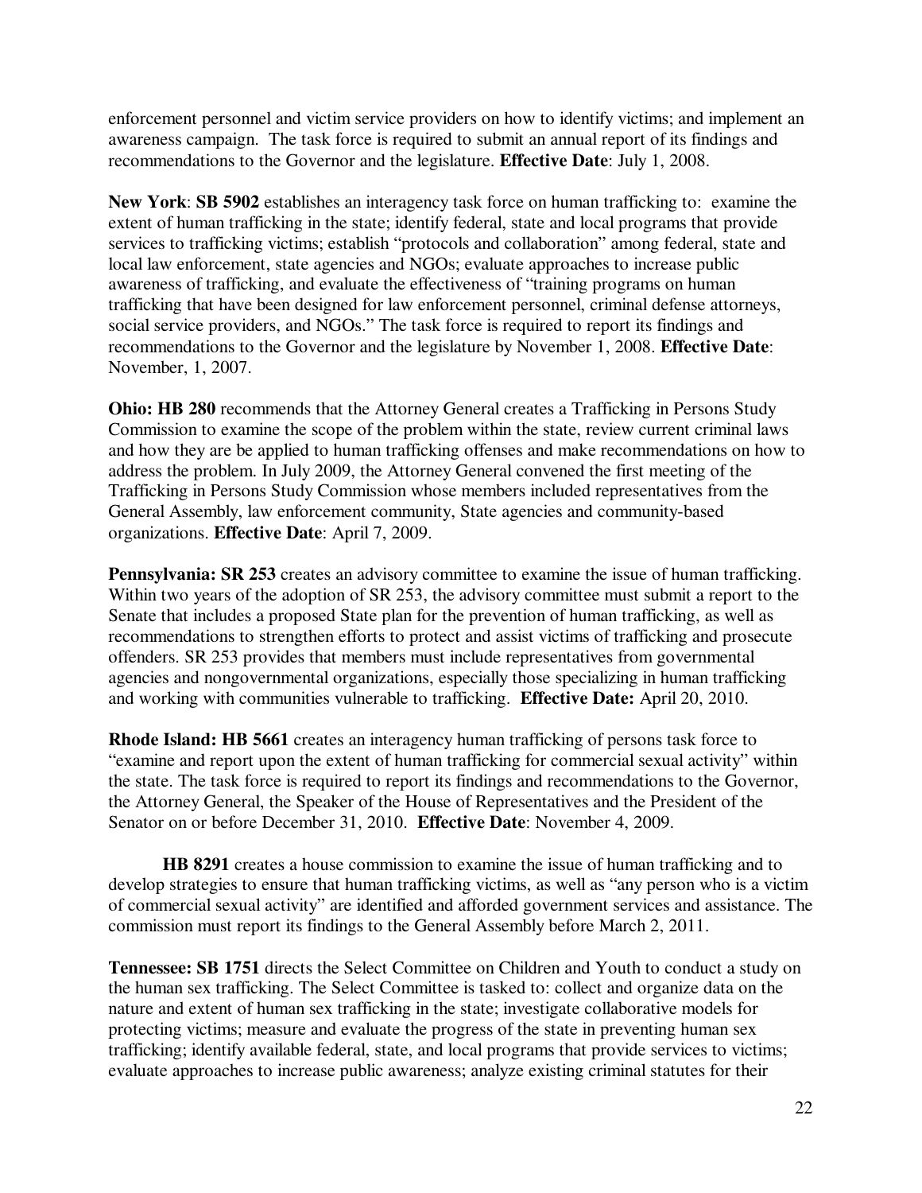enforcement personnel and victim service providers on how to identify victims; and implement an awareness campaign. The task force is required to submit an annual report of its findings and recommendations to the Governor and the legislature. **Effective Date**: July 1, 2008.

**New York**: **SB 5902** establishes an interagency task force on human trafficking to: examine the extent of human trafficking in the state; identify federal, state and local programs that provide services to trafficking victims; establish "protocols and collaboration" among federal, state and local law enforcement, state agencies and NGOs; evaluate approaches to increase public awareness of trafficking, and evaluate the effectiveness of "training programs on human trafficking that have been designed for law enforcement personnel, criminal defense attorneys, social service providers, and NGOs." The task force is required to report its findings and recommendations to the Governor and the legislature by November 1, 2008. **Effective Date**: November, 1, 2007.

**Ohio: HB 280** recommends that the Attorney General creates a Trafficking in Persons Study Commission to examine the scope of the problem within the state, review current criminal laws and how they are be applied to human trafficking offenses and make recommendations on how to address the problem. In July 2009, the Attorney General convened the first meeting of the Trafficking in Persons Study Commission whose members included representatives from the General Assembly, law enforcement community, State agencies and community-based organizations. **Effective Date**: April 7, 2009.

**Pennsylvania: SR 253** creates an advisory committee to examine the issue of human trafficking. Within two years of the adoption of SR 253, the advisory committee must submit a report to the Senate that includes a proposed State plan for the prevention of human trafficking, as well as recommendations to strengthen efforts to protect and assist victims of trafficking and prosecute offenders. SR 253 provides that members must include representatives from governmental agencies and nongovernmental organizations, especially those specializing in human trafficking and working with communities vulnerable to trafficking. **Effective Date:** April 20, 2010.

**Rhode Island: HB 5661** creates an interagency human trafficking of persons task force to "examine and report upon the extent of human trafficking for commercial sexual activity" within the state. The task force is required to report its findings and recommendations to the Governor, the Attorney General, the Speaker of the House of Representatives and the President of the Senator on or before December 31, 2010. **Effective Date**: November 4, 2009.

**HB 8291** creates a house commission to examine the issue of human trafficking and to develop strategies to ensure that human trafficking victims, as well as "any person who is a victim of commercial sexual activity" are identified and afforded government services and assistance. The commission must report its findings to the General Assembly before March 2, 2011.

**Tennessee: SB 1751** directs the Select Committee on Children and Youth to conduct a study on the human sex trafficking. The Select Committee is tasked to: collect and organize data on the nature and extent of human sex trafficking in the state; investigate collaborative models for protecting victims; measure and evaluate the progress of the state in preventing human sex trafficking; identify available federal, state, and local programs that provide services to victims; evaluate approaches to increase public awareness; analyze existing criminal statutes for their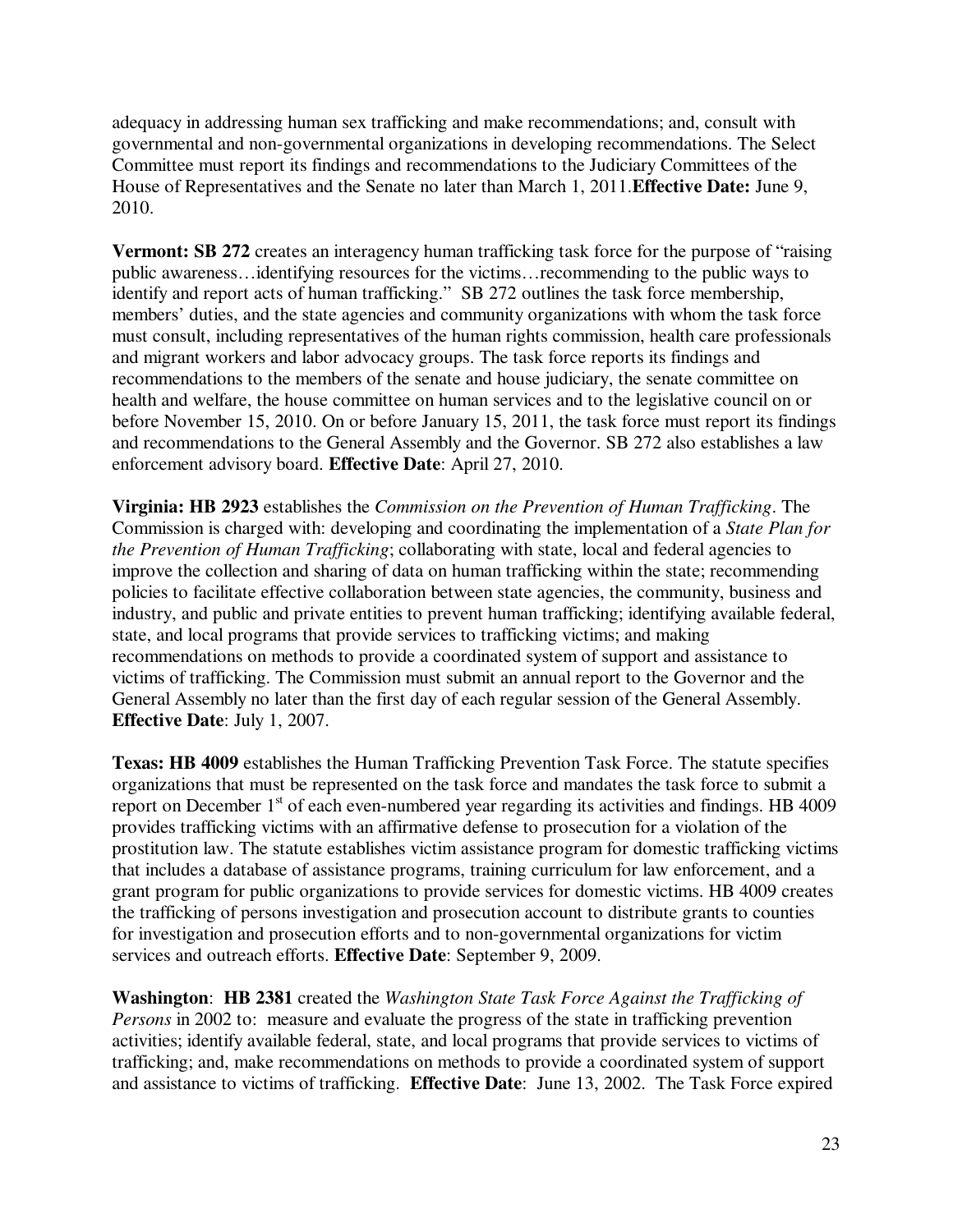adequacy in addressing human sex trafficking and make recommendations; and, consult with governmental and non-governmental organizations in developing recommendations. The Select Committee must report its findings and recommendations to the Judiciary Committees of the House of Representatives and the Senate no later than March 1, 2011.**Effective Date:** June 9, 2010.

**Vermont: SB 272** creates an interagency human trafficking task force for the purpose of "raising public awareness…identifying resources for the victims…recommending to the public ways to identify and report acts of human trafficking." SB 272 outlines the task force membership, members' duties, and the state agencies and community organizations with whom the task force must consult, including representatives of the human rights commission, health care professionals and migrant workers and labor advocacy groups. The task force reports its findings and recommendations to the members of the senate and house judiciary, the senate committee on health and welfare, the house committee on human services and to the legislative council on or before November 15, 2010. On or before January 15, 2011, the task force must report its findings and recommendations to the General Assembly and the Governor. SB 272 also establishes a law enforcement advisory board. **Effective Date**: April 27, 2010.

**Virginia: HB 2923** establishes the *Commission on the Prevention of Human Trafficking*. The Commission is charged with: developing and coordinating the implementation of a *State Plan for the Prevention of Human Trafficking*; collaborating with state, local and federal agencies to improve the collection and sharing of data on human trafficking within the state; recommending policies to facilitate effective collaboration between state agencies, the community, business and industry, and public and private entities to prevent human trafficking; identifying available federal, state, and local programs that provide services to trafficking victims; and making recommendations on methods to provide a coordinated system of support and assistance to victims of trafficking. The Commission must submit an annual report to the Governor and the General Assembly no later than the first day of each regular session of the General Assembly. **Effective Date**: July 1, 2007.

**Texas: HB 4009** establishes the Human Trafficking Prevention Task Force. The statute specifies organizations that must be represented on the task force and mandates the task force to submit a report on December 1st of each even-numbered year regarding its activities and findings. HB 4009 provides trafficking victims with an affirmative defense to prosecution for a violation of the prostitution law. The statute establishes victim assistance program for domestic trafficking victims that includes a database of assistance programs, training curriculum for law enforcement, and a grant program for public organizations to provide services for domestic victims. HB 4009 creates the trafficking of persons investigation and prosecution account to distribute grants to counties for investigation and prosecution efforts and to non-governmental organizations for victim services and outreach efforts. **Effective Date**: September 9, 2009.

**Washington**: **HB 2381** created the *Washington State Task Force Against the Trafficking of Persons* in 2002 to: measure and evaluate the progress of the state in trafficking prevention activities; identify available federal, state, and local programs that provide services to victims of trafficking; and, make recommendations on methods to provide a coordinated system of support and assistance to victims of trafficking. **Effective Date**: June 13, 2002. The Task Force expired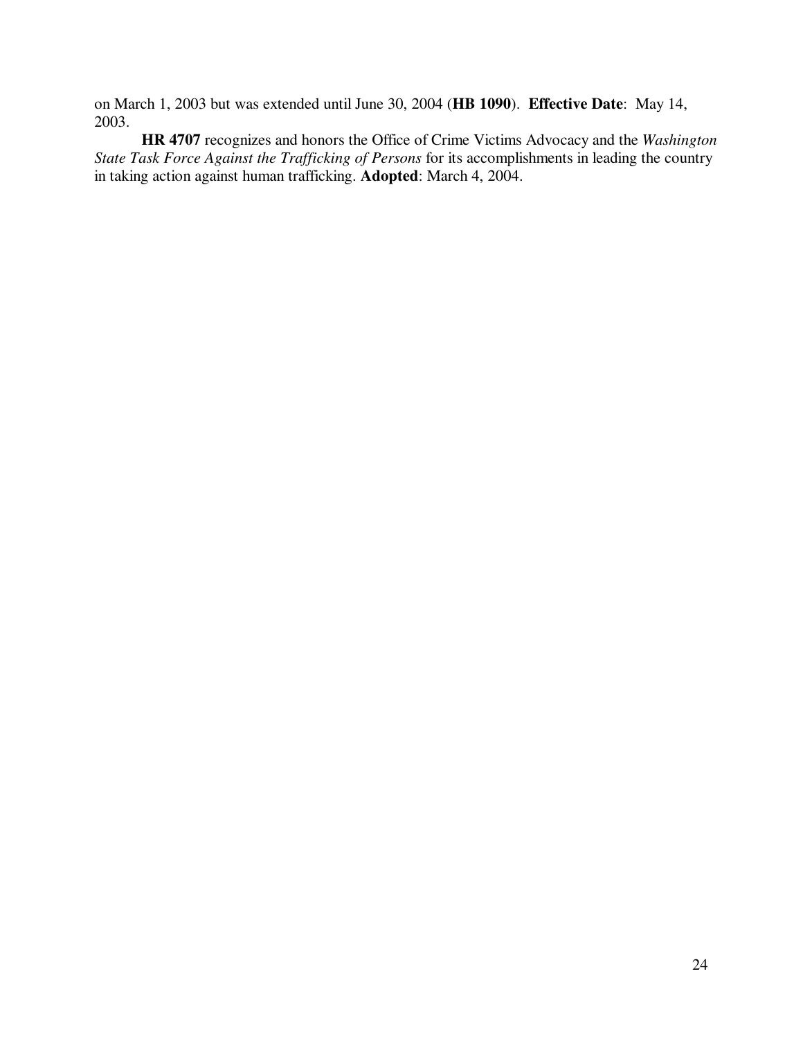on March 1, 2003 but was extended until June 30, 2004 (**HB 1090**). **Effective Date**: May 14, 2003.

**HR 4707** recognizes and honors the Office of Crime Victims Advocacy and the *Washington State Task Force Against the Trafficking of Persons* for its accomplishments in leading the country in taking action against human trafficking. **Adopted**: March 4, 2004.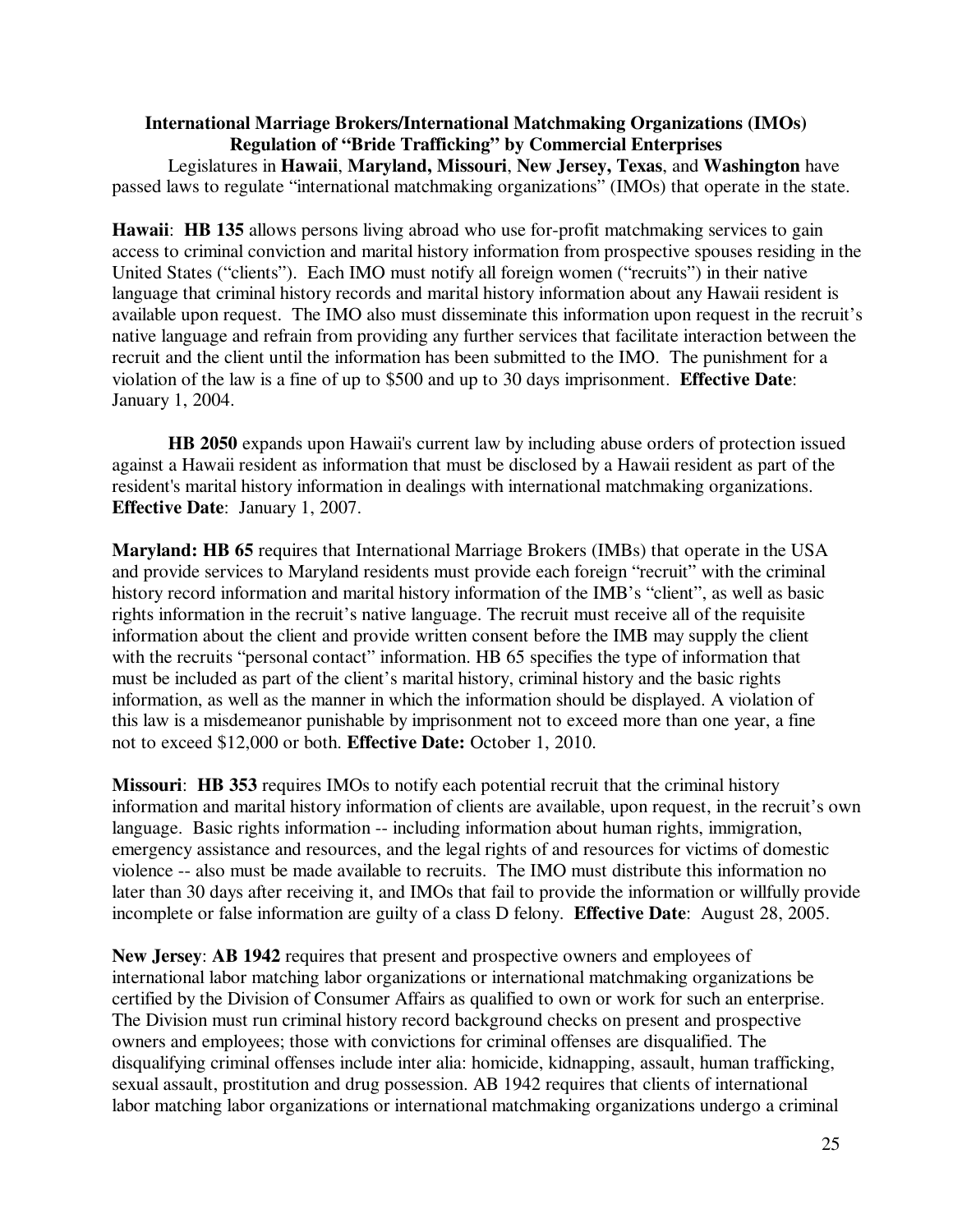**International Marriage Brokers/International Matchmaking Organizations (IMOs)**
**Regulation of "Bride Trafficking" by Commercial Enterprises**

Legislatures in **Hawaii**, **Maryland, Missouri**, **New Jersey, Texas**, and **Washington** have passed laws to regulate "international matchmaking organizations" (IMOs) that operate in the state.

**Hawaii**: **HB 135** allows persons living abroad who use for-profit matchmaking services to gain access to criminal conviction and marital history information from prospective spouses residing in the United States ("clients"). Each IMO must notify all foreign women ("recruits") in their native language that criminal history records and marital history information about any Hawaii resident is available upon request. The IMO also must disseminate this information upon request in the recruit's native language and refrain from providing any further services that facilitate interaction between the recruit and the client until the information has been submitted to the IMO. The punishment for a violation of the law is a fine of up to $500 and up to 30 days imprisonment. **Effective Date**: January 1, 2004.

**HB 2050** expands upon Hawaii's current law by including abuse orders of protection issued against a Hawaii resident as information that must be disclosed by a Hawaii resident as part of the resident's marital history information in dealings with international matchmaking organizations. **Effective Date**: January 1, 2007.

**Maryland: HB 65** requires that International Marriage Brokers (IMBs) that operate in the USA and provide services to Maryland residents must provide each foreign "recruit" with the criminal history record information and marital history information of the IMB's "client", as well as basic rights information in the recruit's native language. The recruit must receive all of the requisite information about the client and provide written consent before the IMB may supply the client with the recruits "personal contact" information. HB 65 specifies the type of information that must be included as part of the client's marital history, criminal history and the basic rights information, as well as the manner in which the information should be displayed. A violation of this law is a misdemeanor punishable by imprisonment not to exceed more than one year, a fine not to exceed $12,000 or both. **Effective Date:** October 1, 2010.

**Missouri**: **HB 353** requires IMOs to notify each potential recruit that the criminal history information and marital history information of clients are available, upon request, in the recruit's own language. Basic rights information -- including information about human rights, immigration, emergency assistance and resources, and the legal rights of and resources for victims of domestic violence -- also must be made available to recruits. The IMO must distribute this information no later than 30 days after receiving it, and IMOs that fail to provide the information or willfully provide incomplete or false information are guilty of a class D felony. **Effective Date**: August 28, 2005.

**New Jersey**: **AB 1942** requires that present and prospective owners and employees of international labor matching labor organizations or international matchmaking organizations be certified by the Division of Consumer Affairs as qualified to own or work for such an enterprise. The Division must run criminal history record background checks on present and prospective owners and employees; those with convictions for criminal offenses are disqualified. The disqualifying criminal offenses include inter alia: homicide, kidnapping, assault, human trafficking, sexual assault, prostitution and drug possession. AB 1942 requires that clients of international labor matching labor organizations or international matchmaking organizations undergo a criminal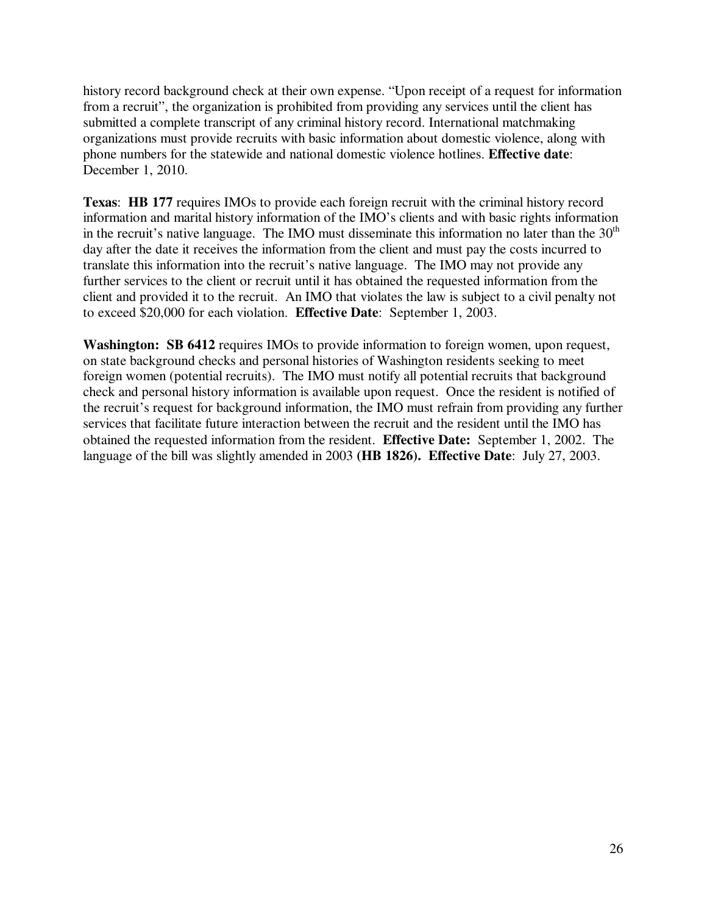history record background check at their own expense. "Upon receipt of a request for information from a recruit", the organization is prohibited from providing any services until the client has submitted a complete transcript of any criminal history record. International matchmaking organizations must provide recruits with basic information about domestic violence, along with phone numbers for the statewide and national domestic violence hotlines. **Effective date**: December 1, 2010.

**Texas**: **HB 177** requires IMOs to provide each foreign recruit with the criminal history record information and marital history information of the IMO's clients and with basic rights information in the recruit's native language. The IMO must disseminate this information no later than the 30th day after the date it receives the information from the client and must pay the costs incurred to translate this information into the recruit's native language. The IMO may not provide any further services to the client or recruit until it has obtained the requested information from the client and provided it to the recruit. An IMO that violates the law is subject to a civil penalty not to exceed $20,000 for each violation. **Effective Date**: September 1, 2003.

**Washington: SB 6412** requires IMOs to provide information to foreign women, upon request, on state background checks and personal histories of Washington residents seeking to meet foreign women (potential recruits). The IMO must notify all potential recruits that background check and personal history information is available upon request. Once the resident is notified of the recruit's request for background information, the IMO must refrain from providing any further services that facilitate future interaction between the recruit and the resident until the IMO has obtained the requested information from the resident. **Effective Date:** September 1, 2002. The language of the bill was slightly amended in 2003 **(HB 1826). Effective Date**: July 27, 2003.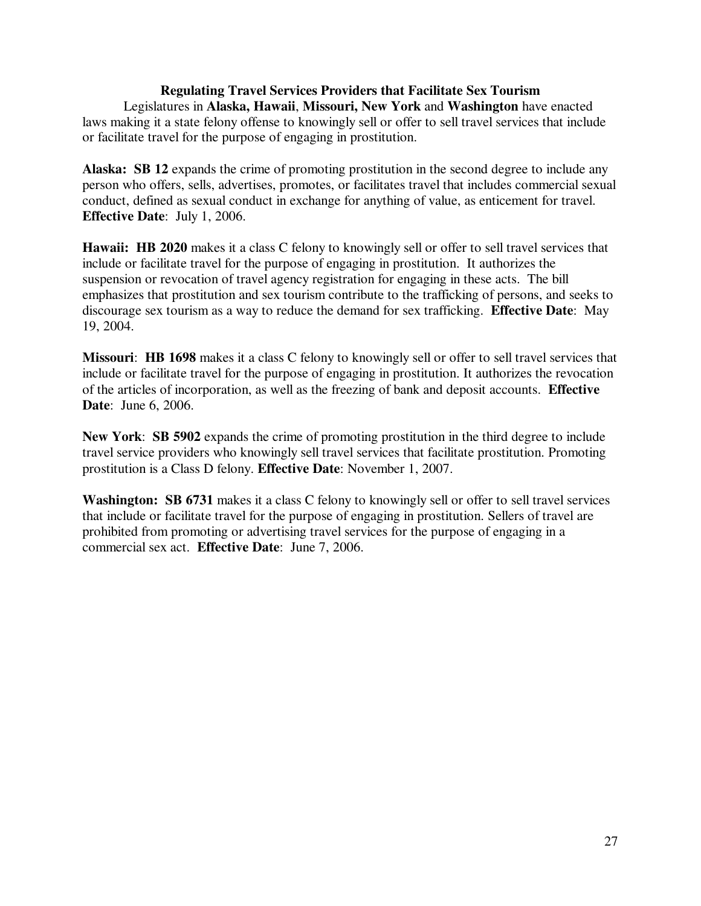## Regulating Travel Services Providers that Facilitate Sex Tourism

Legislatures in **Alaska, Hawaii**, **Missouri, New York** and **Washington** have enacted laws making it a state felony offense to knowingly sell or offer to sell travel services that include or facilitate travel for the purpose of engaging in prostitution.

**Alaska: SB 12** expands the crime of promoting prostitution in the second degree to include any person who offers, sells, advertises, promotes, or facilitates travel that includes commercial sexual conduct, defined as sexual conduct in exchange for anything of value, as enticement for travel. **Effective Date**: July 1, 2006.

**Hawaii: HB 2020** makes it a class C felony to knowingly sell or offer to sell travel services that include or facilitate travel for the purpose of engaging in prostitution. It authorizes the suspension or revocation of travel agency registration for engaging in these acts. The bill emphasizes that prostitution and sex tourism contribute to the trafficking of persons, and seeks to discourage sex tourism as a way to reduce the demand for sex trafficking. **Effective Date**: May 19, 2004.

**Missouri**: **HB 1698** makes it a class C felony to knowingly sell or offer to sell travel services that include or facilitate travel for the purpose of engaging in prostitution. It authorizes the revocation of the articles of incorporation, as well as the freezing of bank and deposit accounts. **Effective Date**: June 6, 2006.

**New York**: **SB 5902** expands the crime of promoting prostitution in the third degree to include travel service providers who knowingly sell travel services that facilitate prostitution. Promoting prostitution is a Class D felony. **Effective Date**: November 1, 2007.

**Washington: SB 6731** makes it a class C felony to knowingly sell or offer to sell travel services that include or facilitate travel for the purpose of engaging in prostitution. Sellers of travel are prohibited from promoting or advertising travel services for the purpose of engaging in a commercial sex act. **Effective Date**: June 7, 2006.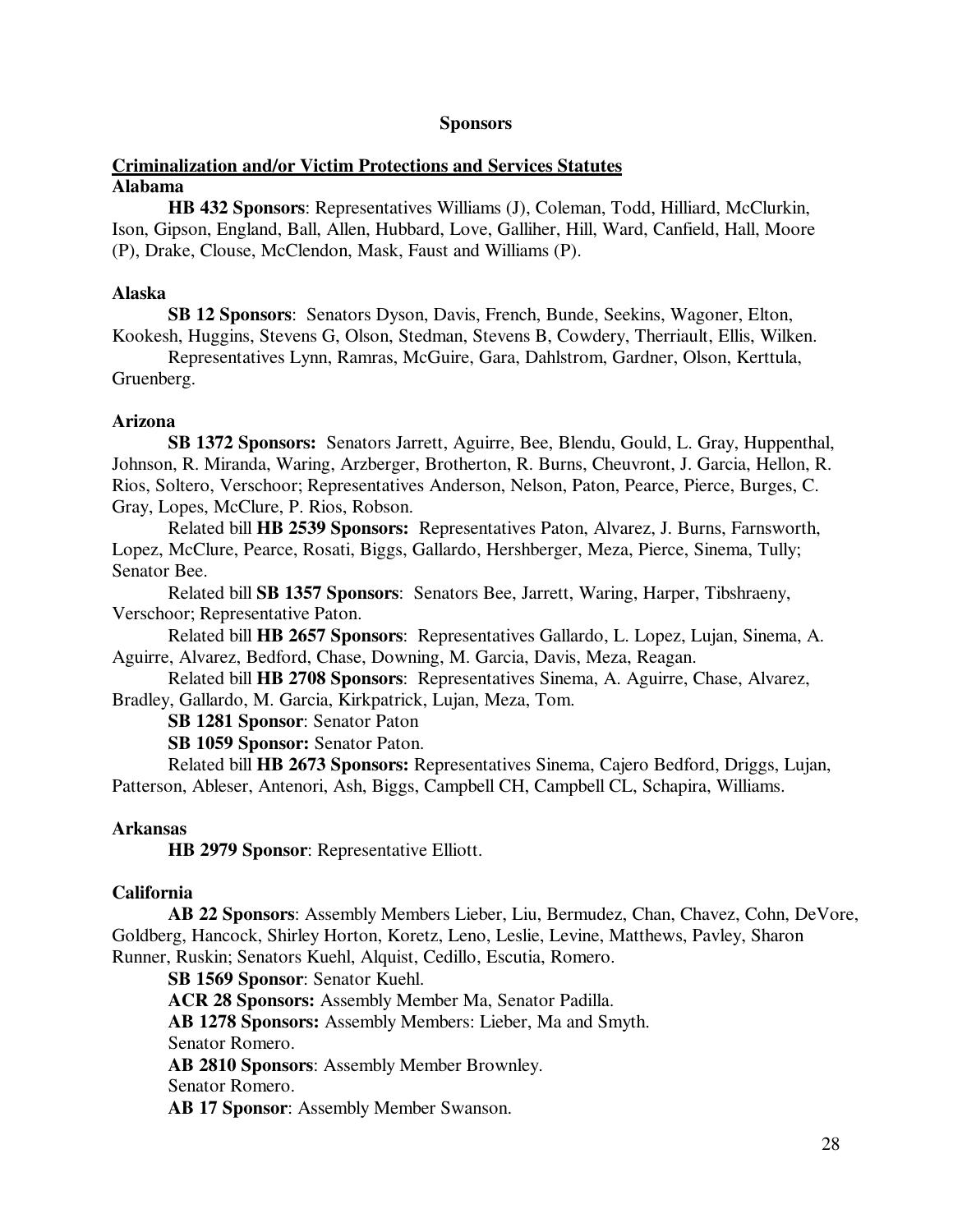## Sponsors

### Criminalization and/or Victim Protections and Services Statutes

#### Alabama

**HB 432 Sponsors**: Representatives Williams (J), Coleman, Todd, Hilliard, McClurkin, Ison, Gipson, England, Ball, Allen, Hubbard, Love, Galliher, Hill, Ward, Canfield, Hall, Moore (P), Drake, Clouse, McClendon, Mask, Faust and Williams (P).

#### Alaska

**SB 12 Sponsors**: Senators Dyson, Davis, French, Bunde, Seekins, Wagoner, Elton, Kookesh, Huggins, Stevens G, Olson, Stedman, Stevens B, Cowdery, Therriault, Ellis, Wilken.

Representatives Lynn, Ramras, McGuire, Gara, Dahlstrom, Gardner, Olson, Kerttula, Gruenberg.

#### Arizona

**SB 1372 Sponsors:** Senators Jarrett, Aguirre, Bee, Blendu, Gould, L. Gray, Huppenthal, Johnson, R. Miranda, Waring, Arzberger, Brotherton, R. Burns, Cheuvront, J. Garcia, Hellon, R. Rios, Soltero, Verschoor; Representatives Anderson, Nelson, Paton, Pearce, Pierce, Burges, C. Gray, Lopes, McClure, P. Rios, Robson.

Related bill **HB 2539 Sponsors:** Representatives Paton, Alvarez, J. Burns, Farnsworth, Lopez, McClure, Pearce, Rosati, Biggs, Gallardo, Hershberger, Meza, Pierce, Sinema, Tully; Senator Bee.

Related bill **SB 1357 Sponsors**: Senators Bee, Jarrett, Waring, Harper, Tibshraeny, Verschoor; Representative Paton.

Related bill **HB 2657 Sponsors**: Representatives Gallardo, L. Lopez, Lujan, Sinema, A. Aguirre, Alvarez, Bedford, Chase, Downing, M. Garcia, Davis, Meza, Reagan.

Related bill **HB 2708 Sponsors**: Representatives Sinema, A. Aguirre, Chase, Alvarez, Bradley, Gallardo, M. Garcia, Kirkpatrick, Lujan, Meza, Tom.

**SB 1281 Sponsor**: Senator Paton

**SB 1059 Sponsor:** Senator Paton.

Related bill **HB 2673 Sponsors:** Representatives Sinema, Cajero Bedford, Driggs, Lujan, Patterson, Ableser, Antenori, Ash, Biggs, Campbell CH, Campbell CL, Schapira, Williams.

#### Arkansas

**HB 2979 Sponsor**: Representative Elliott.

#### California

**AB 22 Sponsors**: Assembly Members Lieber, Liu, Bermudez, Chan, Chavez, Cohn, DeVore, Goldberg, Hancock, Shirley Horton, Koretz, Leno, Leslie, Levine, Matthews, Pavley, Sharon Runner, Ruskin; Senators Kuehl, Alquist, Cedillo, Escutia, Romero.

**SB 1569 Sponsor**: Senator Kuehl.

**ACR 28 Sponsors:** Assembly Member Ma, Senator Padilla.

**AB 1278 Sponsors:** Assembly Members: Lieber, Ma and Smyth.
Senator Romero.

**AB 2810 Sponsors**: Assembly Member Brownley.
Senator Romero.

**AB 17 Sponsor**: Assembly Member Swanson.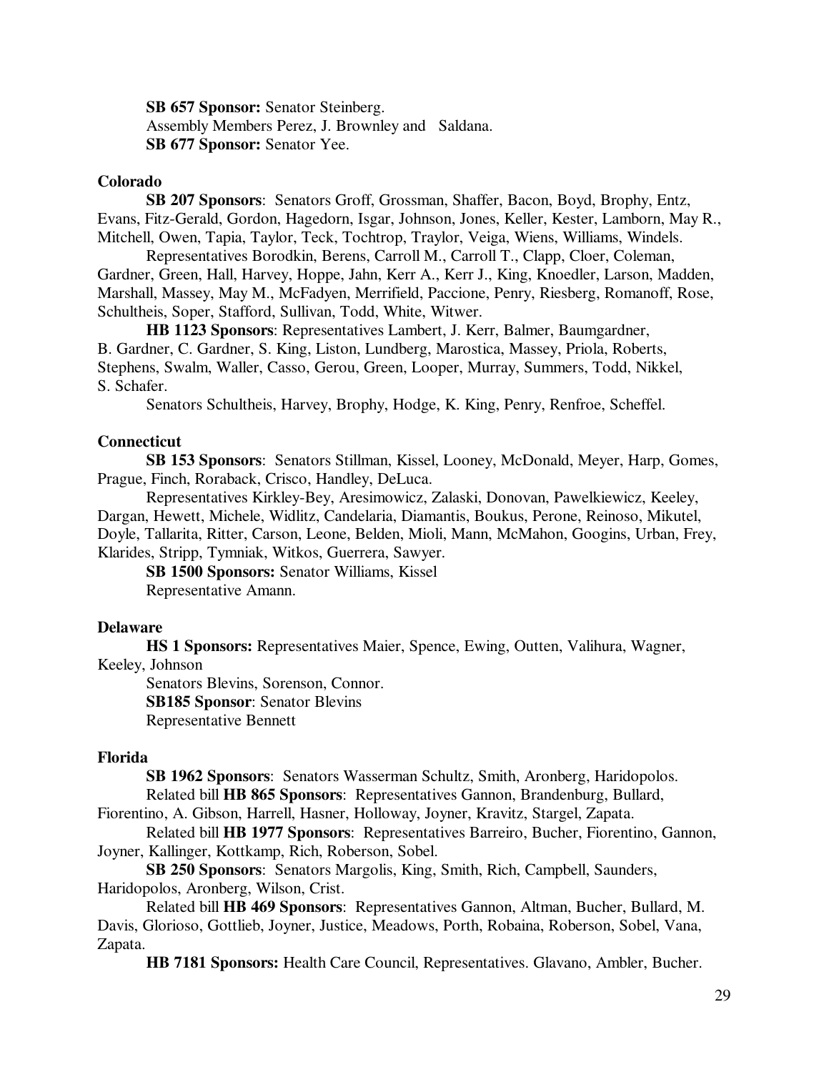**SB 657 Sponsor:** Senator Steinberg.
Assembly Members Perez, J. Brownley and Saldana.
**SB 677 Sponsor:** Senator Yee.

**Colorado**

**SB 207 Sponsors**: Senators Groff, Grossman, Shaffer, Bacon, Boyd, Brophy, Entz, Evans, Fitz-Gerald, Gordon, Hagedorn, Isgar, Johnson, Jones, Keller, Kester, Lamborn, May R., Mitchell, Owen, Tapia, Taylor, Teck, Tochtrop, Traylor, Veiga, Wiens, Williams, Windels.

Representatives Borodkin, Berens, Carroll M., Carroll T., Clapp, Cloer, Coleman, Gardner, Green, Hall, Harvey, Hoppe, Jahn, Kerr A., Kerr J., King, Knoedler, Larson, Madden, Marshall, Massey, May M., McFadyen, Merrifield, Paccione, Penry, Riesberg, Romanoff, Rose, Schultheis, Soper, Stafford, Sullivan, Todd, White, Witwer.

**HB 1123 Sponsors**: Representatives Lambert, J. Kerr, Balmer, Baumgardner, B. Gardner, C. Gardner, S. King, Liston, Lundberg, Marostica, Massey, Priola, Roberts, Stephens, Swalm, Waller, Casso, Gerou, Green, Looper, Murray, Summers, Todd, Nikkel, S. Schafer.

Senators Schultheis, Harvey, Brophy, Hodge, K. King, Penry, Renfroe, Scheffel.

**Connecticut**

**SB 153 Sponsors**: Senators Stillman, Kissel, Looney, McDonald, Meyer, Harp, Gomes, Prague, Finch, Roraback, Crisco, Handley, DeLuca.

Representatives Kirkley-Bey, Aresimowicz, Zalaski, Donovan, Pawelkiewicz, Keeley, Dargan, Hewett, Michele, Widlitz, Candelaria, Diamantis, Boukus, Perone, Reinoso, Mikutel, Doyle, Tallarita, Ritter, Carson, Leone, Belden, Mioli, Mann, McMahon, Googins, Urban, Frey, Klarides, Stripp, Tymniak, Witkos, Guerrera, Sawyer.

**SB 1500 Sponsors:** Senator Williams, Kissel
Representative Amann.

**Delaware**

**HS 1 Sponsors:** Representatives Maier, Spence, Ewing, Outten, Valihura, Wagner, Keeley, Johnson
Senators Blevins, Sorenson, Connor.
**SB185 Sponsor**: Senator Blevins
Representative Bennett

**Florida**

**SB 1962 Sponsors**: Senators Wasserman Schultz, Smith, Aronberg, Haridopolos.

Related bill **HB 865 Sponsors**: Representatives Gannon, Brandenburg, Bullard, Fiorentino, A. Gibson, Harrell, Hasner, Holloway, Joyner, Kravitz, Stargel, Zapata.

Related bill **HB 1977 Sponsors**: Representatives Barreiro, Bucher, Fiorentino, Gannon, Joyner, Kallinger, Kottkamp, Rich, Roberson, Sobel.

**SB 250 Sponsors**: Senators Margolis, King, Smith, Rich, Campbell, Saunders, Haridopolos, Aronberg, Wilson, Crist.

Related bill **HB 469 Sponsors**: Representatives Gannon, Altman, Bucher, Bullard, M. Davis, Glorioso, Gottlieb, Joyner, Justice, Meadows, Porth, Robaina, Roberson, Sobel, Vana, Zapata.

**HB 7181 Sponsors:** Health Care Council, Representatives. Glavano, Ambler, Bucher.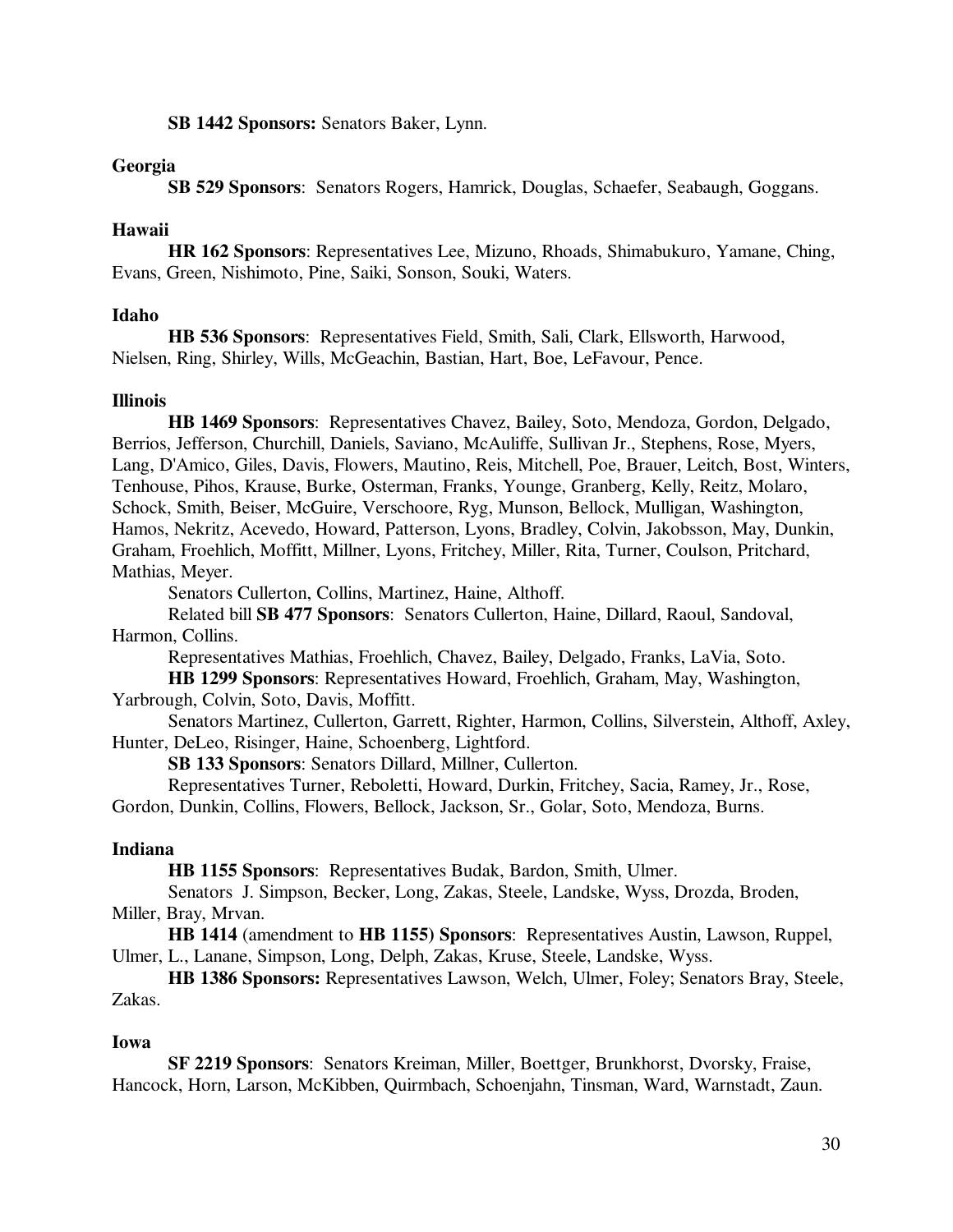**SB 1442 Sponsors:** Senators Baker, Lynn.

**Georgia**

**SB 529 Sponsors**: Senators Rogers, Hamrick, Douglas, Schaefer, Seabaugh, Goggans.

**Hawaii**

**HR 162 Sponsors**: Representatives Lee, Mizuno, Rhoads, Shimabukuro, Yamane, Ching, Evans, Green, Nishimoto, Pine, Saiki, Sonson, Souki, Waters.

**Idaho**

**HB 536 Sponsors**: Representatives Field, Smith, Sali, Clark, Ellsworth, Harwood, Nielsen, Ring, Shirley, Wills, McGeachin, Bastian, Hart, Boe, LeFavour, Pence.

**Illinois**

**HB 1469 Sponsors**: Representatives Chavez, Bailey, Soto, Mendoza, Gordon, Delgado, Berrios, Jefferson, Churchill, Daniels, Saviano, McAuliffe, Sullivan Jr., Stephens, Rose, Myers, Lang, D'Amico, Giles, Davis, Flowers, Mautino, Reis, Mitchell, Poe, Brauer, Leitch, Bost, Winters, Tenhouse, Pihos, Krause, Burke, Osterman, Franks, Younge, Granberg, Kelly, Reitz, Molaro, Schock, Smith, Beiser, McGuire, Verschoore, Ryg, Munson, Bellock, Mulligan, Washington, Hamos, Nekritz, Acevedo, Howard, Patterson, Lyons, Bradley, Colvin, Jakobsson, May, Dunkin, Graham, Froehlich, Moffitt, Millner, Lyons, Fritchey, Miller, Rita, Turner, Coulson, Pritchard, Mathias, Meyer.

Senators Cullerton, Collins, Martinez, Haine, Althoff.

Related bill **SB 477 Sponsors**: Senators Cullerton, Haine, Dillard, Raoul, Sandoval, Harmon, Collins.

Representatives Mathias, Froehlich, Chavez, Bailey, Delgado, Franks, LaVia, Soto.

**HB 1299 Sponsors**: Representatives Howard, Froehlich, Graham, May, Washington, Yarbrough, Colvin, Soto, Davis, Moffitt.

Senators Martinez, Cullerton, Garrett, Righter, Harmon, Collins, Silverstein, Althoff, Axley, Hunter, DeLeo, Risinger, Haine, Schoenberg, Lightford.

**SB 133 Sponsors**: Senators Dillard, Millner, Cullerton.

Representatives Turner, Reboletti, Howard, Durkin, Fritchey, Sacia, Ramey, Jr., Rose, Gordon, Dunkin, Collins, Flowers, Bellock, Jackson, Sr., Golar, Soto, Mendoza, Burns.

**Indiana**

**HB 1155 Sponsors**: Representatives Budak, Bardon, Smith, Ulmer.

Senators J. Simpson, Becker, Long, Zakas, Steele, Landske, Wyss, Drozda, Broden, Miller, Bray, Mrvan.

**HB 1414** (amendment to **HB 1155) Sponsors**: Representatives Austin, Lawson, Ruppel, Ulmer, L., Lanane, Simpson, Long, Delph, Zakas, Kruse, Steele, Landske, Wyss.

**HB 1386 Sponsors:** Representatives Lawson, Welch, Ulmer, Foley; Senators Bray, Steele, Zakas.

**Iowa**

**SF 2219 Sponsors**: Senators Kreiman, Miller, Boettger, Brunkhorst, Dvorsky, Fraise, Hancock, Horn, Larson, McKibben, Quirmbach, Schoenjahn, Tinsman, Ward, Warnstadt, Zaun.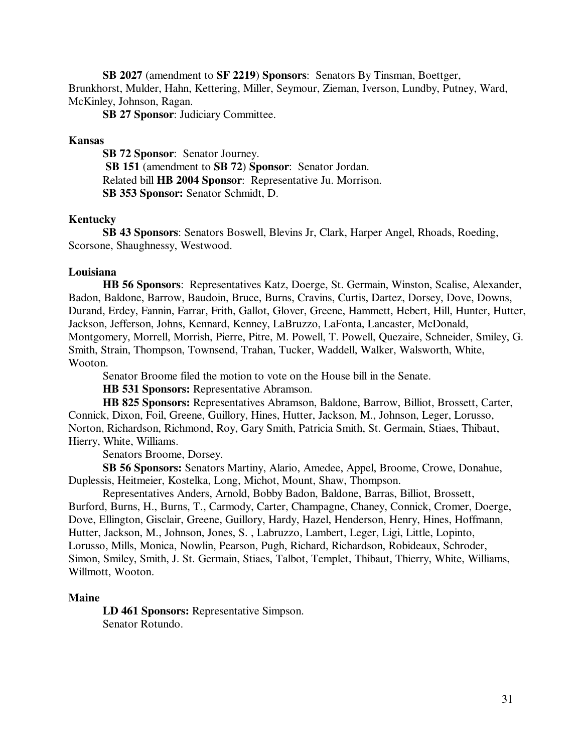**SB 2027** (amendment to **SF 2219**) **Sponsors**: Senators By Tinsman, Boettger, Brunkhorst, Mulder, Hahn, Kettering, Miller, Seymour, Zieman, Iverson, Lundby, Putney, Ward, McKinley, Johnson, Ragan.

**SB 27 Sponsor**: Judiciary Committee.

**Kansas**

**SB 72 Sponsor**: Senator Journey.

**SB 151** (amendment to **SB 72**) **Sponsor**: Senator Jordan.

Related bill **HB 2004 Sponsor**: Representative Ju. Morrison.

**SB 353 Sponsor:** Senator Schmidt, D.

**Kentucky**

**SB 43 Sponsors**: Senators Boswell, Blevins Jr, Clark, Harper Angel, Rhoads, Roeding, Scorsone, Shaughnessy, Westwood.

**Louisiana**

**HB 56 Sponsors**: Representatives Katz, Doerge, St. Germain, Winston, Scalise, Alexander, Badon, Baldone, Barrow, Baudoin, Bruce, Burns, Cravins, Curtis, Dartez, Dorsey, Dove, Downs, Durand, Erdey, Fannin, Farrar, Frith, Gallot, Glover, Greene, Hammett, Hebert, Hill, Hunter, Hutter, Jackson, Jefferson, Johns, Kennard, Kenney, LaBruzzo, LaFonta, Lancaster, McDonald, Montgomery, Morrell, Morrish, Pierre, Pitre, M. Powell, T. Powell, Quezaire, Schneider, Smiley, G. Smith, Strain, Thompson, Townsend, Trahan, Tucker, Waddell, Walker, Walsworth, White, Wooton.

Senator Broome filed the motion to vote on the House bill in the Senate.

**HB 531 Sponsors:** Representative Abramson.

**HB 825 Sponsors:** Representatives Abramson, Baldone, Barrow, Billiot, Brossett, Carter, Connick, Dixon, Foil, Greene, Guillory, Hines, Hutter, Jackson, M., Johnson, Leger, Lorusso, Norton, Richardson, Richmond, Roy, Gary Smith, Patricia Smith, St. Germain, Stiaes, Thibaut, Hierry, White, Williams.

Senators Broome, Dorsey.

**SB 56 Sponsors:** Senators Martiny, Alario, Amedee, Appel, Broome, Crowe, Donahue, Duplessis, Heitmeier, Kostelka, Long, Michot, Mount, Shaw, Thompson.

Representatives Anders, Arnold, Bobby Badon, Baldone, Barras, Billiot, Brossett, Burford, Burns, H., Burns, T., Carmody, Carter, Champagne, Chaney, Connick, Cromer, Doerge, Dove, Ellington, Gisclair, Greene, Guillory, Hardy, Hazel, Henderson, Henry, Hines, Hoffmann, Hutter, Jackson, M., Johnson, Jones, S. , Labruzzo, Lambert, Leger, Ligi, Little, Lopinto, Lorusso, Mills, Monica, Nowlin, Pearson, Pugh, Richard, Richardson, Robideaux, Schroder, Simon, Smiley, Smith, J. St. Germain, Stiaes, Talbot, Templet, Thibaut, Thierry, White, Williams, Willmott, Wooton.

**Maine**

**LD 461 Sponsors:** Representative Simpson.

Senator Rotundo.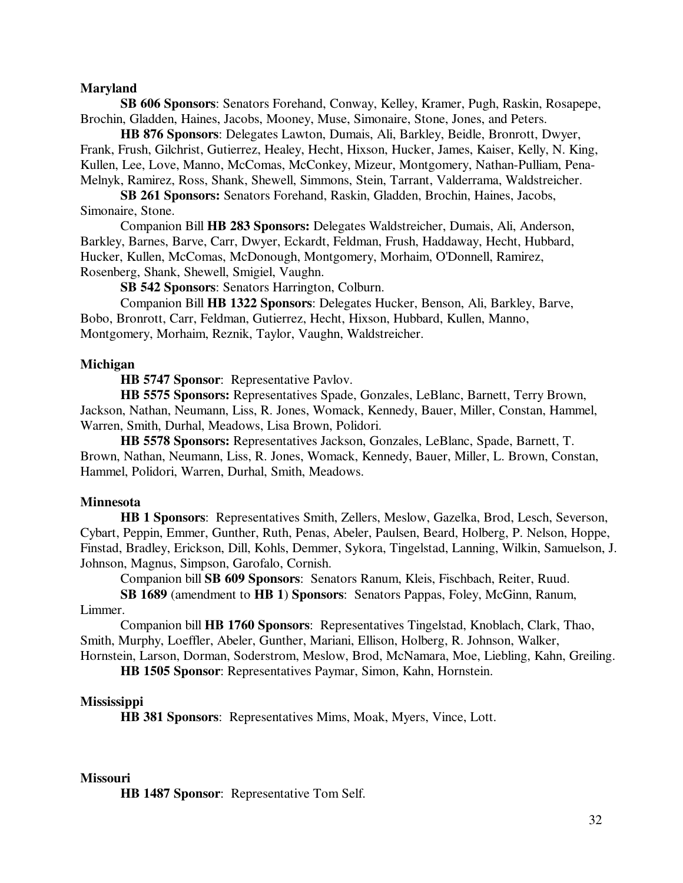**Maryland**

**SB 606 Sponsors**: Senators Forehand, Conway, Kelley, Kramer, Pugh, Raskin, Rosapepe, Brochin, Gladden, Haines, Jacobs, Mooney, Muse, Simonaire, Stone, Jones, and Peters.

**HB 876 Sponsors**: Delegates Lawton, Dumais, Ali, Barkley, Beidle, Bronrott, Dwyer, Frank, Frush, Gilchrist, Gutierrez, Healey, Hecht, Hixson, Hucker, James, Kaiser, Kelly, N. King, Kullen, Lee, Love, Manno, McComas, McConkey, Mizeur, Montgomery, Nathan-Pulliam, Pena-Melnyk, Ramirez, Ross, Shank, Shewell, Simmons, Stein, Tarrant, Valderrama, Waldstreicher.

**SB 261 Sponsors:** Senators Forehand, Raskin, Gladden, Brochin, Haines, Jacobs, Simonaire, Stone.

Companion Bill **HB 283 Sponsors:** Delegates Waldstreicher, Dumais, Ali, Anderson, Barkley, Barnes, Barve, Carr, Dwyer, Eckardt, Feldman, Frush, Haddaway, Hecht, Hubbard, Hucker, Kullen, McComas, McDonough, Montgomery, Morhaim, O'Donnell, Ramirez, Rosenberg, Shank, Shewell, Smigiel, Vaughn.

**SB 542 Sponsors**: Senators Harrington, Colburn.

Companion Bill **HB 1322 Sponsors**: Delegates Hucker, Benson, Ali, Barkley, Barve, Bobo, Bronrott, Carr, Feldman, Gutierrez, Hecht, Hixson, Hubbard, Kullen, Manno, Montgomery, Morhaim, Reznik, Taylor, Vaughn, Waldstreicher.

**Michigan**

**HB 5747 Sponsor**: Representative Pavlov.

**HB 5575 Sponsors:** Representatives Spade, Gonzales, LeBlanc, Barnett, Terry Brown, Jackson, Nathan, Neumann, Liss, R. Jones, Womack, Kennedy, Bauer, Miller, Constan, Hammel, Warren, Smith, Durhal, Meadows, Lisa Brown, Polidori.

**HB 5578 Sponsors:** Representatives Jackson, Gonzales, LeBlanc, Spade, Barnett, T. Brown, Nathan, Neumann, Liss, R. Jones, Womack, Kennedy, Bauer, Miller, L. Brown, Constan, Hammel, Polidori, Warren, Durhal, Smith, Meadows.

**Minnesota**

**HB 1 Sponsors**: Representatives Smith, Zellers, Meslow, Gazelka, Brod, Lesch, Severson, Cybart, Peppin, Emmer, Gunther, Ruth, Penas, Abeler, Paulsen, Beard, Holberg, P. Nelson, Hoppe, Finstad, Bradley, Erickson, Dill, Kohls, Demmer, Sykora, Tingelstad, Lanning, Wilkin, Samuelson, J. Johnson, Magnus, Simpson, Garofalo, Cornish.

Companion bill **SB 609 Sponsors**: Senators Ranum, Kleis, Fischbach, Reiter, Ruud.

**SB 1689** (amendment to **HB 1**) **Sponsors**: Senators Pappas, Foley, McGinn, Ranum, Limmer.

Companion bill **HB 1760 Sponsors**: Representatives Tingelstad, Knoblach, Clark, Thao, Smith, Murphy, Loeffler, Abeler, Gunther, Mariani, Ellison, Holberg, R. Johnson, Walker, Hornstein, Larson, Dorman, Soderstrom, Meslow, Brod, McNamara, Moe, Liebling, Kahn, Greiling.

**HB 1505 Sponsor**: Representatives Paymar, Simon, Kahn, Hornstein.

**Mississippi**

**HB 381 Sponsors**: Representatives Mims, Moak, Myers, Vince, Lott.

**Missouri**

**HB 1487 Sponsor**: Representative Tom Self.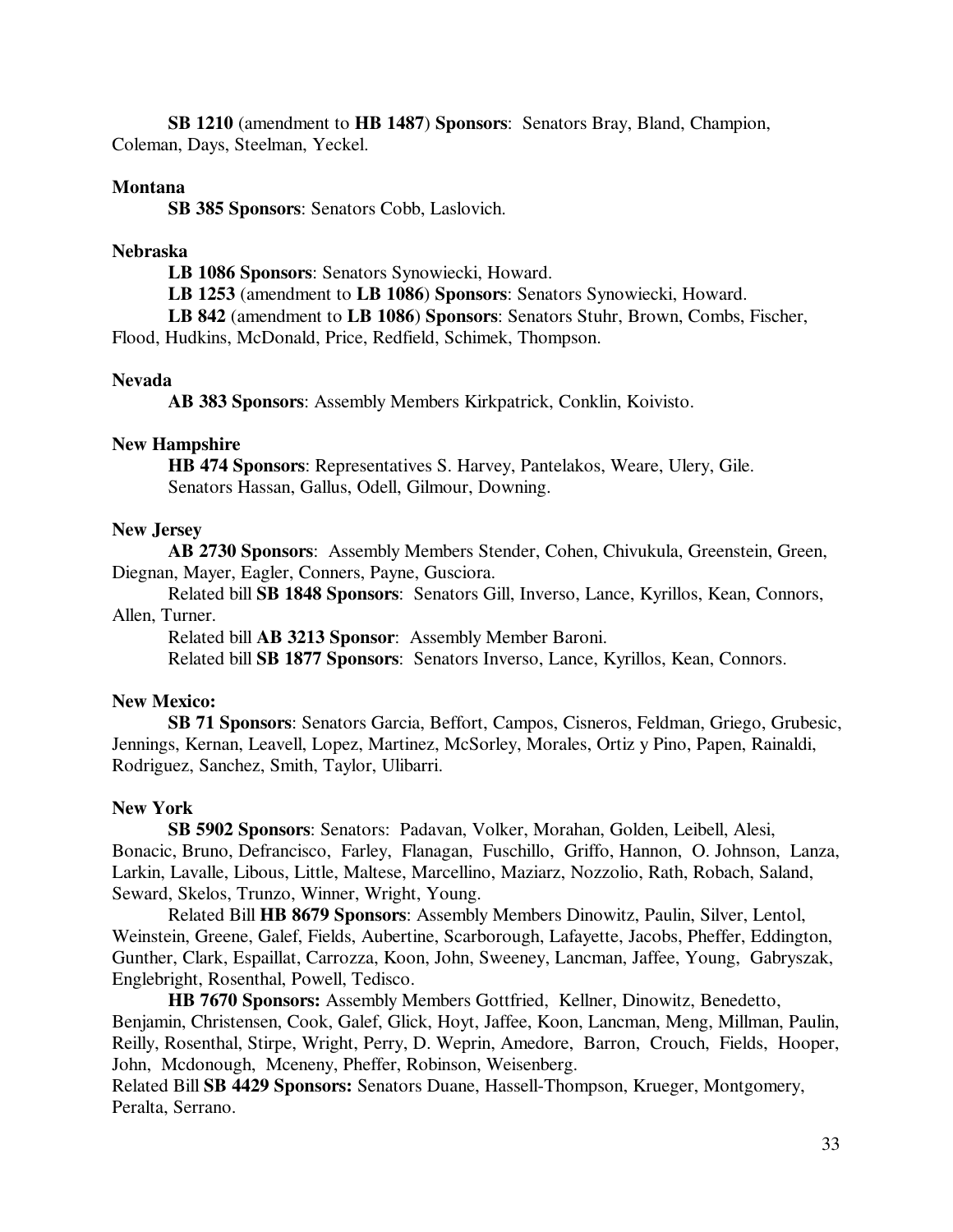**SB 1210** (amendment to **HB 1487**) **Sponsors**: Senators Bray, Bland, Champion, Coleman, Days, Steelman, Yeckel.

**Montana**

**SB 385 Sponsors**: Senators Cobb, Laslovich.

**Nebraska**

**LB 1086 Sponsors**: Senators Synowiecki, Howard.

**LB 1253** (amendment to **LB 1086**) **Sponsors**: Senators Synowiecki, Howard.

**LB 842** (amendment to **LB 1086**) **Sponsors**: Senators Stuhr, Brown, Combs, Fischer, Flood, Hudkins, McDonald, Price, Redfield, Schimek, Thompson.

**Nevada**

**AB 383 Sponsors**: Assembly Members Kirkpatrick, Conklin, Koivisto.

**New Hampshire**

**HB 474 Sponsors**: Representatives S. Harvey, Pantelakos, Weare, Ulery, Gile. Senators Hassan, Gallus, Odell, Gilmour, Downing.

**New Jersey**

**AB 2730 Sponsors**: Assembly Members Stender, Cohen, Chivukula, Greenstein, Green, Diegnan, Mayer, Eagler, Conners, Payne, Gusciora.

Related bill **SB 1848 Sponsors**: Senators Gill, Inverso, Lance, Kyrillos, Kean, Connors, Allen, Turner.

Related bill **AB 3213 Sponsor**: Assembly Member Baroni.

Related bill **SB 1877 Sponsors**: Senators Inverso, Lance, Kyrillos, Kean, Connors.

**New Mexico:**

**SB 71 Sponsors**: Senators Garcia, Beffort, Campos, Cisneros, Feldman, Griego, Grubesic, Jennings, Kernan, Leavell, Lopez, Martinez, McSorley, Morales, Ortiz y Pino, Papen, Rainaldi, Rodriguez, Sanchez, Smith, Taylor, Ulibarri.

**New York**

**SB 5902 Sponsors**: Senators: Padavan, Volker, Morahan, Golden, Leibell, Alesi, Bonacic, Bruno, Defrancisco, Farley, Flanagan, Fuschillo, Griffo, Hannon, O. Johnson, Lanza, Larkin, Lavalle, Libous, Little, Maltese, Marcellino, Maziarz, Nozzolio, Rath, Robach, Saland, Seward, Skelos, Trunzo, Winner, Wright, Young.

Related Bill **HB 8679 Sponsors**: Assembly Members Dinowitz, Paulin, Silver, Lentol, Weinstein, Greene, Galef, Fields, Aubertine, Scarborough, Lafayette, Jacobs, Pheffer, Eddington, Gunther, Clark, Espaillat, Carrozza, Koon, John, Sweeney, Lancman, Jaffee, Young, Gabryszak, Englebright, Rosenthal, Powell, Tedisco.

**HB 7670 Sponsors:** Assembly Members Gottfried, Kellner, Dinowitz, Benedetto, Benjamin, Christensen, Cook, Galef, Glick, Hoyt, Jaffee, Koon, Lancman, Meng, Millman, Paulin, Reilly, Rosenthal, Stirpe, Wright, Perry, D. Weprin, Amedore, Barron, Crouch, Fields, Hooper, John, Mcdonough, Mceneny, Pheffer, Robinson, Weisenberg.

Related Bill **SB 4429 Sponsors:** Senators Duane, Hassell-Thompson, Krueger, Montgomery, Peralta, Serrano.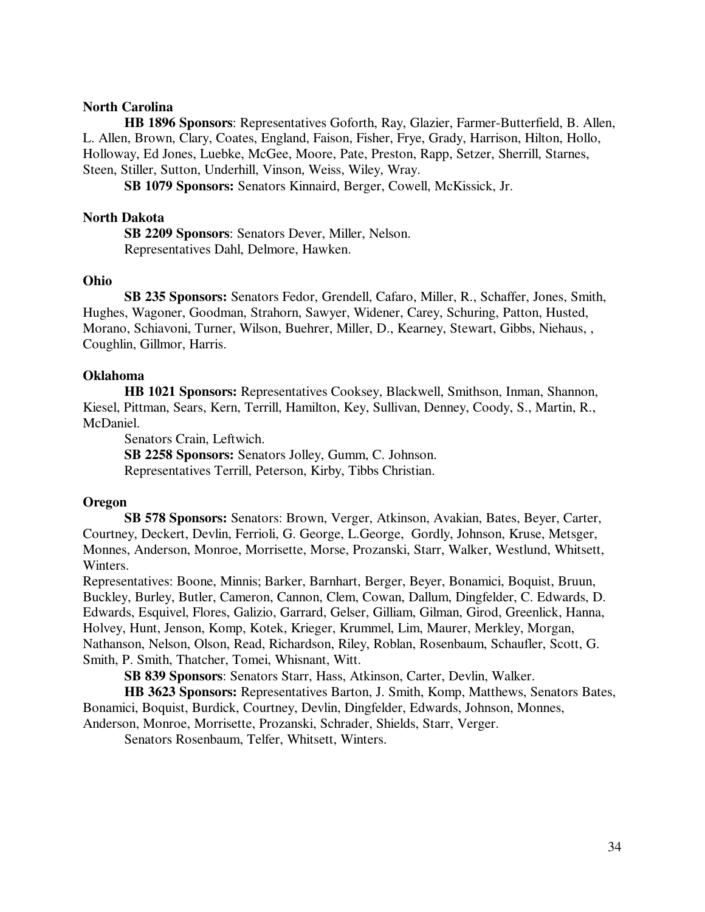**North Carolina**

**HB 1896 Sponsors**: Representatives Goforth, Ray, Glazier, Farmer-Butterfield, B. Allen, L. Allen, Brown, Clary, Coates, England, Faison, Fisher, Frye, Grady, Harrison, Hilton, Hollo, Holloway, Ed Jones, Luebke, McGee, Moore, Pate, Preston, Rapp, Setzer, Sherrill, Starnes, Steen, Stiller, Sutton, Underhill, Vinson, Weiss, Wiley, Wray.

**SB 1079 Sponsors:** Senators Kinnaird, Berger, Cowell, McKissick, Jr.

**North Dakota**

**SB 2209 Sponsors**: Senators Dever, Miller, Nelson.
Representatives Dahl, Delmore, Hawken.

**Ohio**

**SB 235 Sponsors:** Senators Fedor, Grendell, Cafaro, Miller, R., Schaffer, Jones, Smith, Hughes, Wagoner, Goodman, Strahorn, Sawyer, Widener, Carey, Schuring, Patton, Husted, Morano, Schiavoni, Turner, Wilson, Buehrer, Miller, D., Kearney, Stewart, Gibbs, Niehaus, , Coughlin, Gillmor, Harris.

**Oklahoma**

**HB 1021 Sponsors:** Representatives Cooksey, Blackwell, Smithson, Inman, Shannon, Kiesel, Pittman, Sears, Kern, Terrill, Hamilton, Key, Sullivan, Denney, Coody, S., Martin, R., McDaniel.
Senators Crain, Leftwich.

**SB 2258 Sponsors:** Senators Jolley, Gumm, C. Johnson.
Representatives Terrill, Peterson, Kirby, Tibbs Christian.

**Oregon**

**SB 578 Sponsors:** Senators: Brown, Verger, Atkinson, Avakian, Bates, Beyer, Carter, Courtney, Deckert, Devlin, Ferrioli, G. George, L.George, Gordly, Johnson, Kruse, Metsger, Monnes, Anderson, Monroe, Morrisette, Morse, Prozanski, Starr, Walker, Westlund, Whitsett, Winters.
Representatives: Boone, Minnis; Barker, Barnhart, Berger, Beyer, Bonamici, Boquist, Bruun, Buckley, Burley, Butler, Cameron, Cannon, Clem, Cowan, Dallum, Dingfelder, C. Edwards, D. Edwards, Esquivel, Flores, Galizio, Garrard, Gelser, Gilliam, Gilman, Girod, Greenlick, Hanna, Holvey, Hunt, Jenson, Komp, Kotek, Krieger, Krummel, Lim, Maurer, Merkley, Morgan, Nathanson, Nelson, Olson, Read, Richardson, Riley, Roblan, Rosenbaum, Schaufler, Scott, G. Smith, P. Smith, Thatcher, Tomei, Whisnant, Witt.

**SB 839 Sponsors**: Senators Starr, Hass, Atkinson, Carter, Devlin, Walker.

**HB 3623 Sponsors:** Representatives Barton, J. Smith, Komp, Matthews, Senators Bates, Bonamici, Boquist, Burdick, Courtney, Devlin, Dingfelder, Edwards, Johnson, Monnes, Anderson, Monroe, Morrisette, Prozanski, Schrader, Shields, Starr, Verger.
Senators Rosenbaum, Telfer, Whitsett, Winters.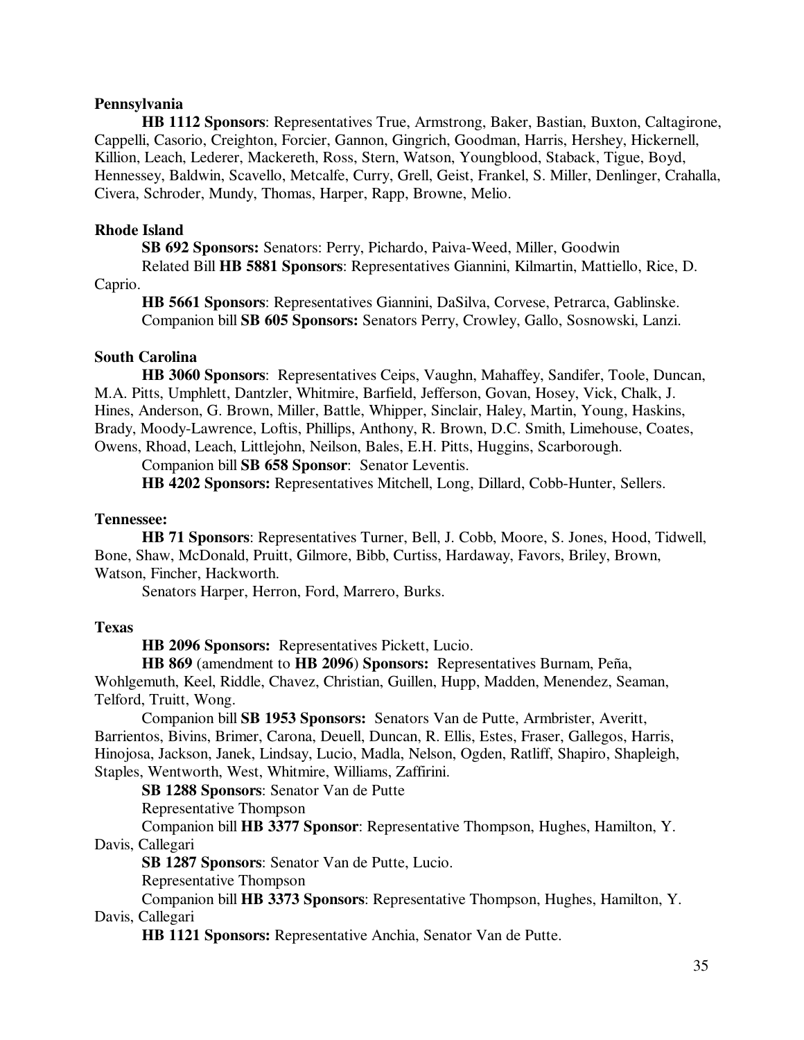**Pennsylvania**

**HB 1112 Sponsors**: Representatives True, Armstrong, Baker, Bastian, Buxton, Caltagirone, Cappelli, Casorio, Creighton, Forcier, Gannon, Gingrich, Goodman, Harris, Hershey, Hickernell, Killion, Leach, Lederer, Mackereth, Ross, Stern, Watson, Youngblood, Staback, Tigue, Boyd, Hennessey, Baldwin, Scavello, Metcalfe, Curry, Grell, Geist, Frankel, S. Miller, Denlinger, Crahalla, Civera, Schroder, Mundy, Thomas, Harper, Rapp, Browne, Melio.

**Rhode Island**

**SB 692 Sponsors:** Senators: Perry, Pichardo, Paiva-Weed, Miller, Goodwin

Related Bill **HB 5881 Sponsors**: Representatives Giannini, Kilmartin, Mattiello, Rice, D. Caprio.

**HB 5661 Sponsors**: Representatives Giannini, DaSilva, Corvese, Petrarca, Gablinske.

Companion bill **SB 605 Sponsors:** Senators Perry, Crowley, Gallo, Sosnowski, Lanzi.

**South Carolina**

**HB 3060 Sponsors**: Representatives Ceips, Vaughn, Mahaffey, Sandifer, Toole, Duncan, M.A. Pitts, Umphlett, Dantzler, Whitmire, Barfield, Jefferson, Govan, Hosey, Vick, Chalk, J. Hines, Anderson, G. Brown, Miller, Battle, Whipper, Sinclair, Haley, Martin, Young, Haskins, Brady, Moody-Lawrence, Loftis, Phillips, Anthony, R. Brown, D.C. Smith, Limehouse, Coates, Owens, Rhoad, Leach, Littlejohn, Neilson, Bales, E.H. Pitts, Huggins, Scarborough.

Companion bill **SB 658 Sponsor**: Senator Leventis.

**HB 4202 Sponsors:** Representatives Mitchell, Long, Dillard, Cobb-Hunter, Sellers.

**Tennessee:**

**HB 71 Sponsors**: Representatives Turner, Bell, J. Cobb, Moore, S. Jones, Hood, Tidwell, Bone, Shaw, McDonald, Pruitt, Gilmore, Bibb, Curtiss, Hardaway, Favors, Briley, Brown, Watson, Fincher, Hackworth.

Senators Harper, Herron, Ford, Marrero, Burks.

**Texas**

**HB 2096 Sponsors:** Representatives Pickett, Lucio.

**HB 869** (amendment to **HB 2096**) **Sponsors:** Representatives Burnam, Peña, Wohlgemuth, Keel, Riddle, Chavez, Christian, Guillen, Hupp, Madden, Menendez, Seaman, Telford, Truitt, Wong.

Companion bill **SB 1953 Sponsors:** Senators Van de Putte, Armbrister, Averitt, Barrientos, Bivins, Brimer, Carona, Deuell, Duncan, R. Ellis, Estes, Fraser, Gallegos, Harris, Hinojosa, Jackson, Janek, Lindsay, Lucio, Madla, Nelson, Ogden, Ratliff, Shapiro, Shapleigh, Staples, Wentworth, West, Whitmire, Williams, Zaffirini.

**SB 1288 Sponsors**: Senator Van de Putte

Representative Thompson

Companion bill **HB 3377 Sponsor**: Representative Thompson, Hughes, Hamilton, Y. Davis, Callegari

**SB 1287 Sponsors**: Senator Van de Putte, Lucio.

Representative Thompson

Companion bill **HB 3373 Sponsors**: Representative Thompson, Hughes, Hamilton, Y. Davis, Callegari

**HB 1121 Sponsors:** Representative Anchia, Senator Van de Putte.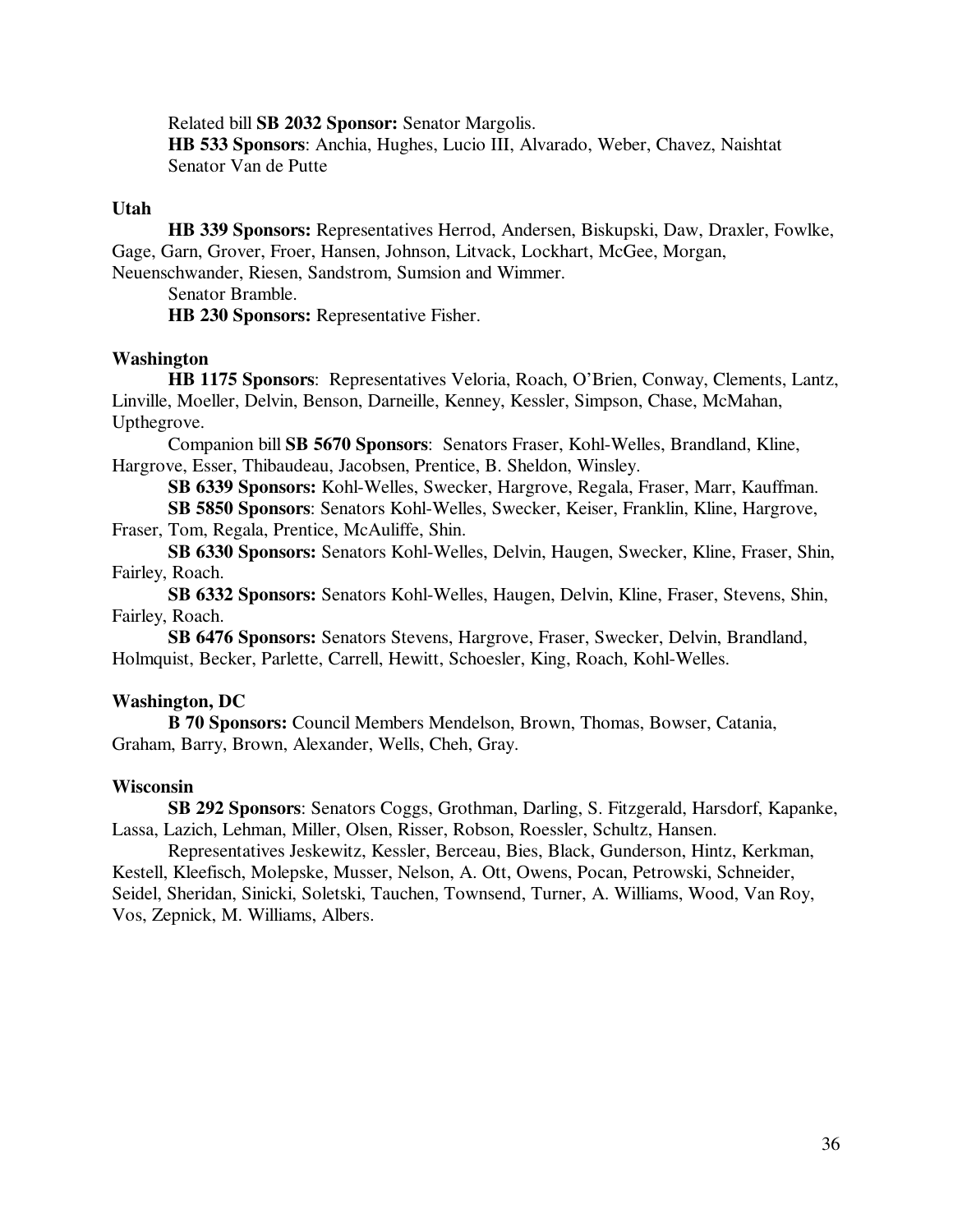Related bill **SB 2032 Sponsor:** Senator Margolis.

**HB 533 Sponsors**: Anchia, Hughes, Lucio III, Alvarado, Weber, Chavez, Naishtat Senator Van de Putte

**Utah**

**HB 339 Sponsors:** Representatives Herrod, Andersen, Biskupski, Daw, Draxler, Fowlke, Gage, Garn, Grover, Froer, Hansen, Johnson, Litvack, Lockhart, McGee, Morgan, Neuenschwander, Riesen, Sandstrom, Sumsion and Wimmer.

Senator Bramble.

**HB 230 Sponsors:** Representative Fisher.

**Washington**

**HB 1175 Sponsors**: Representatives Veloria, Roach, O'Brien, Conway, Clements, Lantz, Linville, Moeller, Delvin, Benson, Darneille, Kenney, Kessler, Simpson, Chase, McMahan, Upthegrove.

Companion bill **SB 5670 Sponsors**: Senators Fraser, Kohl-Welles, Brandland, Kline, Hargrove, Esser, Thibaudeau, Jacobsen, Prentice, B. Sheldon, Winsley.

**SB 6339 Sponsors:** Kohl-Welles, Swecker, Hargrove, Regala, Fraser, Marr, Kauffman.

**SB 5850 Sponsors**: Senators Kohl-Welles, Swecker, Keiser, Franklin, Kline, Hargrove, Fraser, Tom, Regala, Prentice, McAuliffe, Shin.

**SB 6330 Sponsors:** Senators Kohl-Welles, Delvin, Haugen, Swecker, Kline, Fraser, Shin, Fairley, Roach.

**SB 6332 Sponsors:** Senators Kohl-Welles, Haugen, Delvin, Kline, Fraser, Stevens, Shin, Fairley, Roach.

**SB 6476 Sponsors:** Senators Stevens, Hargrove, Fraser, Swecker, Delvin, Brandland, Holmquist, Becker, Parlette, Carrell, Hewitt, Schoesler, King, Roach, Kohl-Welles.

**Washington, DC**

**B 70 Sponsors:** Council Members Mendelson, Brown, Thomas, Bowser, Catania, Graham, Barry, Brown, Alexander, Wells, Cheh, Gray.

**Wisconsin**

**SB 292 Sponsors**: Senators Coggs, Grothman, Darling, S. Fitzgerald, Harsdorf, Kapanke, Lassa, Lazich, Lehman, Miller, Olsen, Risser, Robson, Roessler, Schultz, Hansen.

Representatives Jeskewitz, Kessler, Berceau, Bies, Black, Gunderson, Hintz, Kerkman, Kestell, Kleefisch, Molepske, Musser, Nelson, A. Ott, Owens, Pocan, Petrowski, Schneider, Seidel, Sheridan, Sinicki, Soletski, Tauchen, Townsend, Turner, A. Williams, Wood, Van Roy, Vos, Zepnick, M. Williams, Albers.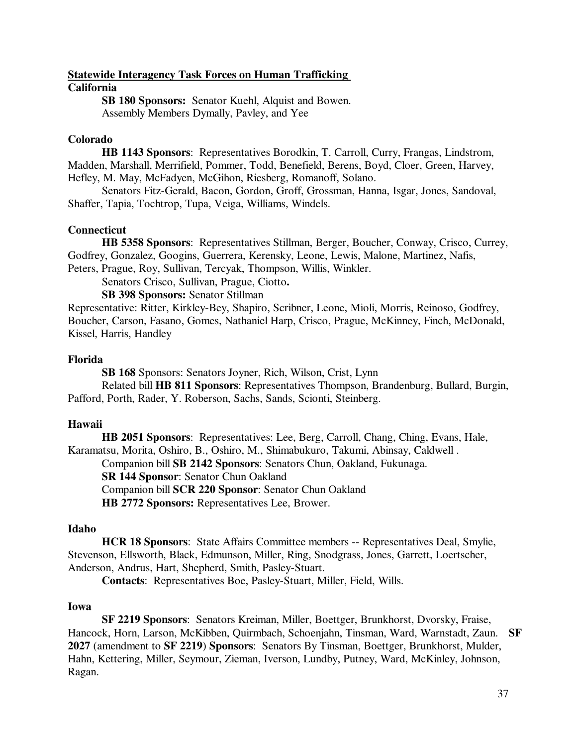**Statewide Interagency Task Forces on Human Trafficking**

**California**

**SB 180 Sponsors:** Senator Kuehl, Alquist and Bowen.
Assembly Members Dymally, Pavley, and Yee

**Colorado**

**HB 1143 Sponsors**: Representatives Borodkin, T. Carroll, Curry, Frangas, Lindstrom, Madden, Marshall, Merrifield, Pommer, Todd, Benefield, Berens, Boyd, Cloer, Green, Harvey, Hefley, M. May, McFadyen, McGihon, Riesberg, Romanoff, Solano.

Senators Fitz-Gerald, Bacon, Gordon, Groff, Grossman, Hanna, Isgar, Jones, Sandoval, Shaffer, Tapia, Tochtrop, Tupa, Veiga, Williams, Windels.

**Connecticut**

**HB 5358 Sponsors**: Representatives Stillman, Berger, Boucher, Conway, Crisco, Currey, Godfrey, Gonzalez, Googins, Guerrera, Kerensky, Leone, Lewis, Malone, Martinez, Nafis, Peters, Prague, Roy, Sullivan, Tercyak, Thompson, Willis, Winkler.

Senators Crisco, Sullivan, Prague, Ciotto**.**

**SB 398 Sponsors:** Senator Stillman

Representative: Ritter, Kirkley-Bey, Shapiro, Scribner, Leone, Mioli, Morris, Reinoso, Godfrey, Boucher, Carson, Fasano, Gomes, Nathaniel Harp, Crisco, Prague, McKinney, Finch, McDonald, Kissel, Harris, Handley

**Florida**

**SB 168** Sponsors: Senators Joyner, Rich, Wilson, Crist, Lynn

Related bill **HB 811 Sponsors**: Representatives Thompson, Brandenburg, Bullard, Burgin, Pafford, Porth, Rader, Y. Roberson, Sachs, Sands, Scionti, Steinberg.

**Hawaii**

**HB 2051 Sponsors**: Representatives: Lee, Berg, Carroll, Chang, Ching, Evans, Hale, Karamatsu, Morita, Oshiro, B., Oshiro, M., Shimabukuro, Takumi, Abinsay, Caldwell .

Companion bill **SB 2142 Sponsors**: Senators Chun, Oakland, Fukunaga.

**SR 144 Sponsor**: Senator Chun Oakland

Companion bill **SCR 220 Sponsor**: Senator Chun Oakland

**HB 2772 Sponsors:** Representatives Lee, Brower.

**Idaho**

**HCR 18 Sponsors**: State Affairs Committee members -- Representatives Deal, Smylie, Stevenson, Ellsworth, Black, Edmunson, Miller, Ring, Snodgrass, Jones, Garrett, Loertscher, Anderson, Andrus, Hart, Shepherd, Smith, Pasley-Stuart.

**Contacts**: Representatives Boe, Pasley-Stuart, Miller, Field, Wills.

**Iowa**

**SF 2219 Sponsors**: Senators Kreiman, Miller, Boettger, Brunkhorst, Dvorsky, Fraise, Hancock, Horn, Larson, McKibben, Quirmbach, Schoenjahn, Tinsman, Ward, Warnstadt, Zaun. **SF 2027** (amendment to **SF 2219**) **Sponsors**: Senators By Tinsman, Boettger, Brunkhorst, Mulder, Hahn, Kettering, Miller, Seymour, Zieman, Iverson, Lundby, Putney, Ward, McKinley, Johnson, Ragan.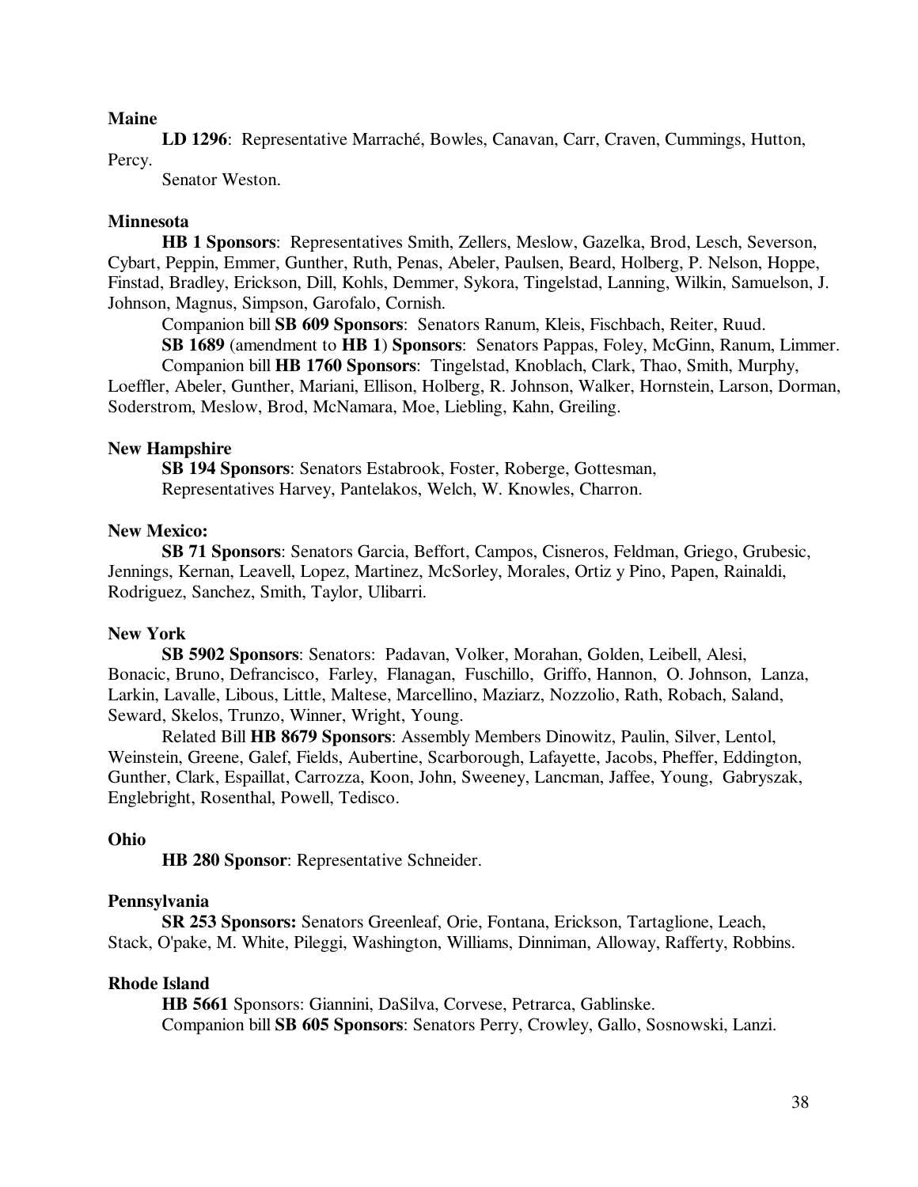**Maine**

**LD 1296**: Representative Marraché, Bowles, Canavan, Carr, Craven, Cummings, Hutton, Percy.

Senator Weston.

**Minnesota**

**HB 1 Sponsors**: Representatives Smith, Zellers, Meslow, Gazelka, Brod, Lesch, Severson, Cybart, Peppin, Emmer, Gunther, Ruth, Penas, Abeler, Paulsen, Beard, Holberg, P. Nelson, Hoppe, Finstad, Bradley, Erickson, Dill, Kohls, Demmer, Sykora, Tingelstad, Lanning, Wilkin, Samuelson, J. Johnson, Magnus, Simpson, Garofalo, Cornish.

Companion bill **SB 609 Sponsors**: Senators Ranum, Kleis, Fischbach, Reiter, Ruud.

**SB 1689** (amendment to **HB 1**) **Sponsors**: Senators Pappas, Foley, McGinn, Ranum, Limmer.

Companion bill **HB 1760 Sponsors**: Tingelstad, Knoblach, Clark, Thao, Smith, Murphy, Loeffler, Abeler, Gunther, Mariani, Ellison, Holberg, R. Johnson, Walker, Hornstein, Larson, Dorman, Soderstrom, Meslow, Brod, McNamara, Moe, Liebling, Kahn, Greiling.

**New Hampshire**

**SB 194 Sponsors**: Senators Estabrook, Foster, Roberge, Gottesman,
Representatives Harvey, Pantelakos, Welch, W. Knowles, Charron.

**New Mexico:**

**SB 71 Sponsors**: Senators Garcia, Beffort, Campos, Cisneros, Feldman, Griego, Grubesic, Jennings, Kernan, Leavell, Lopez, Martinez, McSorley, Morales, Ortiz y Pino, Papen, Rainaldi, Rodriguez, Sanchez, Smith, Taylor, Ulibarri.

**New York**

**SB 5902 Sponsors**: Senators: Padavan, Volker, Morahan, Golden, Leibell, Alesi, Bonacic, Bruno, Defrancisco, Farley, Flanagan, Fuschillo, Griffo, Hannon, O. Johnson, Lanza, Larkin, Lavalle, Libous, Little, Maltese, Marcellino, Maziarz, Nozzolio, Rath, Robach, Saland, Seward, Skelos, Trunzo, Winner, Wright, Young.

Related Bill **HB 8679 Sponsors**: Assembly Members Dinowitz, Paulin, Silver, Lentol, Weinstein, Greene, Galef, Fields, Aubertine, Scarborough, Lafayette, Jacobs, Pheffer, Eddington, Gunther, Clark, Espaillat, Carrozza, Koon, John, Sweeney, Lancman, Jaffee, Young, Gabryszak, Englebright, Rosenthal, Powell, Tedisco.

**Ohio**

**HB 280 Sponsor**: Representative Schneider.

**Pennsylvania**

**SR 253 Sponsors:** Senators Greenleaf, Orie, Fontana, Erickson, Tartaglione, Leach, Stack, O'pake, M. White, Pileggi, Washington, Williams, Dinniman, Alloway, Rafferty, Robbins.

**Rhode Island**

**HB 5661** Sponsors: Giannini, DaSilva, Corvese, Petrarca, Gablinske.

Companion bill **SB 605 Sponsors**: Senators Perry, Crowley, Gallo, Sosnowski, Lanzi.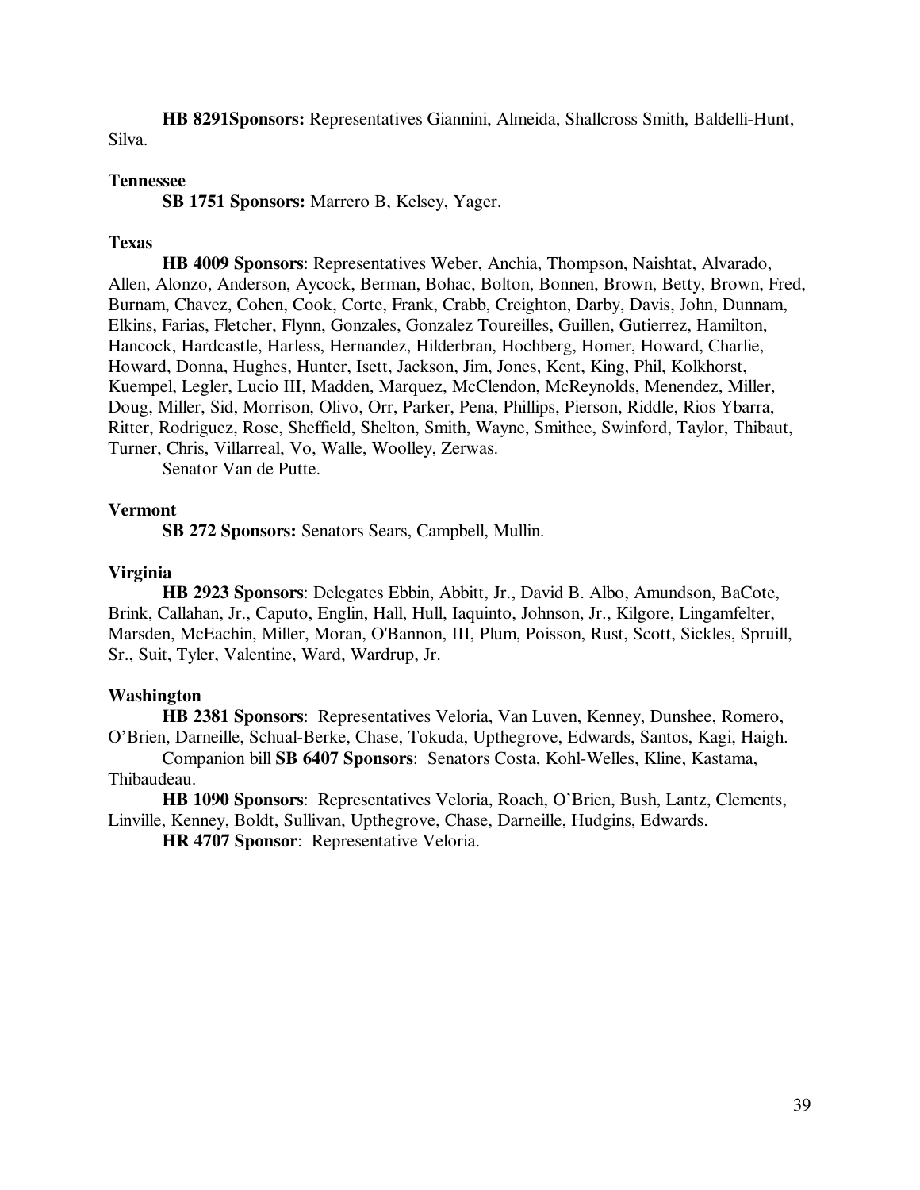**HB 8291Sponsors:** Representatives Giannini, Almeida, Shallcross Smith, Baldelli-Hunt, Silva.

**Tennessee**

**SB 1751 Sponsors:** Marrero B, Kelsey, Yager.

**Texas**

**HB 4009 Sponsors**: Representatives Weber, Anchia, Thompson, Naishtat, Alvarado, Allen, Alonzo, Anderson, Aycock, Berman, Bohac, Bolton, Bonnen, Brown, Betty, Brown, Fred, Burnam, Chavez, Cohen, Cook, Corte, Frank, Crabb, Creighton, Darby, Davis, John, Dunnam, Elkins, Farias, Fletcher, Flynn, Gonzales, Gonzalez Toureilles, Guillen, Gutierrez, Hamilton, Hancock, Hardcastle, Harless, Hernandez, Hilderbran, Hochberg, Homer, Howard, Charlie, Howard, Donna, Hughes, Hunter, Isett, Jackson, Jim, Jones, Kent, King, Phil, Kolkhorst, Kuempel, Legler, Lucio III, Madden, Marquez, McClendon, McReynolds, Menendez, Miller, Doug, Miller, Sid, Morrison, Olivo, Orr, Parker, Pena, Phillips, Pierson, Riddle, Rios Ybarra, Ritter, Rodriguez, Rose, Sheffield, Shelton, Smith, Wayne, Smithee, Swinford, Taylor, Thibaut, Turner, Chris, Villarreal, Vo, Walle, Woolley, Zerwas.

Senator Van de Putte.

**Vermont**

**SB 272 Sponsors:** Senators Sears, Campbell, Mullin.

**Virginia**

**HB 2923 Sponsors**: Delegates Ebbin, Abbitt, Jr., David B. Albo, Amundson, BaCote, Brink, Callahan, Jr., Caputo, Englin, Hall, Hull, Iaquinto, Johnson, Jr., Kilgore, Lingamfelter, Marsden, McEachin, Miller, Moran, O'Bannon, III, Plum, Poisson, Rust, Scott, Sickles, Spruill, Sr., Suit, Tyler, Valentine, Ward, Wardrup, Jr.

**Washington**

**HB 2381 Sponsors**: Representatives Veloria, Van Luven, Kenney, Dunshee, Romero, O'Brien, Darneille, Schual-Berke, Chase, Tokuda, Upthegrove, Edwards, Santos, Kagi, Haigh.

Companion bill **SB 6407 Sponsors**: Senators Costa, Kohl-Welles, Kline, Kastama, Thibaudeau.

**HB 1090 Sponsors**: Representatives Veloria, Roach, O'Brien, Bush, Lantz, Clements, Linville, Kenney, Boldt, Sullivan, Upthegrove, Chase, Darneille, Hudgins, Edwards.

**HR 4707 Sponsor**: Representative Veloria.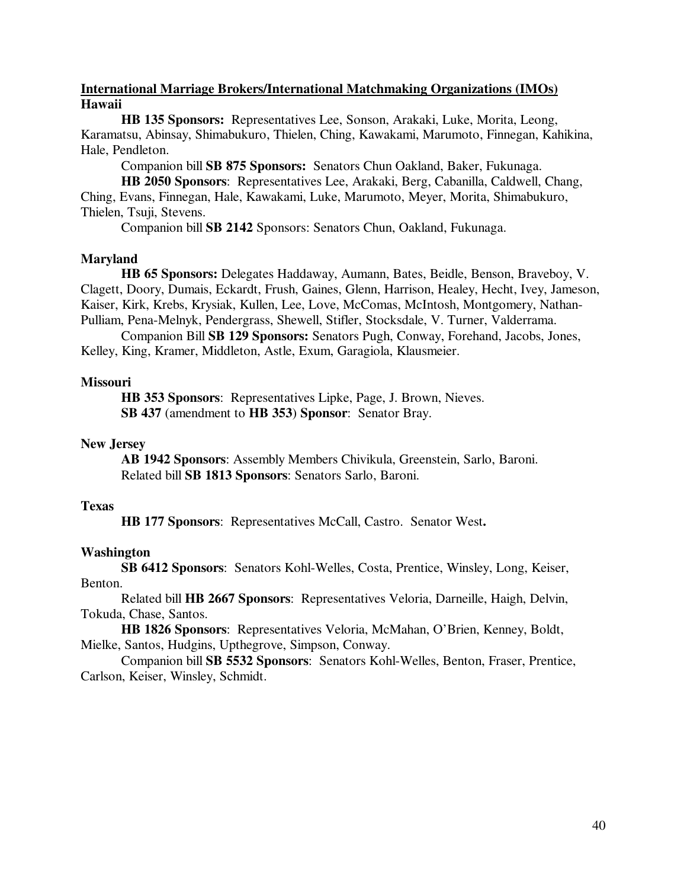**International Marriage Brokers/International Matchmaking Organizations (IMOs)**

**Hawaii**

**HB 135 Sponsors:** Representatives Lee, Sonson, Arakaki, Luke, Morita, Leong, Karamatsu, Abinsay, Shimabukuro, Thielen, Ching, Kawakami, Marumoto, Finnegan, Kahikina, Hale, Pendleton.

Companion bill **SB 875 Sponsors:** Senators Chun Oakland, Baker, Fukunaga.

**HB 2050 Sponsors**: Representatives Lee, Arakaki, Berg, Cabanilla, Caldwell, Chang, Ching, Evans, Finnegan, Hale, Kawakami, Luke, Marumoto, Meyer, Morita, Shimabukuro, Thielen, Tsuji, Stevens.

Companion bill **SB 2142** Sponsors: Senators Chun, Oakland, Fukunaga.

**Maryland**

**HB 65 Sponsors:** Delegates Haddaway, Aumann, Bates, Beidle, Benson, Braveboy, V. Clagett, Doory, Dumais, Eckardt, Frush, Gaines, Glenn, Harrison, Healey, Hecht, Ivey, Jameson, Kaiser, Kirk, Krebs, Krysiak, Kullen, Lee, Love, McComas, McIntosh, Montgomery, Nathan-Pulliam, Pena-Melnyk, Pendergrass, Shewell, Stifler, Stocksdale, V. Turner, Valderrama.

Companion Bill **SB 129 Sponsors:** Senators Pugh, Conway, Forehand, Jacobs, Jones, Kelley, King, Kramer, Middleton, Astle, Exum, Garagiola, Klausmeier.

**Missouri**

**HB 353 Sponsors**: Representatives Lipke, Page, J. Brown, Nieves.

**SB 437** (amendment to **HB 353**) **Sponsor**: Senator Bray.

**New Jersey**

**AB 1942 Sponsors**: Assembly Members Chivikula, Greenstein, Sarlo, Baroni.

Related bill **SB 1813 Sponsors**: Senators Sarlo, Baroni.

**Texas**

**HB 177 Sponsors**: Representatives McCall, Castro. Senator West**.**

**Washington**

**SB 6412 Sponsors**: Senators Kohl-Welles, Costa, Prentice, Winsley, Long, Keiser, Benton.

Related bill **HB 2667 Sponsors**: Representatives Veloria, Darneille, Haigh, Delvin, Tokuda, Chase, Santos.

**HB 1826 Sponsors**: Representatives Veloria, McMahan, O'Brien, Kenney, Boldt, Mielke, Santos, Hudgins, Upthegrove, Simpson, Conway.

Companion bill **SB 5532 Sponsors**: Senators Kohl-Welles, Benton, Fraser, Prentice, Carlson, Keiser, Winsley, Schmidt.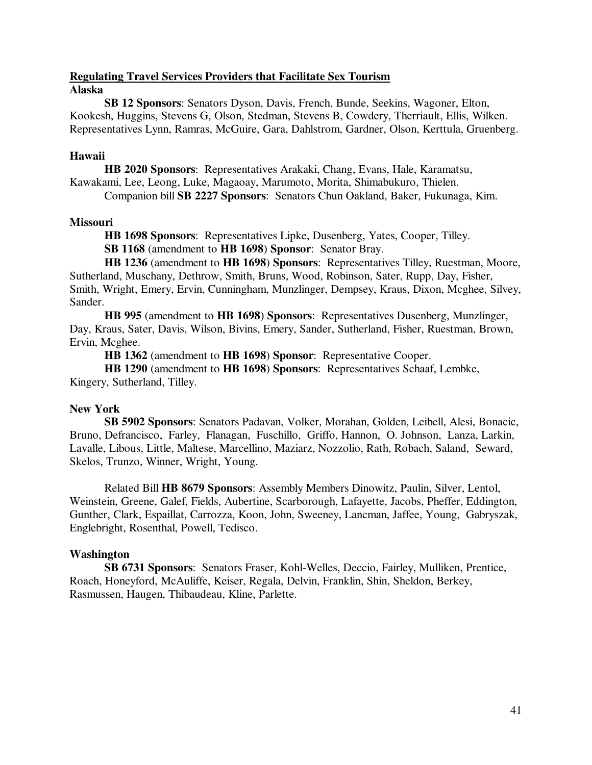**Regulating Travel Services Providers that Facilitate Sex Tourism**

**Alaska**

**SB 12 Sponsors**: Senators Dyson, Davis, French, Bunde, Seekins, Wagoner, Elton, Kookesh, Huggins, Stevens G, Olson, Stedman, Stevens B, Cowdery, Therriault, Ellis, Wilken. Representatives Lynn, Ramras, McGuire, Gara, Dahlstrom, Gardner, Olson, Kerttula, Gruenberg.

**Hawaii**

**HB 2020 Sponsors**: Representatives Arakaki, Chang, Evans, Hale, Karamatsu, Kawakami, Lee, Leong, Luke, Magaoay, Marumoto, Morita, Shimabukuro, Thielen.

Companion bill **SB 2227 Sponsors**: Senators Chun Oakland, Baker, Fukunaga, Kim.

**Missouri**

**HB 1698 Sponsors**: Representatives Lipke, Dusenberg, Yates, Cooper, Tilley.

**SB 1168** (amendment to **HB 1698**) **Sponsor**: Senator Bray.

**HB 1236** (amendment to **HB 1698**) **Sponsors**: Representatives Tilley, Ruestman, Moore, Sutherland, Muschany, Dethrow, Smith, Bruns, Wood, Robinson, Sater, Rupp, Day, Fisher, Smith, Wright, Emery, Ervin, Cunningham, Munzlinger, Dempsey, Kraus, Dixon, Mcghee, Silvey, Sander.

**HB 995** (amendment to **HB 1698**) **Sponsors**: Representatives Dusenberg, Munzlinger, Day, Kraus, Sater, Davis, Wilson, Bivins, Emery, Sander, Sutherland, Fisher, Ruestman, Brown, Ervin, Mcghee.

**HB 1362** (amendment to **HB 1698**) **Sponsor**: Representative Cooper.

**HB 1290** (amendment to **HB 1698**) **Sponsors**: Representatives Schaaf, Lembke, Kingery, Sutherland, Tilley.

**New York**

**SB 5902 Sponsors**: Senators Padavan, Volker, Morahan, Golden, Leibell, Alesi, Bonacic, Bruno, Defrancisco, Farley, Flanagan, Fuschillo, Griffo, Hannon, O. Johnson, Lanza, Larkin, Lavalle, Libous, Little, Maltese, Marcellino, Maziarz, Nozzolio, Rath, Robach, Saland, Seward, Skelos, Trunzo, Winner, Wright, Young.

Related Bill **HB 8679 Sponsors**: Assembly Members Dinowitz, Paulin, Silver, Lentol, Weinstein, Greene, Galef, Fields, Aubertine, Scarborough, Lafayette, Jacobs, Pheffer, Eddington, Gunther, Clark, Espaillat, Carrozza, Koon, John, Sweeney, Lancman, Jaffee, Young, Gabryszak, Englebright, Rosenthal, Powell, Tedisco.

**Washington**

**SB 6731 Sponsors**: Senators Fraser, Kohl-Welles, Deccio, Fairley, Mulliken, Prentice, Roach, Honeyford, McAuliffe, Keiser, Regala, Delvin, Franklin, Shin, Sheldon, Berkey, Rasmussen, Haugen, Thibaudeau, Kline, Parlette.